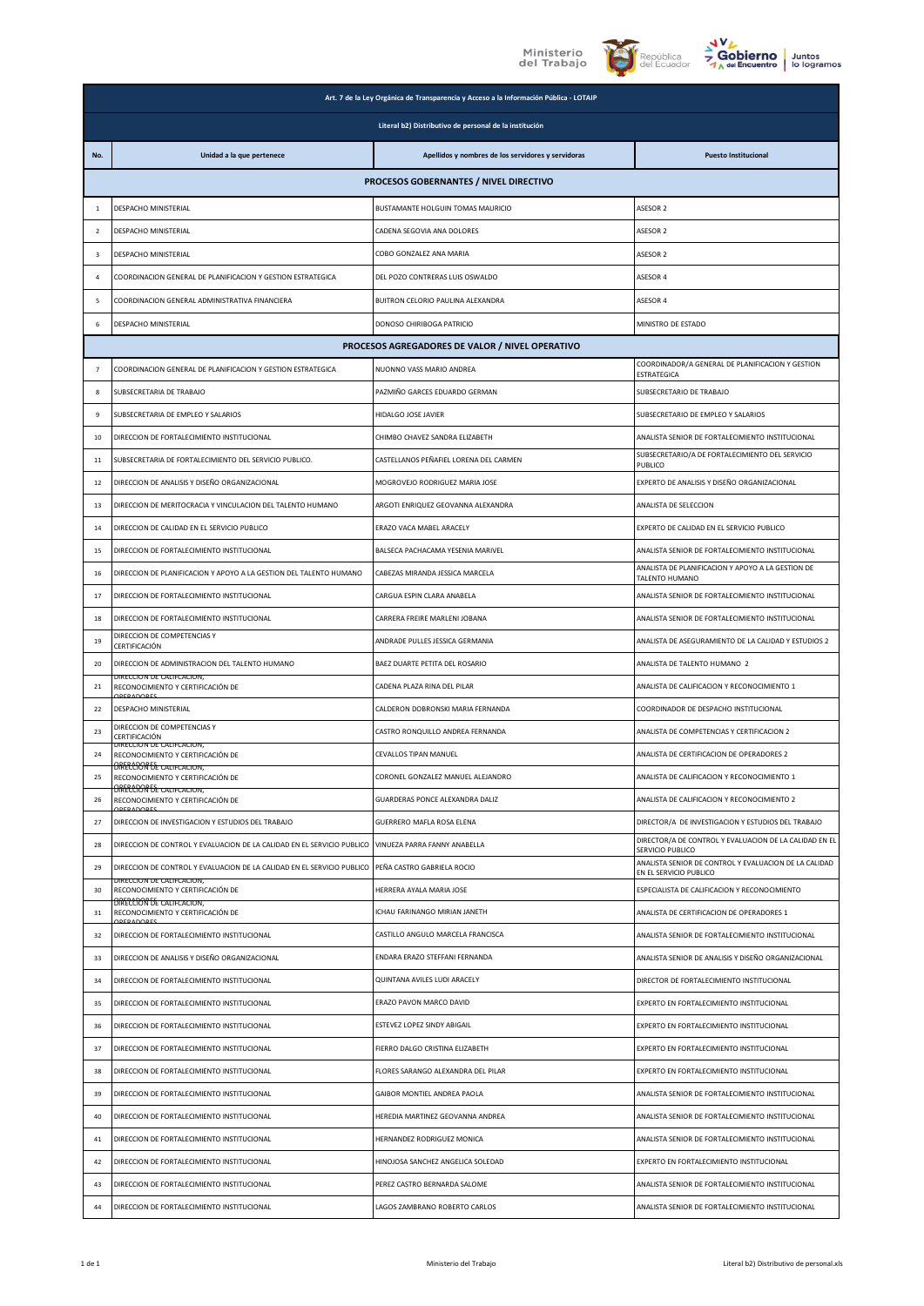| Art. 7 de la Ley Orgánica de Transparencia y Acceso a la Información Pública - LOTAIP | | | |
|---|---|---|---|
| Literal b2) Distributivo de personal de la institución | | | |
| No. | Unidad a la que pertenece | Apellidos y nombres de los servidores y servidoras | Puesto Institucional |
| PROCESOS GOBERNANTES / NIVEL DIRECTIVO | | | |
| 1 | DESPACHO MINISTERIAL | BUSTAMANTE HOLGUIN TOMAS MAURICIO | ASESOR 2 |
| 2 | DESPACHO MINISTERIAL | CADENA SEGOVIA ANA DOLORES | ASESOR 2 |
| 3 | DESPACHO MINISTERIAL | COBO GONZALEZ ANA MARIA | ASESOR 2 |
| 4 | COORDINACION GENERAL DE PLANIFICACION Y GESTION ESTRATEGICA | DEL POZO CONTRERAS LUIS OSWALDO | ASESOR 4 |
| 5 | COORDINACION GENERAL ADMINISTRATIVA FINANCIERA | BUITRON CELORIO PAULINA ALEXANDRA | ASESOR 4 |
| 6 | DESPACHO MINISTERIAL | DONOSO CHIRIBOGA PATRICIO | MINISTRO DE ESTADO |
| PROCESOS AGREGADORES DE VALOR / NIVEL OPERATIVO | | | |
| 7 | COORDINACION GENERAL DE PLANIFICACION Y GESTION ESTRATEGICA | NUONNO VASS MARIO ANDREA | COORDINADOR/A GENERAL DE PLANIFICACION Y GESTION ESTRATEGICA |
| 8 | SUBSECRETARIA DE TRABAJO | PAZMIÑO GARCES EDUARDO GERMAN | SUBSECRETARIO DE TRABAJO |
| 9 | SUBSECRETARIA DE EMPLEO Y SALARIOS | HIDALGO JOSE JAVIER | SUBSECRETARIO DE EMPLEO Y SALARIOS |
| 10 | DIRECCION DE FORTALECIMIENTO INSTITUCIONAL | CHIMBO CHAVEZ SANDRA ELIZABETH | ANALISTA SENIOR DE FORTALECIMIENTO INSTITUCIONAL |
| 11 | SUBSECRETARIA DE FORTALECIMIENTO DEL SERVICIO PUBLICO. | CASTELLANOS PEÑAFIEL LORENA DEL CARMEN | SUBSECRETARIO/A DE FORTALECIMIENTO DEL SERVICIO PUBLICO |
| 12 | DIRECCION DE ANALISIS Y DISEÑO ORGANIZACIONAL | MOGROVEJO RODRIGUEZ MARIA JOSE | EXPERTO DE ANALISIS Y DISEÑO ORGANIZACIONAL |
| 13 | DIRECCION DE MERITOCRACIA Y VINCULACION DEL TALENTO HUMANO | ARGOTI ENRIQUEZ GEOVANNA ALEXANDRA | ANALISTA DE SELECCION |
| 14 | DIRECCION DE CALIDAD EN EL SERVICIO PUBLICO | ERAZO VACA MABEL ARACELY | EXPERTO DE CALIDAD EN EL SERVICIO PUBLICO |
| 15 | DIRECCION DE FORTALECIMIENTO INSTITUCIONAL | BALSECA PACHACAMA YESENIA MARIVEL | ANALISTA SENIOR DE FORTALECIMIENTO INSTITUCIONAL |
| 16 | DIRECCION DE PLANIFICACION Y APOYO A LA GESTION DEL TALENTO HUMANO | CABEZAS MIRANDA JESSICA MARCELA | ANALISTA DE PLANIFICACION Y APOYO A LA GESTION DE TALENTO HUMANO |
| 17 | DIRECCION DE FORTALECIMIENTO INSTITUCIONAL | CARGUA ESPIN CLARA ANABELA | ANALISTA SENIOR DE FORTALECIMIENTO INSTITUCIONAL |
| 18 | DIRECCION DE FORTALECIMIENTO INSTITUCIONAL | CARRERA FREIRE MARLENI JOBANA | ANALISTA SENIOR DE FORTALECIMIENTO INSTITUCIONAL |
| 19 | DIRECCION DE COMPETENCIAS Y CERTIFICACIÓN | ANDRADE PULLES JESSICA GERMANIA | ANALISTA DE ASEGURAMIENTO DE LA CALIDAD Y ESTUDIOS 2 |
| 20 | DIRECCION DE ADMINISTRACION DEL TALENTO HUMANO | BAEZ DUARTE PETITA DEL ROSARIO | ANALISTA DE TALENTO HUMANO 2 |
| 21 | DIRECCION DE CALIFICACION, RECONOCIMIENTO Y CERTIFICACIÓN DE OPERADORES | CADENA PLAZA RINA DEL PILAR | ANALISTA DE CALIFICACION Y RECONOCIMIENTO 1 |
| 22 | DESPACHO MINISTERIAL | CALDERON DOBRONSKI MARIA FERNANDA | COORDINADOR DE DESPACHO INSTITUCIONAL |
| 23 | DIRECCION DE COMPETENCIAS Y CERTIFICACIÓN | CASTRO RONQUILLO ANDREA FERNANDA | ANALISTA DE COMPETENCIAS Y CERTIFICACION 2 |
| 24 | DIRECCION DE CALIFICACION, RECONOCIMIENTO Y CERTIFICACIÓN DE OPERADORES | CEVALLOS TIPAN MANUEL | ANALISTA DE CERTIFICACION DE OPERADORES 2 |
| 25 | DIRECCION DE CALIFICACION, RECONOCIMIENTO Y CERTIFICACIÓN DE OPERADORES | CORONEL GONZALEZ MANUEL ALEJANDRO | ANALISTA DE CALIFICACION Y RECONOCIMIENTO 1 |
| 26 | DIRECCION DE CALIFICACION, RECONOCIMIENTO Y CERTIFICACIÓN DE OPERADORES | GUARDERAS PONCE ALEXANDRA DALIZ | ANALISTA DE CALIFICACION Y RECONOCIMIENTO 2 |
| 27 | DIRECCION DE INVESTIGACION Y ESTUDIOS DEL TRABAJO | GUERRERO MAFLA ROSA ELENA | DIRECTOR/A DE INVESTIGACION Y ESTUDIOS DEL TRABAJO |
| 28 | DIRECCION DE CONTROL Y EVALUACION DE LA CALIDAD EN EL SERVICIO PUBLICO | VINUEZA PARRA FANNY ANABELLA | DIRECTOR/A DE CONTROL Y EVALUACION DE LA CALIDAD EN EL SERVICIO PUBLICO |
| 29 | DIRECCION DE CONTROL Y EVALUACION DE LA CALIDAD EN EL SERVICIO PUBLICO | PEÑA CASTRO GABRIELA ROCIO | ANALISTA SENIOR DE CONTROL Y EVALUACION DE LA CALIDAD EN EL SERVICIO PUBLICO |
| 30 | DIRECCION DE CALIFICACION, RECONOCIMIENTO Y CERTIFICACIÓN DE OPERADORES | HERRERA AYALA MARIA JOSE | ESPECIALISTA DE CALIFICACION Y RECONOCIMIENTO |
| 31 | DIRECCION DE CALIFICACION, RECONOCIMIENTO Y CERTIFICACIÓN DE OPERADORES | ICHAU FARINANGO MIRIAN JANETH | ANALISTA DE CERTIFICACION DE OPERADORES 1 |
| 32 | DIRECCION DE FORTALECIMIENTO INSTITUCIONAL | CASTILLO ANGULO MARCELA FRANCISCA | ANALISTA SENIOR DE FORTALECIMIENTO INSTITUCIONAL |
| 33 | DIRECCION DE ANALISIS Y DISEÑO ORGANIZACIONAL | ENDARA ERAZO STEFFANI FERNANDA | ANALISTA SENIOR DE ANALISIS Y DISEÑO ORGANIZACIONAL |
| 34 | DIRECCION DE FORTALECIMIENTO INSTITUCIONAL | QUINTANA AVILES LUDI ARACELY | DIRECTOR DE FORTALECIMIENTO INSTITUCIONAL |
| 35 | DIRECCION DE FORTALECIMIENTO INSTITUCIONAL | ERAZO PAVON MARCO DAVID | EXPERTO EN FORTALECIMIENTO INSTITUCIONAL |
| 36 | DIRECCION DE FORTALECIMIENTO INSTITUCIONAL | ESTEVEZ LOPEZ SINDY ABIGAIL | EXPERTO EN FORTALECIMIENTO INSTITUCIONAL |
| 37 | DIRECCION DE FORTALECIMIENTO INSTITUCIONAL | FIERRO DALGO CRISTINA ELIZABETH | EXPERTO EN FORTALECIMIENTO INSTITUCIONAL |
| 38 | DIRECCION DE FORTALECIMIENTO INSTITUCIONAL | FLORES SARANGO ALEXANDRA DEL PILAR | EXPERTO EN FORTALECIMIENTO INSTITUCIONAL |
| 39 | DIRECCION DE FORTALECIMIENTO INSTITUCIONAL | GAIBOR MONTIEL ANDREA PAOLA | ANALISTA SENIOR DE FORTALECIMIENTO INSTITUCIONAL |
| 40 | DIRECCION DE FORTALECIMIENTO INSTITUCIONAL | HEREDIA MARTINEZ GEOVANNA ANDREA | ANALISTA SENIOR DE FORTALECIMIENTO INSTITUCIONAL |
| 41 | DIRECCION DE FORTALECIMIENTO INSTITUCIONAL | HERNANDEZ RODRIGUEZ MONICA | ANALISTA SENIOR DE FORTALECIMIENTO INSTITUCIONAL |
| 42 | DIRECCION DE FORTALECIMIENTO INSTITUCIONAL | HINOJOSA SANCHEZ ANGELICA SOLEDAD | EXPERTO EN FORTALECIMIENTO INSTITUCIONAL |
| 43 | DIRECCION DE FORTALECIMIENTO INSTITUCIONAL | PEREZ CASTRO BERNARDA SALOME | ANALISTA SENIOR DE FORTALECIMIENTO INSTITUCIONAL |
| 44 | DIRECCION DE FORTALECIMIENTO INSTITUCIONAL | LAGOS ZAMBRANO ROBERTO CARLOS | ANALISTA SENIOR DE FORTALECIMIENTO INSTITUCIONAL |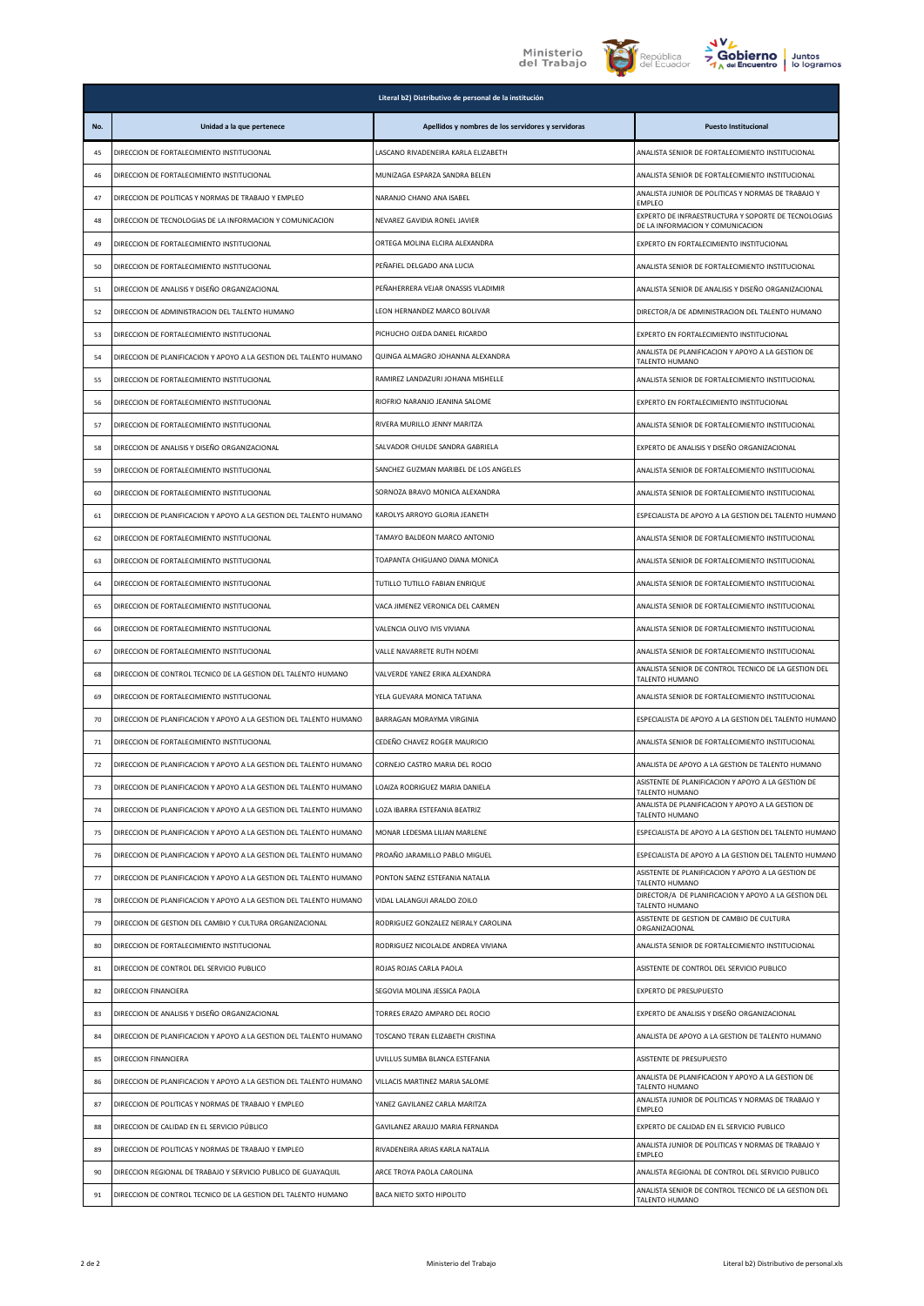| Literal b2) Distributivo de personal de la institución | | | |
|---|---|---|---|
| **No.** | **Unidad a la que pertenece** | **Apellidos y nombres de los servidores y servidoras** | **Puesto Institucional** |
| 45 | DIRECCION DE FORTALECIMIENTO INSTITUCIONAL | LASCANO RIVADENEIRA KARLA ELIZABETH | ANALISTA SENIOR DE FORTALECIMIENTO INSTITUCIONAL |
| 46 | DIRECCION DE FORTALECIMIENTO INSTITUCIONAL | MUNIZAGA ESPARZA SANDRA BELEN | ANALISTA SENIOR DE FORTALECIMIENTO INSTITUCIONAL |
| 47 | DIRECCION DE POLITICAS Y NORMAS DE TRABAJO Y EMPLEO | NARANJO CHANO ANA ISABEL | ANALISTA JUNIOR DE POLITICAS Y NORMAS DE TRABAJO Y EMPLEO |
| 48 | DIRECCION DE TECNOLOGIAS DE LA INFORMACION Y COMUNICACION | NEVAREZ GAVIDIA RONEL JAVIER | EXPERTO DE INFRAESTRUCTURA Y SOPORTE DE TECNOLOGIAS DE LA INFORMACION Y COMUNICACION |
| 49 | DIRECCION DE FORTALECIMIENTO INSTITUCIONAL | ORTEGA MOLINA ELCIRA ALEXANDRA | EXPERTO EN FORTALECIMIENTO INSTITUCIONAL |
| 50 | DIRECCION DE FORTALECIMIENTO INSTITUCIONAL | PEÑAFIEL DELGADO ANA LUCIA | ANALISTA SENIOR DE FORTALECIMIENTO INSTITUCIONAL |
| 51 | DIRECCION DE ANALISIS Y DISEÑO ORGANIZACIONAL | PEÑAHERRERA VEJAR ONASSIS VLADIMIR | ANALISTA SENIOR DE ANALISIS Y DISEÑO ORGANIZACIONAL |
| 52 | DIRECCION DE ADMINISTRACION DEL TALENTO HUMANO | LEON HERNANDEZ MARCO BOLIVAR | DIRECTOR/A DE ADMINISTRACION DEL TALENTO HUMANO |
| 53 | DIRECCION DE FORTALECIMIENTO INSTITUCIONAL | PICHUCHO OJEDA DANIEL RICARDO | EXPERTO EN FORTALECIMIENTO INSTITUCIONAL |
| 54 | DIRECCION DE PLANIFICACION Y APOYO A LA GESTION DEL TALENTO HUMANO | QUINGA ALMAGRO JOHANNA ALEXANDRA | ANALISTA DE PLANIFICACION Y APOYO A LA GESTION DE TALENTO HUMANO |
| 55 | DIRECCION DE FORTALECIMIENTO INSTITUCIONAL | RAMIREZ LANDAZURI JOHANA MISHELLE | ANALISTA SENIOR DE FORTALECIMIENTO INSTITUCIONAL |
| 56 | DIRECCION DE FORTALECIMIENTO INSTITUCIONAL | RIOFRIO NARANJO JEANINA SALOME | EXPERTO EN FORTALECIMIENTO INSTITUCIONAL |
| 57 | DIRECCION DE FORTALECIMIENTO INSTITUCIONAL | RIVERA MURILLO JENNY MARITZA | ANALISTA SENIOR DE FORTALECIMIENTO INSTITUCIONAL |
| 58 | DIRECCION DE ANALISIS Y DISEÑO ORGANIZACIONAL | SALVADOR CHULDE SANDRA GABRIELA | EXPERTO DE ANALISIS Y DISEÑO ORGANIZACIONAL |
| 59 | DIRECCION DE FORTALECIMIENTO INSTITUCIONAL | SANCHEZ GUZMAN MARIBEL DE LOS ANGELES | ANALISTA SENIOR DE FORTALECIMIENTO INSTITUCIONAL |
| 60 | DIRECCION DE FORTALECIMIENTO INSTITUCIONAL | SORNOZA BRAVO MONICA ALEXANDRA | ANALISTA SENIOR DE FORTALECIMIENTO INSTITUCIONAL |
| 61 | DIRECCION DE PLANIFICACION Y APOYO A LA GESTION DEL TALENTO HUMANO | KAROLYS ARROYO GLORIA JEANETH | ESPECIALISTA DE APOYO A LA GESTION DEL TALENTO HUMANO |
| 62 | DIRECCION DE FORTALECIMIENTO INSTITUCIONAL | TAMAYO BALDEON MARCO ANTONIO | ANALISTA SENIOR DE FORTALECIMIENTO INSTITUCIONAL |
| 63 | DIRECCION DE FORTALECIMIENTO INSTITUCIONAL | TOAPANTA CHIGUANO DIANA MONICA | ANALISTA SENIOR DE FORTALECIMIENTO INSTITUCIONAL |
| 64 | DIRECCION DE FORTALECIMIENTO INSTITUCIONAL | TUTILLO TUTILLO FABIAN ENRIQUE | ANALISTA SENIOR DE FORTALECIMIENTO INSTITUCIONAL |
| 65 | DIRECCION DE FORTALECIMIENTO INSTITUCIONAL | VACA JIMENEZ VERONICA DEL CARMEN | ANALISTA SENIOR DE FORTALECIMIENTO INSTITUCIONAL |
| 66 | DIRECCION DE FORTALECIMIENTO INSTITUCIONAL | VALENCIA OLIVO IVIS VIVIANA | ANALISTA SENIOR DE FORTALECIMIENTO INSTITUCIONAL |
| 67 | DIRECCION DE FORTALECIMIENTO INSTITUCIONAL | VALLE NAVARRETE RUTH NOEMI | ANALISTA SENIOR DE FORTALECIMIENTO INSTITUCIONAL |
| 68 | DIRECCION DE CONTROL TECNICO DE LA GESTION DEL TALENTO HUMANO | VALVERDE YANEZ ERIKA ALEXANDRA | ANALISTA SENIOR DE CONTROL TECNICO DE LA GESTION DEL TALENTO HUMANO |
| 69 | DIRECCION DE FORTALECIMIENTO INSTITUCIONAL | YELA GUEVARA MONICA TATIANA | ANALISTA SENIOR DE FORTALECIMIENTO INSTITUCIONAL |
| 70 | DIRECCION DE PLANIFICACION Y APOYO A LA GESTION DEL TALENTO HUMANO | BARRAGAN MORAYMA VIRGINIA | ESPECIALISTA DE APOYO A LA GESTION DEL TALENTO HUMANO |
| 71 | DIRECCION DE FORTALECIMIENTO INSTITUCIONAL | CEDEÑO CHAVEZ ROGER MAURICIO | ANALISTA SENIOR DE FORTALECIMIENTO INSTITUCIONAL |
| 72 | DIRECCION DE PLANIFICACION Y APOYO A LA GESTION DEL TALENTO HUMANO | CORNEJO CASTRO MARIA DEL ROCIO | ANALISTA DE APOYO A LA GESTION DE TALENTO HUMANO |
| 73 | DIRECCION DE PLANIFICACION Y APOYO A LA GESTION DEL TALENTO HUMANO | LOAIZA RODRIGUEZ MARIA DANIELA | ASISTENTE DE PLANIFICACION Y APOYO A LA GESTION DE TALENTO HUMANO |
| 74 | DIRECCION DE PLANIFICACION Y APOYO A LA GESTION DEL TALENTO HUMANO | LOZA IBARRA ESTEFANIA BEATRIZ | ANALISTA DE PLANIFICACION Y APOYO A LA GESTION DE TALENTO HUMANO |
| 75 | DIRECCION DE PLANIFICACION Y APOYO A LA GESTION DEL TALENTO HUMANO | MONAR LEDESMA LILIAN MARLENE | ESPECIALISTA DE APOYO A LA GESTION DEL TALENTO HUMANO |
| 76 | DIRECCION DE PLANIFICACION Y APOYO A LA GESTION DEL TALENTO HUMANO | PROAÑO JARAMILLO PABLO MIGUEL | ESPECIALISTA DE APOYO A LA GESTION DEL TALENTO HUMANO |
| 77 | DIRECCION DE PLANIFICACION Y APOYO A LA GESTION DEL TALENTO HUMANO | PONTON SAENZ ESTEFANIA NATALIA | ASISTENTE DE PLANIFICACION Y APOYO A LA GESTION DE TALENTO HUMANO |
| 78 | DIRECCION DE PLANIFICACION Y APOYO A LA GESTION DEL TALENTO HUMANO | VIDAL LALANGUI ARALDO ZOILO | DIRECTOR/A DE PLANIFICACION Y APOYO A LA GESTION DEL TALENTO HUMANO |
| 79 | DIRECCION DE GESTION DEL CAMBIO Y CULTURA ORGANIZACIONAL | RODRIGUEZ GONZALEZ NEIRALY CAROLINA | ASISTENTE DE GESTION DE CAMBIO DE CULTURA ORGANIZACIONAL |
| 80 | DIRECCION DE FORTALECIMIENTO INSTITUCIONAL | RODRIGUEZ NICOLALDE ANDREA VIVIANA | ANALISTA SENIOR DE FORTALECIMIENTO INSTITUCIONAL |
| 81 | DIRECCION DE CONTROL DEL SERVICIO PUBLICO | ROJAS ROJAS CARLA PAOLA | ASISTENTE DE CONTROL DEL SERVICIO PUBLICO |
| 82 | DIRECCION FINANCIERA | SEGOVIA MOLINA JESSICA PAOLA | EXPERTO DE PRESUPUESTO |
| 83 | DIRECCION DE ANALISIS Y DISEÑO ORGANIZACIONAL | TORRES ERAZO AMPARO DEL ROCIO | EXPERTO DE ANALISIS Y DISEÑO ORGANIZACIONAL |
| 84 | DIRECCION DE PLANIFICACION Y APOYO A LA GESTION DEL TALENTO HUMANO | TOSCANO TERAN ELIZABETH CRISTINA | ANALISTA DE APOYO A LA GESTION DE TALENTO HUMANO |
| 85 | DIRECCION FINANCIERA | UVILLUS SUMBA BLANCA ESTEFANIA | ASISTENTE DE PRESUPUESTO |
| 86 | DIRECCION DE PLANIFICACION Y APOYO A LA GESTION DEL TALENTO HUMANO | VILLACIS MARTINEZ MARIA SALOME | ANALISTA DE PLANIFICACION Y APOYO A LA GESTION DE TALENTO HUMANO |
| 87 | DIRECCION DE POLITICAS Y NORMAS DE TRABAJO Y EMPLEO | YANEZ GAVILANEZ CARLA MARITZA | ANALISTA JUNIOR DE POLITICAS Y NORMAS DE TRABAJO Y EMPLEO |
| 88 | DIRECCION DE CALIDAD EN EL SERVICIO PÚBLICO | GAVILANEZ ARAUJO MARIA FERNANDA | EXPERTO DE CALIDAD EN EL SERVICIO PUBLICO |
| 89 | DIRECCION DE POLITICAS Y NORMAS DE TRABAJO Y EMPLEO | RIVADENEIRA ARIAS KARLA NATALIA | ANALISTA JUNIOR DE POLITICAS Y NORMAS DE TRABAJO Y EMPLEO |
| 90 | DIRECCION REGIONAL DE TRABAJO Y SERVICIO PUBLICO DE GUAYAQUIL | ARCE TROYA PAOLA CAROLINA | ANALISTA REGIONAL DE CONTROL DEL SERVICIO PUBLICO |
| 91 | DIRECCION DE CONTROL TECNICO DE LA GESTION DEL TALENTO HUMANO | BACA NIETO SIXTO HIPOLITO | ANALISTA SENIOR DE CONTROL TECNICO DE LA GESTION DEL TALENTO HUMANO |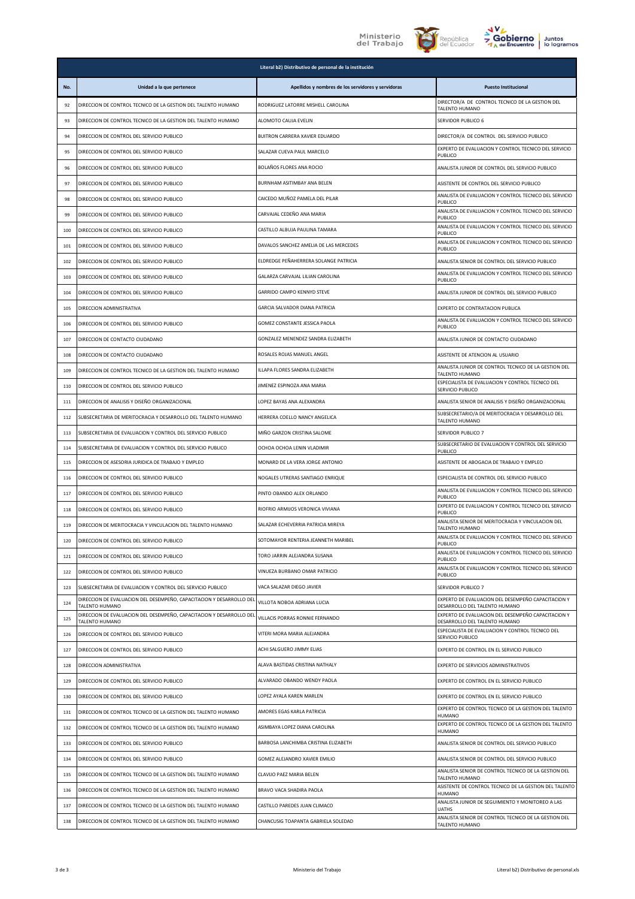| Literal b2) Distributivo de personal de la institución | | | |
|---|---|---|---|
| No. | Unidad a la que pertenece | Apellidos y nombres de los servidores y servidoras | Puesto Institucional |
| 92 | DIRECCION DE CONTROL TECNICO DE LA GESTION DEL TALENTO HUMANO | RODRIGUEZ LATORRE MISHELL CAROLINA | DIRECTOR/A DE CONTROL TECNICO DE LA GESTION DEL TALENTO HUMANO |
| 93 | DIRECCION DE CONTROL TECNICO DE LA GESTION DEL TALENTO HUMANO | ALOMOTO CAUJA EVELIN | SERVIDOR PUBLICO 6 |
| 94 | DIRECCION DE CONTROL DEL SERVICIO PUBLICO | BUITRON CARRERA XAVIER EDUARDO | DIRECTOR/A DE CONTROL DEL SERVICIO PUBLICO |
| 95 | DIRECCION DE CONTROL DEL SERVICIO PUBLICO | SALAZAR CUEVA PAUL MARCELO | EXPERTO DE EVALUACION Y CONTROL TECNICO DEL SERVICIO PUBLICO |
| 96 | DIRECCION DE CONTROL DEL SERVICIO PUBLICO | BOLAÑOS FLORES ANA ROCIO | ANALISTA JUNIOR DE CONTROL DEL SERVICIO PUBLICO |
| 97 | DIRECCION DE CONTROL DEL SERVICIO PUBLICO | BURNHAM ASITIMBAY ANA BELEN | ASISTENTE DE CONTROL DEL SERVICIO PUBLICO |
| 98 | DIRECCION DE CONTROL DEL SERVICIO PUBLICO | CAICEDO MUÑOZ PAMELA DEL PILAR | ANALISTA DE EVALUACION Y CONTROL TECNICO DEL SERVICIO PUBLICO |
| 99 | DIRECCION DE CONTROL DEL SERVICIO PUBLICO | CARVAJAL CEDEÑO ANA MARIA | ANALISTA DE EVALUACION Y CONTROL TECNICO DEL SERVICIO PUBLICO |
| 100 | DIRECCION DE CONTROL DEL SERVICIO PUBLICO | CASTILLO ALBUJA PAULINA TAMARA | ANALISTA DE EVALUACION Y CONTROL TECNICO DEL SERVICIO PUBLICO |
| 101 | DIRECCION DE CONTROL DEL SERVICIO PUBLICO | DAVALOS SANCHEZ AMELIA DE LAS MERCEDES | ANALISTA DE EVALUACION Y CONTROL TECNICO DEL SERVICIO PUBLICO |
| 102 | DIRECCION DE CONTROL DEL SERVICIO PUBLICO | ELDREDGE PEÑAHERRERA SOLANGE PATRICIA | ANALISTA SENIOR DE CONTROL DEL SERVICIO PUBLICO |
| 103 | DIRECCION DE CONTROL DEL SERVICIO PUBLICO | GALARZA CARVAJAL LILIAN CAROLINA | ANALISTA DE EVALUACION Y CONTROL TECNICO DEL SERVICIO PUBLICO |
| 104 | DIRECCION DE CONTROL DEL SERVICIO PUBLICO | GARRIDO CAMPO KENNYD STEVE | ANALISTA JUNIOR DE CONTROL DEL SERVICIO PUBLICO |
| 105 | DIRECCION ADMINISTRATIVA | GARCIA SALVADOR DIANA PATRICIA | EXPERTO DE CONTRATACION PUBLICA |
| 106 | DIRECCION DE CONTROL DEL SERVICIO PUBLICO | GOMEZ CONSTANTE JESSICA PAOLA | ANALISTA DE EVALUACION Y CONTROL TECNICO DEL SERVICIO PUBLICO |
| 107 | DIRECCION DE CONTACTO CIUDADANO | GONZALEZ MENENDEZ SANDRA ELIZABETH | ANALISTA JUNIOR DE CONTACTO CIUDADANO |
| 108 | DIRECCION DE CONTACTO CIUDADANO | ROSALES ROJAS MANUEL ANGEL | ASISTENTE DE ATENCION AL USUARIO |
| 109 | DIRECCION DE CONTROL TECNICO DE LA GESTION DEL TALENTO HUMANO | ILLAPA FLORES SANDRA ELIZABETH | ANALISTA JUNIOR DE CONTROL TECNICO DE LA GESTION DEL TALENTO HUMANO |
| 110 | DIRECCION DE CONTROL DEL SERVICIO PUBLICO | JIMENEZ ESPINOZA ANA MARIA | ESPECIALISTA DE EVALUACION Y CONTROL TECNICO DEL SERVICIO PUBLICO |
| 111 | DIRECCION DE ANALISIS Y DISEÑO ORGANIZACIONAL | LOPEZ BAYAS ANA ALEXANDRA | ANALISTA SENIOR DE ANALISIS Y DISEÑO ORGANIZACIONAL |
| 112 | SUBSECRETARIA DE MERITOCRACIA Y DESARROLLO DEL TALENTO HUMANO | HERRERA COELLO NANCY ANGELICA | SUBSECRETARIO/A DE MERITOCRACIA Y DESARROLLO DEL TALENTO HUMANO |
| 113 | SUBSECRETARIA DE EVALUACION Y CONTROL DEL SERVICIO PUBLICO | MIÑO GARZON CRISTINA SALOME | SERVIDOR PUBLICO 7 |
| 114 | SUBSECRETARIA DE EVALUACION Y CONTROL DEL SERVICIO PUBLICO | OCHOA OCHOA LENIN VLADIMIR | SUBSECRETARIO DE EVALUACION Y CONTROL DEL SERVICIO PUBLICO |
| 115 | DIRECCION DE ASESORIA JURIDICA DE TRABAJO Y EMPLEO | MONARD DE LA VERA JORGE ANTONIO | ASISTENTE DE ABOGACIA DE TRABAJO Y EMPLEO |
| 116 | DIRECCION DE CONTROL DEL SERVICIO PUBLICO | NOGALES UTRERAS SANTIAGO ENRIQUE | ESPECIALISTA DE CONTROL DEL SERVICIO PUBLICO |
| 117 | DIRECCION DE CONTROL DEL SERVICIO PUBLICO | PINTO OBANDO ALEX ORLANDO | ANALISTA DE EVALUACION Y CONTROL TECNICO DEL SERVICIO PUBLICO |
| 118 | DIRECCION DE CONTROL DEL SERVICIO PUBLICO | RIOFRIO ARMIJOS VERONICA VIVIANA | EXPERTO DE EVALUACION Y CONTROL TECNICO DEL SERVICIO PUBLICO |
| 119 | DIRECCION DE MERITOCRACIA Y VINCULACION DEL TALENTO HUMANO | SALAZAR ECHEVERRIA PATRICIA MIREYA | ANALISTA SENIOR DE MERITOCRACIA Y VINCULACION DEL TALENTO HUMANO |
| 120 | DIRECCION DE CONTROL DEL SERVICIO PUBLICO | SOTOMAYOR RENTERIA JEANNETH MARIBEL | ANALISTA DE EVALUACION Y CONTROL TECNICO DEL SERVICIO PUBLICO |
| 121 | DIRECCION DE CONTROL DEL SERVICIO PUBLICO | TORO JARRIN ALEJANDRA SUSANA | ANALISTA DE EVALUACION Y CONTROL TECNICO DEL SERVICIO PUBLICO |
| 122 | DIRECCION DE CONTROL DEL SERVICIO PUBLICO | VINUEZA BURBANO OMAR PATRICIO | ANALISTA DE EVALUACION Y CONTROL TECNICO DEL SERVICIO PUBLICO |
| 123 | SUBSECRETARIA DE EVALUACION Y CONTROL DEL SERVICIO PUBLICO | VACA SALAZAR DIEGO JAVIER | SERVIDOR PUBLICO 7 |
| 124 | DIRECCION DE EVALUACION DEL DESEMPEÑO, CAPACITACION Y DESARROLLO DEL TALENTO HUMANO | VILLOTA NOBOA ADRIANA LUCIA | EXPERTO DE EVALUACION DEL DESEMPEÑO CAPACITACION Y DESARROLLO DEL TALENTO HUMANO |
| 125 | DIRECCION DE EVALUACION DEL DESEMPEÑO, CAPACITACION Y DESARROLLO DEL TALENTO HUMANO | VILLACIS PORRAS RONNIE FERNANDO | EXPERTO DE EVALUACION DEL DESEMPEÑO CAPACITACION Y DESARROLLO DEL TALENTO HUMANO |
| 126 | DIRECCION DE CONTROL DEL SERVICIO PUBLICO | VITERI MORA MARIA ALEJANDRA | ESPECIALISTA DE EVALUACION Y CONTROL TECNICO DEL SERVICIO PUBLICO |
| 127 | DIRECCION DE CONTROL DEL SERVICIO PUBLICO | ACHI SALGUERO JIMMY ELIAS | EXPERTO DE CONTROL EN EL SERVICIO PUBLICO |
| 128 | DIRECCION ADMINISTRATIVA | ALAVA BASTIDAS CRISTINA NATHALY | EXPERTO DE SERVICIOS ADMINISTRATIVOS |
| 129 | DIRECCION DE CONTROL DEL SERVICIO PUBLICO | ALVARADO OBANDO WENDY PAOLA | EXPERTO DE CONTROL EN EL SERVICIO PUBLICO |
| 130 | DIRECCION DE CONTROL DEL SERVICIO PUBLICO | LOPEZ AYALA KAREN MARLEN | EXPERTO DE CONTROL EN EL SERVICIO PUBLICO |
| 131 | DIRECCION DE CONTROL TECNICO DE LA GESTION DEL TALENTO HUMANO | AMORES EGAS KARLA PATRICIA | EXPERTO DE CONTROL TECNICO DE LA GESTION DEL TALENTO HUMANO |
| 132 | DIRECCION DE CONTROL TECNICO DE LA GESTION DEL TALENTO HUMANO | ASIMBAYA LOPEZ DIANA CAROLINA | EXPERTO DE CONTROL TECNICO DE LA GESTION DEL TALENTO HUMANO |
| 133 | DIRECCION DE CONTROL DEL SERVICIO PUBLICO | BARBOSA LANCHIMBA CRISTINA ELIZABETH | ANALISTA SENIOR DE CONTROL DEL SERVICIO PUBLICO |
| 134 | DIRECCION DE CONTROL DEL SERVICIO PUBLICO | GOMEZ ALEJANDRO XAVIER EMILIO | ANALISTA SENIOR DE CONTROL DEL SERVICIO PUBLICO |
| 135 | DIRECCION DE CONTROL TECNICO DE LA GESTION DEL TALENTO HUMANO | CLAVIJO PAEZ MARIA BELEN | ANALISTA SENIOR DE CONTROL TECNICO DE LA GESTION DEL TALENTO HUMANO |
| 136 | DIRECCION DE CONTROL TECNICO DE LA GESTION DEL TALENTO HUMANO | BRAVO VACA SHADIRA PAOLA | ASISTENTE DE CONTROL TECNICO DE LA GESTION DEL TALENTO HUMANO |
| 137 | DIRECCION DE CONTROL TECNICO DE LA GESTION DEL TALENTO HUMANO | CASTILLO PAREDES JUAN CLIMACO | ANALISTA JUNIOR DE SEGUIMIENTO Y MONITOREO A LAS UATHS |
| 138 | DIRECCION DE CONTROL TECNICO DE LA GESTION DEL TALENTO HUMANO | CHANCUSIG TOAPANTA GABRIELA SOLEDAD | ANALISTA SENIOR DE CONTROL TECNICO DE LA GESTION DEL TALENTO HUMANO |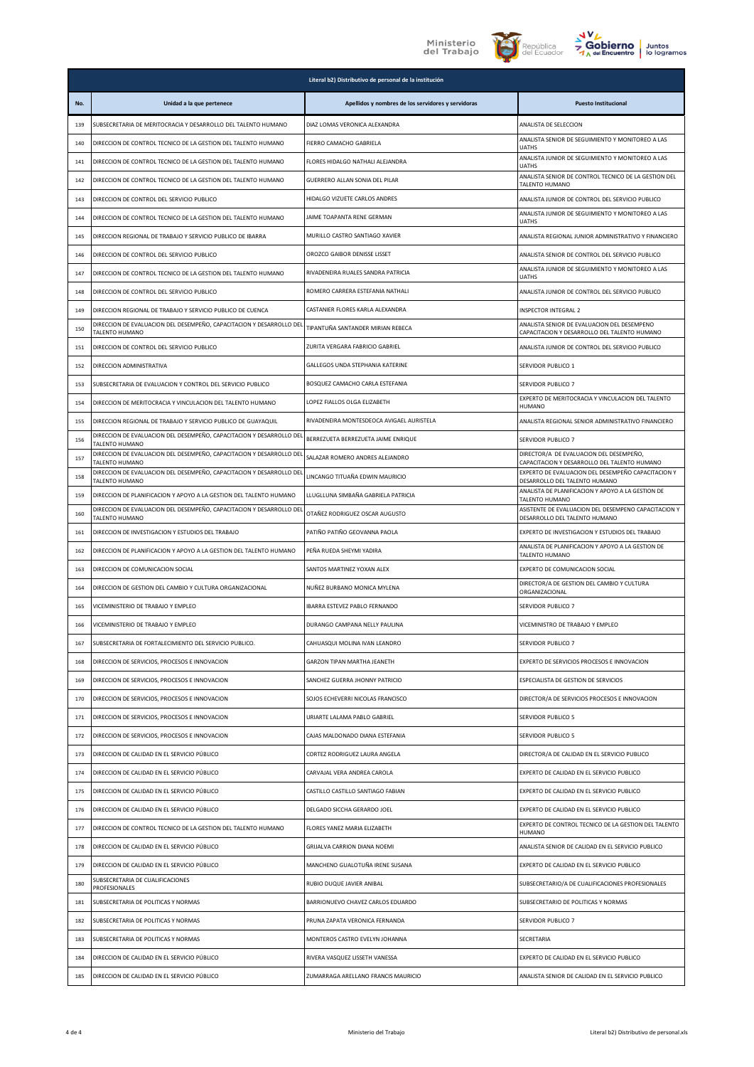| Literal b2) Distributivo de personal de la institución | | | |
|---|---|---|---|
| No. | Unidad a la que pertenece | Apellidos y nombres de los servidores y servidoras | Puesto Institucional |
| 139 | SUBSECRETARIA DE MERITOCRACIA Y DESARROLLO DEL TALENTO HUMANO | DIAZ LOMAS VERONICA ALEXANDRA | ANALISTA DE SELECCION |
| 140 | DIRECCION DE CONTROL TECNICO DE LA GESTION DEL TALENTO HUMANO | FIERRO CAMACHO GABRIELA | ANALISTA SENIOR DE SEGUIMIENTO Y MONITOREO A LAS UATHS |
| 141 | DIRECCION DE CONTROL TECNICO DE LA GESTION DEL TALENTO HUMANO | FLORES HIDALGO NATHALI ALEJANDRA | ANALISTA JUNIOR DE SEGUIMIENTO Y MONITOREO A LAS UATHS |
| 142 | DIRECCION DE CONTROL TECNICO DE LA GESTION DEL TALENTO HUMANO | GUERRERO ALLAN SONIA DEL PILAR | ANALISTA SENIOR DE CONTROL TECNICO DE LA GESTION DEL TALENTO HUMANO |
| 143 | DIRECCION DE CONTROL DEL SERVICIO PUBLICO | HIDALGO VIZUETE CARLOS ANDRES | ANALISTA JUNIOR DE CONTROL DEL SERVICIO PUBLICO |
| 144 | DIRECCION DE CONTROL TECNICO DE LA GESTION DEL TALENTO HUMANO | JAIME TOAPANTA RENE GERMAN | ANALISTA JUNIOR DE SEGUIMIENTO Y MONITOREO A LAS UATHS |
| 145 | DIRECCION REGIONAL DE TRABAJO Y SERVICIO PUBLICO DE IBARRA | MURILLO CASTRO SANTIAGO XAVIER | ANALISTA REGIONAL JUNIOR ADMINISTRATIVO Y FINANCIERO |
| 146 | DIRECCION DE CONTROL DEL SERVICIO PUBLICO | OROZCO GAIBOR DENISSE LISSET | ANALISTA SENIOR DE CONTROL DEL SERVICIO PUBLICO |
| 147 | DIRECCION DE CONTROL TECNICO DE LA GESTION DEL TALENTO HUMANO | RIVADENEIRA RUALES SANDRA PATRICIA | ANALISTA JUNIOR DE SEGUIMIENTO Y MONITOREO A LAS UATHS |
| 148 | DIRECCION DE CONTROL DEL SERVICIO PUBLICO | ROMERO CARRERA ESTEFANIA NATHALI | ANALISTA JUNIOR DE CONTROL DEL SERVICIO PUBLICO |
| 149 | DIRECCION REGIONAL DE TRABAJO Y SERVICIO PUBLICO DE CUENCA | CASTANIER FLORES KARLA ALEXANDRA | INSPECTOR INTEGRAL 2 |
| 150 | DIRECCION DE EVALUACION DEL DESEMPEÑO, CAPACITACION Y DESARROLLO DEL TALENTO HUMANO | TIPANTUÑA SANTANDER MIRIAN REBECA | ANALISTA SENIOR DE EVALUACION DEL DESEMPENO CAPACITACION Y DESARROLLO DEL TALENTO HUMANO |
| 151 | DIRECCION DE CONTROL DEL SERVICIO PUBLICO | ZURITA VERGARA FABRICIO GABRIEL | ANALISTA JUNIOR DE CONTROL DEL SERVICIO PUBLICO |
| 152 | DIRECCION ADMINISTRATIVA | GALLEGOS UNDA STEPHANIA KATERINE | SERVIDOR PUBLICO 1 |
| 153 | SUBSECRETARIA DE EVALUACION Y CONTROL DEL SERVICIO PUBLICO | BOSQUEZ CAMACHO CARLA ESTEFANIA | SERVIDOR PUBLICO 7 |
| 154 | DIRECCION DE MERITOCRACIA Y VINCULACION DEL TALENTO HUMANO | LOPEZ FIALLOS OLGA ELIZABETH | EXPERTO DE MERITOCRACIA Y VINCULACION DEL TALENTO HUMANO |
| 155 | DIRECCION REGIONAL DE TRABAJO Y SERVICIO PUBLICO DE GUAYAQUIL | RIVADENEIRA MONTESDEOCA AVIGAEL AURISTELA | ANALISTA REGIONAL SENIOR ADMINISTRATIVO FINANCIERO |
| 156 | DIRECCION DE EVALUACION DEL DESEMPEÑO, CAPACITACION Y DESARROLLO DEL TALENTO HUMANO | BERREZUETA BERREZUETA JAIME ENRIQUE | SERVIDOR PUBLICO 7 |
| 157 | DIRECCION DE EVALUACION DEL DESEMPEÑO, CAPACITACION Y DESARROLLO DEL TALENTO HUMANO | SALAZAR ROMERO ANDRES ALEJANDRO | DIRECTOR/A DE EVALUACION DEL DESEMPEÑO, CAPACITACION Y DESARROLLO DEL TALENTO HUMANO |
| 158 | DIRECCION DE EVALUACION DEL DESEMPEÑO, CAPACITACION Y DESARROLLO DEL TALENTO HUMANO | LINCANGO TITUAÑA EDWIN MAURICIO | EXPERTO DE EVALUACION DEL DESEMPEÑO CAPACITACION Y DESARROLLO DEL TALENTO HUMANO |
| 159 | DIRECCION DE PLANIFICACION Y APOYO A LA GESTION DEL TALENTO HUMANO | LLUGLLUNA SIMBAÑA GABRIELA PATRICIA | ANALISTA DE PLANIFICACION Y APOYO A LA GESTION DE TALENTO HUMANO |
| 160 | DIRECCION DE EVALUACION DEL DESEMPEÑO, CAPACITACION Y DESARROLLO DEL TALENTO HUMANO | OTAÑEZ RODRIGUEZ OSCAR AUGUSTO | ASISTENTE DE EVALUACION DEL DESEMPENO CAPACITACION Y DESARROLLO DEL TALENTO HUMANO |
| 161 | DIRECCION DE INVESTIGACION Y ESTUDIOS DEL TRABAJO | PATIÑO PATIÑO GEOVANNA PAOLA | EXPERTO DE INVESTIGACION Y ESTUDIOS DEL TRABAJO |
| 162 | DIRECCION DE PLANIFICACION Y APOYO A LA GESTION DEL TALENTO HUMANO | PEÑA RUEDA SHEYMI YADIRA | ANALISTA DE PLANIFICACION Y APOYO A LA GESTION DE TALENTO HUMANO |
| 163 | DIRECCION DE COMUNICACION SOCIAL | SANTOS MARTINEZ YOXAN ALEX | EXPERTO DE COMUNICACION SOCIAL |
| 164 | DIRECCION DE GESTION DEL CAMBIO Y CULTURA ORGANIZACIONAL | NUÑEZ BURBANO MONICA MYLENA | DIRECTOR/A DE GESTION DEL CAMBIO Y CULTURA ORGANIZACIONAL |
| 165 | VICEMINISTERIO DE TRABAJO Y EMPLEO | IBARRA ESTEVEZ PABLO FERNANDO | SERVIDOR PUBLICO 7 |
| 166 | VICEMINISTERIO DE TRABAJO Y EMPLEO | DURANGO CAMPANA NELLY PAULINA | VICEMINISTRO DE TRABAJO Y EMPLEO |
| 167 | SUBSECRETARIA DE FORTALECIMIENTO DEL SERVICIO PUBLICO. | CAHUASQUI MOLINA IVAN LEANDRO | SERVIDOR PUBLICO 7 |
| 168 | DIRECCION DE SERVICIOS, PROCESOS E INNOVACION | GARZON TIPAN MARTHA JEANETH | EXPERTO DE SERVICIOS PROCESOS E INNOVACION |
| 169 | DIRECCION DE SERVICIOS, PROCESOS E INNOVACION | SANCHEZ GUERRA JHONNY PATRICIO | ESPECIALISTA DE GESTION DE SERVICIOS |
| 170 | DIRECCION DE SERVICIOS, PROCESOS E INNOVACION | SOJOS ECHEVERRI NICOLAS FRANCISCO | DIRECTOR/A DE SERVICIOS PROCESOS E INNOVACION |
| 171 | DIRECCION DE SERVICIOS, PROCESOS E INNOVACION | URIARTE LALAMA PABLO GABRIEL | SERVIDOR PUBLICO 5 |
| 172 | DIRECCION DE SERVICIOS, PROCESOS E INNOVACION | CAJAS MALDONADO DIANA ESTEFANIA | SERVIDOR PUBLICO 5 |
| 173 | DIRECCION DE CALIDAD EN EL SERVICIO PÚBLICO | CORTEZ RODRIGUEZ LAURA ANGELA | DIRECTOR/A DE CALIDAD EN EL SERVICIO PUBLICO |
| 174 | DIRECCION DE CALIDAD EN EL SERVICIO PÚBLICO | CARVAJAL VERA ANDREA CAROLA | EXPERTO DE CALIDAD EN EL SERVICIO PUBLICO |
| 175 | DIRECCION DE CALIDAD EN EL SERVICIO PÚBLICO | CASTILLO CASTILLO SANTIAGO FABIAN | EXPERTO DE CALIDAD EN EL SERVICIO PUBLICO |
| 176 | DIRECCION DE CALIDAD EN EL SERVICIO PÚBLICO | DELGADO SICCHA GERARDO JOEL | EXPERTO DE CALIDAD EN EL SERVICIO PUBLICO |
| 177 | DIRECCION DE CONTROL TECNICO DE LA GESTION DEL TALENTO HUMANO | FLORES YANEZ MARIA ELIZABETH | EXPERTO DE CONTROL TECNICO DE LA GESTION DEL TALENTO HUMANO |
| 178 | DIRECCION DE CALIDAD EN EL SERVICIO PÚBLICO | GRIJALVA CARRION DIANA NOEMI | ANALISTA SENIOR DE CALIDAD EN EL SERVICIO PUBLICO |
| 179 | DIRECCION DE CALIDAD EN EL SERVICIO PÚBLICO | MANCHENO GUALOTUÑA IRENE SUSANA | EXPERTO DE CALIDAD EN EL SERVICIO PUBLICO |
| 180 | SUBSECRETARIA DE CUALIFICACIONES PROFESIONALES | RUBIO DUQUE JAVIER ANIBAL | SUBSECRETARIO/A DE CUALIFICACIONES PROFESIONALES |
| 181 | SUBSECRETARIA DE POLITICAS Y NORMAS | BARRIONUEVO CHAVEZ CARLOS EDUARDO | SUBSECRETARIO DE POLITICAS Y NORMAS |
| 182 | SUBSECRETARIA DE POLITICAS Y NORMAS | PRUNA ZAPATA VERONICA FERNANDA | SERVIDOR PUBLICO 7 |
| 183 | SUBSECRETARIA DE POLITICAS Y NORMAS | MONTEROS CASTRO EVELYN JOHANNA | SECRETARIA |
| 184 | DIRECCION DE CALIDAD EN EL SERVICIO PÚBLICO | RIVERA VASQUEZ LISSETH VANESSA | EXPERTO DE CALIDAD EN EL SERVICIO PUBLICO |
| 185 | DIRECCION DE CALIDAD EN EL SERVICIO PÚBLICO | ZUMARRAGA ARELLANO FRANCIS MAURICIO | ANALISTA SENIOR DE CALIDAD EN EL SERVICIO PUBLICO |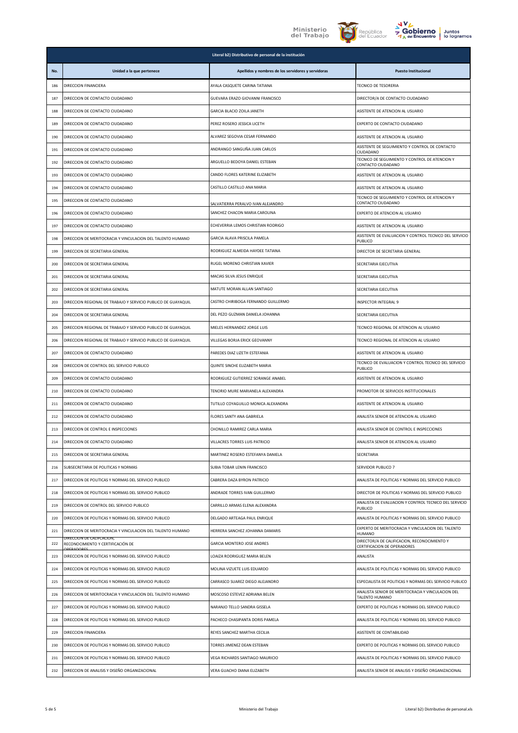| Literal b2) Distributivo de personal de la institución | | | |
|---|---|---|---|
| No. | Unidad a la que pertenece | Apellidos y nombres de los servidores y servidoras | Puesto Institucional |
| 186 | DIRECCION FINANCIERA | AYALA CASQUETE CARINA TATIANA | TECNICO DE TESORERIA |
| 187 | DIRECCION DE CONTACTO CIUDADANO | GUEVARA ERAZO GIOVANNI FRANCISCO | DIRECTOR/A DE CONTACTO CIUDADANO |
| 188 | DIRECCION DE CONTACTO CIUDADANO | GARCIA BLACIO ZOILA JANETH | ASISTENTE DE ATENCION AL USUARIO |
| 189 | DIRECCION DE CONTACTO CIUDADANO | PEREZ ROSERO JESSICA LICETH | EXPERTO DE CONTACTO CIUDADANO |
| 190 | DIRECCION DE CONTACTO CIUDADANO | ALVAREZ SEGOVIA CESAR FERNANDO | ASISTENTE DE ATENCION AL USUARIO |
| 191 | DIRECCION DE CONTACTO CIUDADANO | ANDRANGO SANGUÑA JUAN CARLOS | ASISTENTE DE SEGUIMIENTO Y CONTROL DE CONTACTO CIUDADANO |
| 192 | DIRECCION DE CONTACTO CIUDADANO | ARGUELLO BEDOYA DANIEL ESTEBAN | TECNICO DE SEGUIMIENTO Y CONTROL DE ATENCION Y CONTACTO CIUDADANO |
| 193 | DIRECCION DE CONTACTO CIUDADANO | CANDO FLORES KATERINE ELIZABETH | ASISTENTE DE ATENCION AL USUARIO |
| 194 | DIRECCION DE CONTACTO CIUDADANO | CASTILLO CASTILLO ANA MARIA | ASISTENTE DE ATENCION AL USUARIO |
| 195 | DIRECCION DE CONTACTO CIUDADANO | SALVATIERRA PERALVO IVAN ALEJANDRO | TECNICO DE SEGUIMIENTO Y CONTROL DE ATENCION Y CONTACTO CIUDADANO |
| 196 | DIRECCION DE CONTACTO CIUDADANO | SANCHEZ CHACON MARIA CAROLINA | EXPERTO DE ATENCION AL USUARIO |
| 197 | DIRECCION DE CONTACTO CIUDADANO | ECHEVERRIA LEMOS CHRISTIAN RODRIGO | ASISTENTE DE ATENCION AL USUARIO |
| 198 | DIRECCION DE MERITOCRACIA Y VINCULACION DEL TALENTO HUMANO | GARCIA ALAVA PRISCILA PAMELA | ASISTENTE DE EVALUACION Y CONTROL TECNICO DEL SERVICIO PUBLICO |
| 199 | DIRECCION DE SECRETARIA GENERAL | RODRIGUEZ ALMEIDA HAYDEE TATIANA | DIRECTOR DE SECRETARIA GENERAL |
| 200 | DIRECCION DE SECRETARIA GENERAL | RUGEL MORENO CHRISTIAN XAVIER | SECRETARIA EJECUTIVA |
| 201 | DIRECCION DE SECRETARIA GENERAL | MACIAS SILVA JESUS ENRIQUE | SECRETARIA EJECUTIVA |
| 202 | DIRECCION DE SECRETARIA GENERAL | MATUTE MORAN ALLAN SANTIAGO | SECRETARIA EJECUTIVA |
| 203 | DIRECCION REGIONAL DE TRABAJO Y SERVICIO PUBLICO DE GUAYAQUIL | CASTRO CHIRIBOGA FERNANDO GUILLERMO | INSPECTOR INTEGRAL 9 |
| 204 | DIRECCION DE SECRETARIA GENERAL | DEL PEZO GUZMAN DANIELA JOHANNA | SECRETARIA EJECUTIVA |
| 205 | DIRECCION REGIONAL DE TRABAJO Y SERVICIO PUBLICO DE GUAYAQUIL | MIELES HERNANDEZ JORGE LUIS | TECNICO REGIONAL DE ATENCION AL USUARIO |
| 206 | DIRECCION REGIONAL DE TRABAJO Y SERVICIO PUBLICO DE GUAYAQUIL | VILLEGAS BORJA ERICK GEOVANNY | TECNICO REGIONAL DE ATENCION AL USUARIO |
| 207 | DIRECCION DE CONTACTO CIUDADANO | PAREDES DIAZ LIZETH ESTEFANIA | ASISTENTE DE ATENCION AL USUARIO |
| 208 | DIRECCION DE CONTROL DEL SERVICIO PUBLICO | QUINTE SINCHE ELIZABETH MARIA | TECNICO DE EVALUACION Y CONTROL TECNICO DEL SERVICIO PUBLICO |
| 209 | DIRECCION DE CONTACTO CIUDADANO | RODRIGUEZ GUTIERREZ SORANGE ANABEL | ASISTENTE DE ATENCION AL USUARIO |
| 210 | DIRECCION DE CONTACTO CIUDADANO | TENORIO MURE MARIANELA ALEXANDRA | PROMOTOR DE SERVICIOS INSTITUCIONALES |
| 211 | DIRECCION DE CONTACTO CIUDADANO | TUTILLO COYAGUILLO MONICA ALEXANDRA | ASISTENTE DE ATENCION AL USUARIO |
| 212 | DIRECCION DE CONTACTO CIUDADANO | FLORES SANTY ANA GABRIELA | ANALISTA SENIOR DE ATENCION AL USUARIO |
| 213 | DIRECCION DE CONTROL E INSPECCIONES | CHONILLO RAMIREZ CARLA MARIA | ANALISTA SENIOR DE CONTROL E INSPECCIONES |
| 214 | DIRECCION DE CONTACTO CIUDADANO | VILLACRES TORRES LUIS PATRICIO | ANALISTA SENIOR DE ATENCION AL USUARIO |
| 215 | DIRECCION DE SECRETARIA GENERAL | MARTINEZ ROSERO ESTEFANYA DANIELA | SECRETARIA |
| 216 | SUBSECRETARIA DE POLITICAS Y NORMAS | SUBIA TOBAR LENIN FRANCISCO | SERVIDOR PUBLICO 7 |
| 217 | DIRECCION DE POLITICAS Y NORMAS DEL SERVICIO PUBLICO | CABRERA DAZA BYRON PATRICIO | ANALISTA DE POLITICAS Y NORMAS DEL SERVICIO PUBLICO |
| 218 | DIRECCION DE POLITICAS Y NORMAS DEL SERVICIO PUBLICO | ANDRADE TORRES IVAN GUILLERMO | DIRECTOR DE POLITICAS Y NORMAS DEL SERVICIO PUBLICO |
| 219 | DIRECCION DE CONTROL DEL SERVICIO PUBLICO | CARRILLO ARMAS ELENA ALEXANDRA | ANALISTA DE EVALUACION Y CONTROL TECNICO DEL SERVICIO PUBLICO |
| 220 | DIRECCION DE POLITICAS Y NORMAS DEL SERVICIO PUBLICO | DELGADO ARTEAGA PAUL ENRIQUE | ANALISTA DE POLITICAS Y NORMAS DEL SERVICIO PUBLICO |
| 221 | DIRECCION DE MERITOCRACIA Y VINCULACION DEL TALENTO HUMANO | HERRERA SANCHEZ JOHANNA DAMARIS | EXPERTO DE MERITOCRACIA Y VINCULACION DEL TALENTO HUMANO |
| 222 | DIRECCION DE CALIFICACION, RECONOCIMIENTO Y CERTIFICACIÓN DE OPERADORES | GARCIA MONTERO JOSE ANDRES | DIRECTOR/A DE CALIFICACION, RECONOCIMIENTO Y CERTIFICACION DE OPERADORES |
| 223 | DIRECCION DE POLITICAS Y NORMAS DEL SERVICIO PUBLICO | LOAIZA RODRIGUEZ MARIA BELEN | ANALISTA |
| 224 | DIRECCION DE POLITICAS Y NORMAS DEL SERVICIO PUBLICO | MOLINA VIZUETE LUIS EDUARDO | ANALISTA DE POLITICAS Y NORMAS DEL SERVICIO PUBLICO |
| 225 | DIRECCION DE POLITICAS Y NORMAS DEL SERVICIO PUBLICO | CARRASCO SUAREZ DIEGO ALEJANDRO | ESPECIALISTA DE POLITICAS Y NORMAS DEL SERVICIO PUBLICO |
| 226 | DIRECCION DE MERITOCRACIA Y VINCULACION DEL TALENTO HUMANO | MOSCOSO ESTEVEZ ADRIANA BELEN | ANALISTA SENIOR DE MERITOCRACIA Y VINCULACION DEL TALENTO HUMANO |
| 227 | DIRECCION DE POLITICAS Y NORMAS DEL SERVICIO PUBLICO | NARANJO TELLO SANDRA GISSELA | EXPERTO DE POLITICAS Y NORMAS DEL SERVICIO PUBLICO |
| 228 | DIRECCION DE POLITICAS Y NORMAS DEL SERVICIO PUBLICO | PACHECO CHASIPANTA DORIS PAMELA | ANALISTA DE POLITICAS Y NORMAS DEL SERVICIO PUBLICO |
| 229 | DIRECCION FINANCIERA | REYES SANCHEZ MARTHA CECILIA | ASISTENTE DE CONTABILIDAD |
| 230 | DIRECCION DE POLITICAS Y NORMAS DEL SERVICIO PUBLICO | TORRES JIMENEZ DEAN ESTEBAN | EXPERTO DE POLITICAS Y NORMAS DEL SERVICIO PUBLICO |
| 231 | DIRECCION DE POLITICAS Y NORMAS DEL SERVICIO PUBLICO | VEGA RICHARDS SANTIAGO MAURICIO | ANALISTA DE POLITICAS Y NORMAS DEL SERVICIO PUBLICO |
| 232 | DIRECCION DE ANALISIS Y DISEÑO ORGANIZACIONAL | VERA GUACHO DIANA ELIZABETH | ANALISTA SENIOR DE ANALISIS Y DISEÑO ORGANIZACIONAL |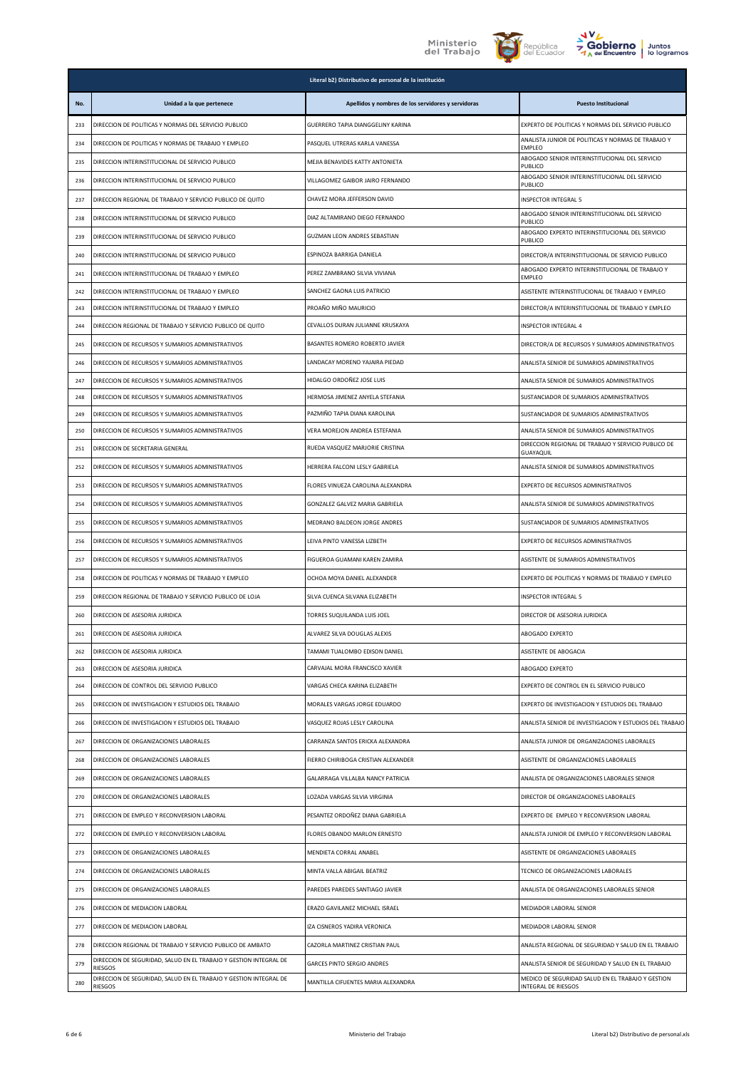| Literal b2) Distributivo de personal de la institución | | | |
|---|---|---|---|
| No. | Unidad a la que pertenece | Apellidos y nombres de los servidores y servidoras | Puesto Institucional |
| 233 | DIRECCION DE POLITICAS Y NORMAS DEL SERVICIO PUBLICO | GUERRERO TAPIA DIANGGELINY KARINA | EXPERTO DE POLITICAS Y NORMAS DEL SERVICIO PUBLICO |
| 234 | DIRECCION DE POLITICAS Y NORMAS DE TRABAJO Y EMPLEO | PASQUEL UTRERAS KARLA VANESSA | ANALISTA JUNIOR DE POLITICAS Y NORMAS DE TRABAJO Y EMPLEO |
| 235 | DIRECCION INTERINSTITUCIONAL DE SERVICIO PUBLICO | MEJIA BENAVIDES KATTY ANTONIETA | ABOGADO SENIOR INTERINSTITUCIONAL DEL SERVICIO PUBLICO |
| 236 | DIRECCION INTERINSTITUCIONAL DE SERVICIO PUBLICO | VILLAGOMEZ GAIBOR JAIRO FERNANDO | ABOGADO SENIOR INTERINSTITUCIONAL DEL SERVICIO PUBLICO |
| 237 | DIRECCION REGIONAL DE TRABAJO Y SERVICIO PUBLICO DE QUITO | CHAVEZ MORA JEFFERSON DAVID | INSPECTOR INTEGRAL 5 |
| 238 | DIRECCION INTERINSTITUCIONAL DE SERVICIO PUBLICO | DIAZ ALTAMIRANO DIEGO FERNANDO | ABOGADO SENIOR INTERINSTITUCIONAL DEL SERVICIO PUBLICO |
| 239 | DIRECCION INTERINSTITUCIONAL DE SERVICIO PUBLICO | GUZMAN LEON ANDRES SEBASTIAN | ABOGADO EXPERTO INTERINSTITUCIONAL DEL SERVICIO PUBLICO |
| 240 | DIRECCION INTERINSTITUCIONAL DE SERVICIO PUBLICO | ESPINOZA BARRIGA DANIELA | DIRECTOR/A INTERINSTITUCIONAL DE SERVICIO PUBLICO |
| 241 | DIRECCION INTERINSTITUCIONAL DE TRABAJO Y EMPLEO | PEREZ ZAMBRANO SILVIA VIVIANA | ABOGADO EXPERTO INTERINSTITUCIONAL DE TRABAJO Y EMPLEO |
| 242 | DIRECCION INTERINSTITUCIONAL DE TRABAJO Y EMPLEO | SANCHEZ GAONA LUIS PATRICIO | ASISTENTE INTERINSTITUCIONAL DE TRABAJO Y EMPLEO |
| 243 | DIRECCION INTERINSTITUCIONAL DE TRABAJO Y EMPLEO | PROAÑO MIÑO MAURICIO | DIRECTOR/A INTERINSTITUCIONAL DE TRABAJO Y EMPLEO |
| 244 | DIRECCION REGIONAL DE TRABAJO Y SERVICIO PUBLICO DE QUITO | CEVALLOS DURAN JULIANNE KRUSKAYA | INSPECTOR INTEGRAL 4 |
| 245 | DIRECCION DE RECURSOS Y SUMARIOS ADMINISTRATIVOS | BASANTES ROMERO ROBERTO JAVIER | DIRECTOR/A DE RECURSOS Y SUMARIOS ADMINISTRATIVOS |
| 246 | DIRECCION DE RECURSOS Y SUMARIOS ADMINISTRATIVOS | LANDACAY MORENO YAJAIRA PIEDAD | ANALISTA SENIOR DE SUMARIOS ADMINISTRATIVOS |
| 247 | DIRECCION DE RECURSOS Y SUMARIOS ADMINISTRATIVOS | HIDALGO ORDOÑEZ JOSE LUIS | ANALISTA SENIOR DE SUMARIOS ADMINISTRATIVOS |
| 248 | DIRECCION DE RECURSOS Y SUMARIOS ADMINISTRATIVOS | HERMOSA JIMENEZ ANYELA STEFANIA | SUSTANCIADOR DE SUMARIOS ADMINISTRATIVOS |
| 249 | DIRECCION DE RECURSOS Y SUMARIOS ADMINISTRATIVOS | PAZMIÑO TAPIA DIANA KAROLINA | SUSTANCIADOR DE SUMARIOS ADMINISTRATIVOS |
| 250 | DIRECCION DE RECURSOS Y SUMARIOS ADMINISTRATIVOS | VERA MOREJON ANDREA ESTEFANIA | ANALISTA SENIOR DE SUMARIOS ADMINISTRATIVOS |
| 251 | DIRECCION DE SECRETARIA GENERAL | RUEDA VASQUEZ MARJORIE CRISTINA | DIRECCION REGIONAL DE TRABAJO Y SERVICIO PUBLICO DE GUAYAQUIL |
| 252 | DIRECCION DE RECURSOS Y SUMARIOS ADMINISTRATIVOS | HERRERA FALCONI LESLY GABRIELA | ANALISTA SENIOR DE SUMARIOS ADMINISTRATIVOS |
| 253 | DIRECCION DE RECURSOS Y SUMARIOS ADMINISTRATIVOS | FLORES VINUEZA CAROLINA ALEXANDRA | EXPERTO DE RECURSOS ADMINISTRATIVOS |
| 254 | DIRECCION DE RECURSOS Y SUMARIOS ADMINISTRATIVOS | GONZALEZ GALVEZ MARIA GABRIELA | ANALISTA SENIOR DE SUMARIOS ADMINISTRATIVOS |
| 255 | DIRECCION DE RECURSOS Y SUMARIOS ADMINISTRATIVOS | MEDRANO BALDEON JORGE ANDRES | SUSTANCIADOR DE SUMARIOS ADMINISTRATIVOS |
| 256 | DIRECCION DE RECURSOS Y SUMARIOS ADMINISTRATIVOS | LEIVA PINTO VANESSA LIZBETH | EXPERTO DE RECURSOS ADMINISTRATIVOS |
| 257 | DIRECCION DE RECURSOS Y SUMARIOS ADMINISTRATIVOS | FIGUEROA GUAMANI KAREN ZAMIRA | ASISTENTE DE SUMARIOS ADMINISTRATIVOS |
| 258 | DIRECCION DE POLITICAS Y NORMAS DE TRABAJO Y EMPLEO | OCHOA MOYA DANIEL ALEXANDER | EXPERTO DE POLITICAS Y NORMAS DE TRABAJO Y EMPLEO |
| 259 | DIRECCION REGIONAL DE TRABAJO Y SERVICIO PUBLICO DE LOJA | SILVA CUENCA SILVANA ELIZABETH | INSPECTOR INTEGRAL 5 |
| 260 | DIRECCION DE ASESORIA JURIDICA | TORRES SUQUILANDA LUIS JOEL | DIRECTOR DE ASESORIA JURIDICA |
| 261 | DIRECCION DE ASESORIA JURIDICA | ALVAREZ SILVA DOUGLAS ALEXIS | ABOGADO EXPERTO |
| 262 | DIRECCION DE ASESORIA JURIDICA | TAMAMI TUALOMBO EDISON DANIEL | ASISTENTE DE ABOGACIA |
| 263 | DIRECCION DE ASESORIA JURIDICA | CARVAJAL MORA FRANCISCO XAVIER | ABOGADO EXPERTO |
| 264 | DIRECCION DE CONTROL DEL SERVICIO PUBLICO | VARGAS CHECA KARINA ELIZABETH | EXPERTO DE CONTROL EN EL SERVICIO PUBLICO |
| 265 | DIRECCION DE INVESTIGACION Y ESTUDIOS DEL TRABAJO | MORALES VARGAS JORGE EDUARDO | EXPERTO DE INVESTIGACION Y ESTUDIOS DEL TRABAJO |
| 266 | DIRECCION DE INVESTIGACION Y ESTUDIOS DEL TRABAJO | VASQUEZ ROJAS LESLY CAROLINA | ANALISTA SENIOR DE INVESTIGACION Y ESTUDIOS DEL TRABAJO |
| 267 | DIRECCION DE ORGANIZACIONES LABORALES | CARRANZA SANTOS ERICKA ALEXANDRA | ANALISTA JUNIOR DE ORGANIZACIONES LABORALES |
| 268 | DIRECCION DE ORGANIZACIONES LABORALES | FIERRO CHIRIBOGA CRISTIAN ALEXANDER | ASISTENTE DE ORGANIZACIONES LABORALES |
| 269 | DIRECCION DE ORGANIZACIONES LABORALES | GALARRAGA VILLALBA NANCY PATRICIA | ANALISTA DE ORGANIZACIONES LABORALES SENIOR |
| 270 | DIRECCION DE ORGANIZACIONES LABORALES | LOZADA VARGAS SILVIA VIRGINIA | DIRECTOR DE ORGANIZACIONES LABORALES |
| 271 | DIRECCION DE EMPLEO Y RECONVERSION LABORAL | PESANTEZ ORDOÑEZ DIANA GABRIELA | EXPERTO DE EMPLEO Y RECONVERSION LABORAL |
| 272 | DIRECCION DE EMPLEO Y RECONVERSION LABORAL | FLORES OBANDO MARLON ERNESTO | ANALISTA JUNIOR DE EMPLEO Y RECONVERSION LABORAL |
| 273 | DIRECCION DE ORGANIZACIONES LABORALES | MENDIETA CORRAL ANABEL | ASISTENTE DE ORGANIZACIONES LABORALES |
| 274 | DIRECCION DE ORGANIZACIONES LABORALES | MINTA VALLA ABIGAIL BEATRIZ | TECNICO DE ORGANIZACIONES LABORALES |
| 275 | DIRECCION DE ORGANIZACIONES LABORALES | PAREDES PAREDES SANTIAGO JAVIER | ANALISTA DE ORGANIZACIONES LABORALES SENIOR |
| 276 | DIRECCION DE MEDIACION LABORAL | ERAZO GAVILANEZ MICHAEL ISRAEL | MEDIADOR LABORAL SENIOR |
| 277 | DIRECCION DE MEDIACION LABORAL | IZA CISNEROS YADIRA VERONICA | MEDIADOR LABORAL SENIOR |
| 278 | DIRECCION REGIONAL DE TRABAJO Y SERVICIO PUBLICO DE AMBATO | CAZORLA MARTINEZ CRISTIAN PAUL | ANALISTA REGIONAL DE SEGURIDAD Y SALUD EN EL TRABAJO |
| 279 | DIRECCION DE SEGURIDAD, SALUD EN EL TRABAJO Y GESTION INTEGRAL DE RIESGOS | GARCES PINTO SERGIO ANDRES | ANALISTA SENIOR DE SEGURIDAD Y SALUD EN EL TRABAJO |
| 280 | DIRECCION DE SEGURIDAD, SALUD EN EL TRABAJO Y GESTION INTEGRAL DE RIESGOS | MANTILLA CIFUENTES MARIA ALEXANDRA | MEDICO DE SEGURIDAD SALUD EN EL TRABAJO Y GESTION INTEGRAL DE RIESGOS |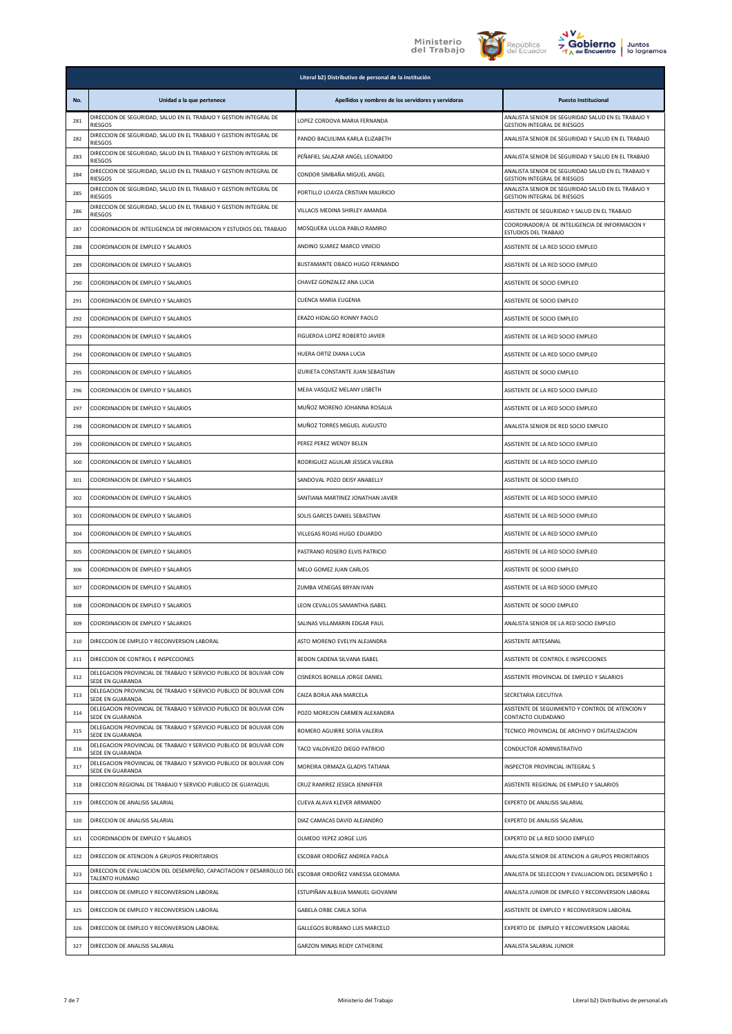| Literal b2) Distributivo de personal de la institución | | | |
|---|---|---|---|
| No. | Unidad a la que pertenece | Apellidos y nombres de los servidores y servidoras | Puesto Institucional |
| 281 | DIRECCION DE SEGURIDAD, SALUD EN EL TRABAJO Y GESTION INTEGRAL DE RIESGOS | LOPEZ CORDOVA MARIA FERNANDA | ANALISTA SENIOR DE SEGURIDAD SALUD EN EL TRABAJO Y GESTION INTEGRAL DE RIESGOS |
| 282 | DIRECCION DE SEGURIDAD, SALUD EN EL TRABAJO Y GESTION INTEGRAL DE RIESGOS | PANDO BACUILIMA KARLA ELIZABETH | ANALISTA SENIOR DE SEGURIDAD Y SALUD EN EL TRABAJO |
| 283 | DIRECCION DE SEGURIDAD, SALUD EN EL TRABAJO Y GESTION INTEGRAL DE RIESGOS | PEÑAFIEL SALAZAR ANGEL LEONARDO | ANALISTA SENIOR DE SEGURIDAD Y SALUD EN EL TRABAJO |
| 284 | DIRECCION DE SEGURIDAD, SALUD EN EL TRABAJO Y GESTION INTEGRAL DE RIESGOS | CONDOR SIMBAÑA MIGUEL ANGEL | ANALISTA SENIOR DE SEGURIDAD SALUD EN EL TRABAJO Y GESTION INTEGRAL DE RIESGOS |
| 285 | DIRECCION DE SEGURIDAD, SALUD EN EL TRABAJO Y GESTION INTEGRAL DE RIESGOS | PORTILLO LOAYZA CRISTIAN MAURICIO | ANALISTA SENIOR DE SEGURIDAD SALUD EN EL TRABAJO Y GESTION INTEGRAL DE RIESGOS |
| 286 | DIRECCION DE SEGURIDAD, SALUD EN EL TRABAJO Y GESTION INTEGRAL DE RIESGOS | VILLACIS MEDINA SHIRLEY AMANDA | ASISTENTE DE SEGURIDAD Y SALUD EN EL TRABAJO |
| 287 | COORDINACION DE INTELIGENCIA DE INFORMACION Y ESTUDIOS DEL TRABAJO | MOSQUERA ULLOA PABLO RAMIRO | COORDINADOR/A DE INTELIGENCIA DE INFORMACION Y ESTUDIOS DEL TRABAJO |
| 288 | COORDINACION DE EMPLEO Y SALARIOS | ANDINO SUAREZ MARCO VINICIO | ASISTENTE DE LA RED SOCIO EMPLEO |
| 289 | COORDINACION DE EMPLEO Y SALARIOS | BUSTAMANTE OBACO HUGO FERNANDO | ASISTENTE DE LA RED SOCIO EMPLEO |
| 290 | COORDINACION DE EMPLEO Y SALARIOS | CHAVEZ GONZALEZ ANA LUCIA | ASISTENTE DE SOCIO EMPLEO |
| 291 | COORDINACION DE EMPLEO Y SALARIOS | CUENCA MARIA EUGENIA | ASISTENTE DE SOCIO EMPLEO |
| 292 | COORDINACION DE EMPLEO Y SALARIOS | ERAZO HIDALGO RONNY PAOLO | ASISTENTE DE SOCIO EMPLEO |
| 293 | COORDINACION DE EMPLEO Y SALARIOS | FIGUEROA LOPEZ ROBERTO JAVIER | ASISTENTE DE LA RED SOCIO EMPLEO |
| 294 | COORDINACION DE EMPLEO Y SALARIOS | HUERA ORTIZ DIANA LUCIA | ASISTENTE DE LA RED SOCIO EMPLEO |
| 295 | COORDINACION DE EMPLEO Y SALARIOS | IZURIETA CONSTANTE JUAN SEBASTIAN | ASISTENTE DE SOCIO EMPLEO |
| 296 | COORDINACION DE EMPLEO Y SALARIOS | MEJIA VASQUEZ MELANY LISBETH | ASISTENTE DE LA RED SOCIO EMPLEO |
| 297 | COORDINACION DE EMPLEO Y SALARIOS | MUÑOZ MORENO JOHANNA ROSALIA | ASISTENTE DE LA RED SOCIO EMPLEO |
| 298 | COORDINACION DE EMPLEO Y SALARIOS | MUÑOZ TORRES MIGUEL AUGUSTO | ANALISTA SENIOR DE RED SOCIO EMPLEO |
| 299 | COORDINACION DE EMPLEO Y SALARIOS | PEREZ PEREZ WENDY BELEN | ASISTENTE DE LA RED SOCIO EMPLEO |
| 300 | COORDINACION DE EMPLEO Y SALARIOS | RODRIGUEZ AGUILAR JESSICA VALERIA | ASISTENTE DE LA RED SOCIO EMPLEO |
| 301 | COORDINACION DE EMPLEO Y SALARIOS | SANDOVAL POZO DEISY ANABELLY | ASISTENTE DE SOCIO EMPLEO |
| 302 | COORDINACION DE EMPLEO Y SALARIOS | SANTIANA MARTINEZ JONATHAN JAVIER | ASISTENTE DE LA RED SOCIO EMPLEO |
| 303 | COORDINACION DE EMPLEO Y SALARIOS | SOLIS GARCES DANIEL SEBASTIAN | ASISTENTE DE LA RED SOCIO EMPLEO |
| 304 | COORDINACION DE EMPLEO Y SALARIOS | VILLEGAS ROJAS HUGO EDUARDO | ASISTENTE DE LA RED SOCIO EMPLEO |
| 305 | COORDINACION DE EMPLEO Y SALARIOS | PASTRANO ROSERO ELVIS PATRICIO | ASISTENTE DE LA RED SOCIO EMPLEO |
| 306 | COORDINACION DE EMPLEO Y SALARIOS | MELO GOMEZ JUAN CARLOS | ASISTENTE DE SOCIO EMPLEO |
| 307 | COORDINACION DE EMPLEO Y SALARIOS | ZUMBA VENEGAS BRYAN IVAN | ASISTENTE DE LA RED SOCIO EMPLEO |
| 308 | COORDINACION DE EMPLEO Y SALARIOS | LEON CEVALLOS SAMANTHA ISABEL | ASISTENTE DE SOCIO EMPLEO |
| 309 | COORDINACION DE EMPLEO Y SALARIOS | SALINAS VILLAMARIN EDGAR PAUL | ANALISTA SENIOR DE LA RED SOCIO EMPLEO |
| 310 | DIRECCION DE EMPLEO Y RECONVERSION LABORAL | ASTO MORENO EVELYN ALEJANDRA | ASISTENTE ARTESANAL |
| 311 | DIRECCION DE CONTROL E INSPECCIONES | BEDON CADENA SILVANA ISABEL | ASISTENTE DE CONTROL E INSPECCIONES |
| 312 | DELEGACION PROVINCIAL DE TRABAJO Y SERVICIO PUBLICO DE BOLIVAR CON SEDE EN GUARANDA | CISNEROS BONILLA JORGE DANIEL | ASISTENTE PROVINCIAL DE EMPLEO Y SALARIOS |
| 313 | DELEGACION PROVINCIAL DE TRABAJO Y SERVICIO PUBLICO DE BOLIVAR CON SEDE EN GUARANDA | CAIZA BORJA ANA MARCELA | SECRETARIA EJECUTIVA |
| 314 | DELEGACION PROVINCIAL DE TRABAJO Y SERVICIO PUBLICO DE BOLIVAR CON SEDE EN GUARANDA | POZO MOREJON CARMEN ALEXANDRA | ASISTENTE DE SEGUIMIENTO Y CONTROL DE ATENCION Y CONTACTO CIUDADANO |
| 315 | DELEGACION PROVINCIAL DE TRABAJO Y SERVICIO PUBLICO DE BOLIVAR CON SEDE EN GUARANDA | ROMERO AGUIRRE SOFIA VALERIA | TECNICO PROVINCIAL DE ARCHIVO Y DIGITALIZACION |
| 316 | DELEGACION PROVINCIAL DE TRABAJO Y SERVICIO PUBLICO DE BOLIVAR CON SEDE EN GUARANDA | TACO VALDIVIEZO DIEGO PATRICIO | CONDUCTOR ADMINISTRATIVO |
| 317 | DELEGACION PROVINCIAL DE TRABAJO Y SERVICIO PUBLICO DE BOLIVAR CON SEDE EN GUARANDA | MOREIRA ORMAZA GLADYS TATIANA | INSPECTOR PROVINCIAL INTEGRAL 5 |
| 318 | DIRECCION REGIONAL DE TRABAJO Y SERVICIO PUBLICO DE GUAYAQUIL | CRUZ RAMIREZ JESSICA JENNIFFER | ASISTENTE REGIONAL DE EMPLEO Y SALARIOS |
| 319 | DIRECCION DE ANALISIS SALARIAL | CUEVA ALAVA KLEVER ARMANDO | EXPERTO DE ANALISIS SALARIAL |
| 320 | DIRECCION DE ANALISIS SALARIAL | DIAZ CAMACAS DAVID ALEJANDRO | EXPERTO DE ANALISIS SALARIAL |
| 321 | COORDINACION DE EMPLEO Y SALARIOS | OLMEDO YEPEZ JORGE LUIS | EXPERTO DE LA RED SOCIO EMPLEO |
| 322 | DIRECCION DE ATENCION A GRUPOS PRIORITARIOS | ESCOBAR ORDOÑEZ ANDREA PAOLA | ANALISTA SENIOR DE ATENCION A GRUPOS PRIORITARIOS |
| 323 | DIRECCION DE EVALUACION DEL DESEMPEÑO, CAPACITACION Y DESARROLLO DEL TALENTO HUMANO | ESCOBAR ORDOÑEZ VANESSA GEOMARA | ANALISTA DE SELECCION Y EVALUACION DEL DESEMPEÑO 1 |
| 324 | DIRECCION DE EMPLEO Y RECONVERSION LABORAL | ESTUPIÑAN ALBUJA MANUEL GIOVANNI | ANALISTA JUNIOR DE EMPLEO Y RECONVERSION LABORAL |
| 325 | DIRECCION DE EMPLEO Y RECONVERSION LABORAL | GABELA ORBE CARLA SOFIA | ASISTENTE DE EMPLEO Y RECONVERSION LABORAL |
| 326 | DIRECCION DE EMPLEO Y RECONVERSION LABORAL | GALLEGOS BURBANO LUIS MARCELO | EXPERTO DE EMPLEO Y RECONVERSION LABORAL |
| 327 | DIRECCION DE ANALISIS SALARIAL | GARZON MINAS REIDY CATHERINE | ANALISTA SALARIAL JUNIOR |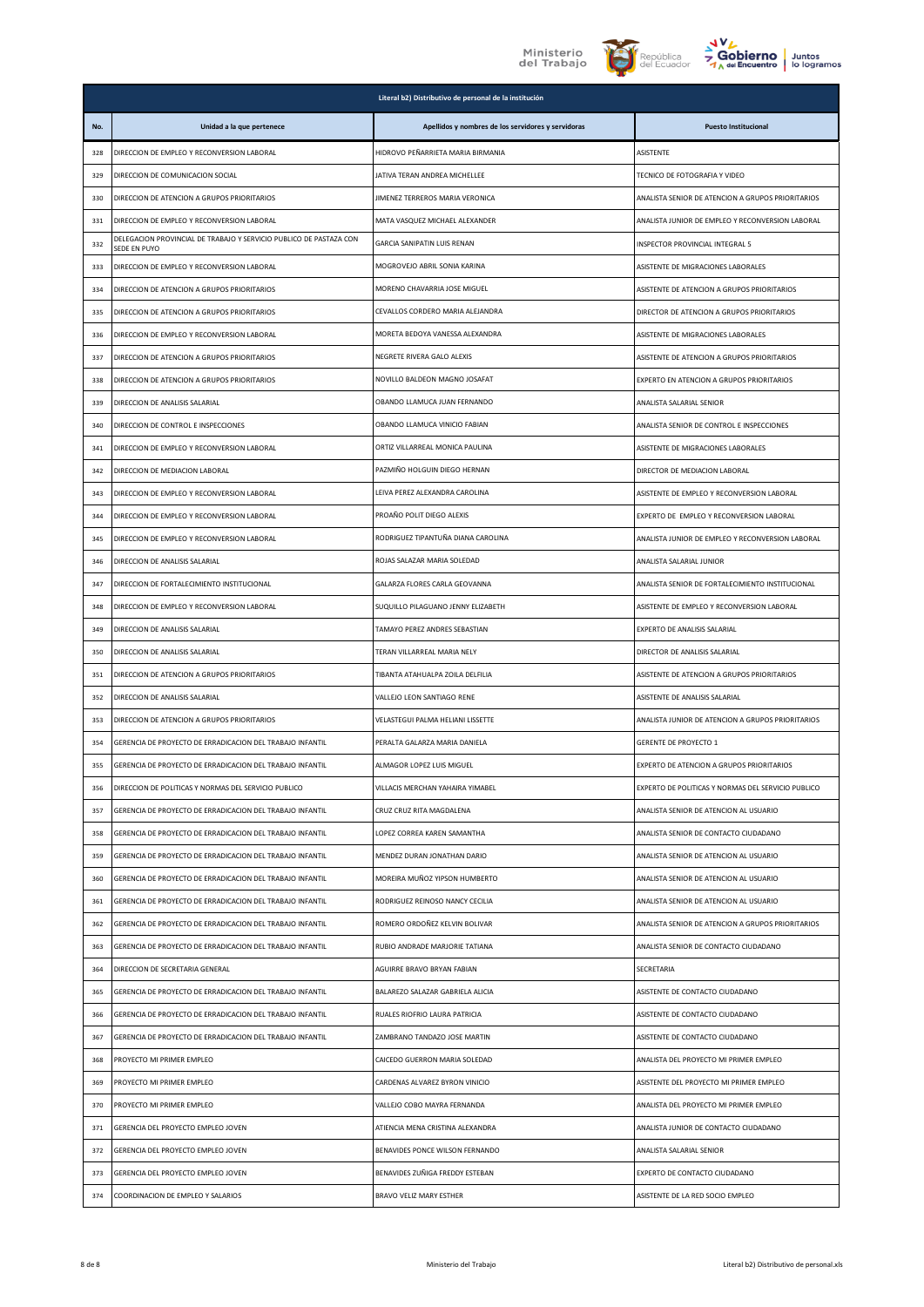| Literal b2) Distributivo de personal de la institución | | | |
|---|---|---|---|
| **No.** | **Unidad a la que pertenece** | **Apellidos y nombres de los servidores y servidoras** | **Puesto Institucional** |
| 328 | DIRECCION DE EMPLEO Y RECONVERSION LABORAL | HIDROVO PEÑARRIETA MARIA BIRMANIA | ASISTENTE |
| 329 | DIRECCION DE COMUNICACION SOCIAL | JATIVA TERAN ANDREA MICHELLEE | TECNICO DE FOTOGRAFIA Y VIDEO |
| 330 | DIRECCION DE ATENCION A GRUPOS PRIORITARIOS | JIMENEZ TERREROS MARIA VERONICA | ANALISTA SENIOR DE ATENCION A GRUPOS PRIORITARIOS |
| 331 | DIRECCION DE EMPLEO Y RECONVERSION LABORAL | MATA VASQUEZ MICHAEL ALEXANDER | ANALISTA JUNIOR DE EMPLEO Y RECONVERSION LABORAL |
| 332 | DELEGACION PROVINCIAL DE TRABAJO Y SERVICIO PUBLICO DE PASTAZA CON SEDE EN PUYO | GARCIA SANIPATIN LUIS RENAN | INSPECTOR PROVINCIAL INTEGRAL 5 |
| 333 | DIRECCION DE EMPLEO Y RECONVERSION LABORAL | MOGROVEJO ABRIL SONIA KARINA | ASISTENTE DE MIGRACIONES LABORALES |
| 334 | DIRECCION DE ATENCION A GRUPOS PRIORITARIOS | MORENO CHAVARRIA JOSE MIGUEL | ASISTENTE DE ATENCION A GRUPOS PRIORITARIOS |
| 335 | DIRECCION DE ATENCION A GRUPOS PRIORITARIOS | CEVALLOS CORDERO MARIA ALEJANDRA | DIRECTOR DE ATENCION A GRUPOS PRIORITARIOS |
| 336 | DIRECCION DE EMPLEO Y RECONVERSION LABORAL | MORETA BEDOYA VANESSA ALEXANDRA | ASISTENTE DE MIGRACIONES LABORALES |
| 337 | DIRECCION DE ATENCION A GRUPOS PRIORITARIOS | NEGRETE RIVERA GALO ALEXIS | ASISTENTE DE ATENCION A GRUPOS PRIORITARIOS |
| 338 | DIRECCION DE ATENCION A GRUPOS PRIORITARIOS | NOVILLO BALDEON MAGNO JOSAFAT | EXPERTO EN ATENCION A GRUPOS PRIORITARIOS |
| 339 | DIRECCION DE ANALISIS SALARIAL | OBANDO LLAMUCA JUAN FERNANDO | ANALISTA SALARIAL SENIOR |
| 340 | DIRECCION DE CONTROL E INSPECCIONES | OBANDO LLAMUCA VINICIO FABIAN | ANALISTA SENIOR DE CONTROL E INSPECCIONES |
| 341 | DIRECCION DE EMPLEO Y RECONVERSION LABORAL | ORTIZ VILLARREAL MONICA PAULINA | ASISTENTE DE MIGRACIONES LABORALES |
| 342 | DIRECCION DE MEDIACION LABORAL | PAZMIÑO HOLGUIN DIEGO HERNAN | DIRECTOR DE MEDIACION LABORAL |
| 343 | DIRECCION DE EMPLEO Y RECONVERSION LABORAL | LEIVA PEREZ ALEXANDRA CAROLINA | ASISTENTE DE EMPLEO Y RECONVERSION LABORAL |
| 344 | DIRECCION DE EMPLEO Y RECONVERSION LABORAL | PROAÑO POLIT DIEGO ALEXIS | EXPERTO DE EMPLEO Y RECONVERSION LABORAL |
| 345 | DIRECCION DE EMPLEO Y RECONVERSION LABORAL | RODRIGUEZ TIPANTUÑA DIANA CAROLINA | ANALISTA JUNIOR DE EMPLEO Y RECONVERSION LABORAL |
| 346 | DIRECCION DE ANALISIS SALARIAL | ROJAS SALAZAR MARIA SOLEDAD | ANALISTA SALARIAL JUNIOR |
| 347 | DIRECCION DE FORTALECIMIENTO INSTITUCIONAL | GALARZA FLORES CARLA GEOVANNA | ANALISTA SENIOR DE FORTALECIMIENTO INSTITUCIONAL |
| 348 | DIRECCION DE EMPLEO Y RECONVERSION LABORAL | SUQUILLO PILAGUANO JENNY ELIZABETH | ASISTENTE DE EMPLEO Y RECONVERSION LABORAL |
| 349 | DIRECCION DE ANALISIS SALARIAL | TAMAYO PEREZ ANDRES SEBASTIAN | EXPERTO DE ANALISIS SALARIAL |
| 350 | DIRECCION DE ANALISIS SALARIAL | TERAN VILLARREAL MARIA NELY | DIRECTOR DE ANALISIS SALARIAL |
| 351 | DIRECCION DE ATENCION A GRUPOS PRIORITARIOS | TIBANTA ATAHUALPA ZOILA DELFILIA | ASISTENTE DE ATENCION A GRUPOS PRIORITARIOS |
| 352 | DIRECCION DE ANALISIS SALARIAL | VALLEJO LEON SANTIAGO RENE | ASISTENTE DE ANALISIS SALARIAL |
| 353 | DIRECCION DE ATENCION A GRUPOS PRIORITARIOS | VELASTEGUI PALMA HELIANI LISSETTE | ANALISTA JUNIOR DE ATENCION A GRUPOS PRIORITARIOS |
| 354 | GERENCIA DE PROYECTO DE ERRADICACION DEL TRABAJO INFANTIL | PERALTA GALARZA MARIA DANIELA | GERENTE DE PROYECTO 1 |
| 355 | GERENCIA DE PROYECTO DE ERRADICACION DEL TRABAJO INFANTIL | ALMAGOR LOPEZ LUIS MIGUEL | EXPERTO DE ATENCION A GRUPOS PRIORITARIOS |
| 356 | DIRECCION DE POLITICAS Y NORMAS DEL SERVICIO PUBLICO | VILLACIS MERCHAN YAHAIRA YIMABEL | EXPERTO DE POLITICAS Y NORMAS DEL SERVICIO PUBLICO |
| 357 | GERENCIA DE PROYECTO DE ERRADICACION DEL TRABAJO INFANTIL | CRUZ CRUZ RITA MAGDALENA | ANALISTA SENIOR DE ATENCION AL USUARIO |
| 358 | GERENCIA DE PROYECTO DE ERRADICACION DEL TRABAJO INFANTIL | LOPEZ CORREA KAREN SAMANTHA | ANALISTA SENIOR DE CONTACTO CIUDADANO |
| 359 | GERENCIA DE PROYECTO DE ERRADICACION DEL TRABAJO INFANTIL | MENDEZ DURAN JONATHAN DARIO | ANALISTA SENIOR DE ATENCION AL USUARIO |
| 360 | GERENCIA DE PROYECTO DE ERRADICACION DEL TRABAJO INFANTIL | MOREIRA MUÑOZ YIPSON HUMBERTO | ANALISTA SENIOR DE ATENCION AL USUARIO |
| 361 | GERENCIA DE PROYECTO DE ERRADICACION DEL TRABAJO INFANTIL | RODRIGUEZ REINOSO NANCY CECILIA | ANALISTA SENIOR DE ATENCION AL USUARIO |
| 362 | GERENCIA DE PROYECTO DE ERRADICACION DEL TRABAJO INFANTIL | ROMERO ORDOÑEZ KELVIN BOLIVAR | ANALISTA SENIOR DE ATENCION A GRUPOS PRIORITARIOS |
| 363 | GERENCIA DE PROYECTO DE ERRADICACION DEL TRABAJO INFANTIL | RUBIO ANDRADE MARJORIE TATIANA | ANALISTA SENIOR DE CONTACTO CIUDADANO |
| 364 | DIRECCION DE SECRETARIA GENERAL | AGUIRRE BRAVO BRYAN FABIAN | SECRETARIA |
| 365 | GERENCIA DE PROYECTO DE ERRADICACION DEL TRABAJO INFANTIL | BALAREZO SALAZAR GABRIELA ALICIA | ASISTENTE DE CONTACTO CIUDADANO |
| 366 | GERENCIA DE PROYECTO DE ERRADICACION DEL TRABAJO INFANTIL | RUALES RIOFRIO LAURA PATRICIA | ASISTENTE DE CONTACTO CIUDADANO |
| 367 | GERENCIA DE PROYECTO DE ERRADICACION DEL TRABAJO INFANTIL | ZAMBRANO TANDAZO JOSE MARTIN | ASISTENTE DE CONTACTO CIUDADANO |
| 368 | PROYECTO MI PRIMER EMPLEO | CAICEDO GUERRON MARIA SOLEDAD | ANALISTA DEL PROYECTO MI PRIMER EMPLEO |
| 369 | PROYECTO MI PRIMER EMPLEO | CARDENAS ALVAREZ BYRON VINICIO | ASISTENTE DEL PROYECTO MI PRIMER EMPLEO |
| 370 | PROYECTO MI PRIMER EMPLEO | VALLEJO COBO MAYRA FERNANDA | ANALISTA DEL PROYECTO MI PRIMER EMPLEO |
| 371 | GERENCIA DEL PROYECTO EMPLEO JOVEN | ATIENCIA MENA CRISTINA ALEXANDRA | ANALISTA JUNIOR DE CONTACTO CIUDADANO |
| 372 | GERENCIA DEL PROYECTO EMPLEO JOVEN | BENAVIDES PONCE WILSON FERNANDO | ANALISTA SALARIAL SENIOR |
| 373 | GERENCIA DEL PROYECTO EMPLEO JOVEN | BENAVIDES ZUÑIGA FREDDY ESTEBAN | EXPERTO DE CONTACTO CIUDADANO |
| 374 | COORDINACION DE EMPLEO Y SALARIOS | BRAVO VELIZ MARY ESTHER | ASISTENTE DE LA RED SOCIO EMPLEO |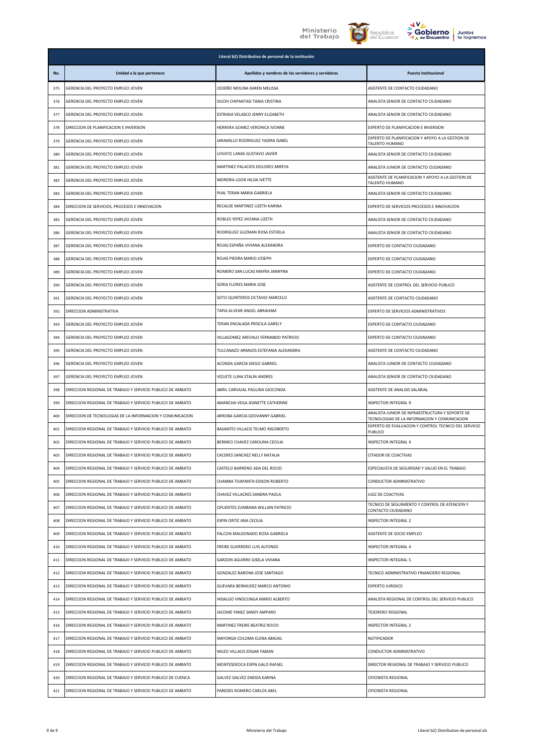| Literal b2) Distributivo de personal de la institución | | | |
|---|---|---|---|
| **No.** | **Unidad a la que pertenece** | **Apellidos y nombres de los servidores y servidoras** | **Puesto Institucional** |
| 375 | GERENCIA DEL PROYECTO EMPLEO JOVEN | CEDEÑO MOLINA KAREN MELISSA | ASISTENTE DE CONTACTO CIUDADANO |
| 376 | GERENCIA DEL PROYECTO EMPLEO JOVEN | DUCHI CHIPANTASI TANIA CRISTINA | ANALISTA SENIOR DE CONTACTO CIUDADANO |
| 377 | GERENCIA DEL PROYECTO EMPLEO JOVEN | ESTRADA VELASCO JENNY ELIZABETH | ANALISTA SENIOR DE CONTACTO CIUDADANO |
| 378 | DIRECCION DE PLANIFICACION E INVERSION | HERRERA GOMEZ VERONICA IVONNE | EXPERTO DE PLANIFICACION E INVERSION |
| 379 | GERENCIA DEL PROYECTO EMPLEO JOVEN | JARAMILLO RODRIGUEZ YADIRA ISABEL | EXPERTO DE PLANIFICACION Y APOYO A LA GESTION DE TALENTO HUMANO |
| 380 | GERENCIA DEL PROYECTO EMPLEO JOVEN | LOVATO LANAS GUSTAVO JAVIER | ANALISTA SENIOR DE CONTACTO CIUDADANO |
| 381 | GERENCIA DEL PROYECTO EMPLEO JOVEN | MARTINEZ PALACIOS DOLORES MIREYA | ANALISTA JUNIOR DE CONTACTO CIUDADANO |
| 382 | GERENCIA DEL PROYECTO EMPLEO JOVEN | MOREIRA LOOR HILDA IVETTE | ASISTENTE DE PLANIFICACION Y APOYO A LA GESTION DE TALENTO HUMANO |
| 383 | GERENCIA DEL PROYECTO EMPLEO JOVEN | PIJAL TERAN MARIA GABRIELA | ANALISTA SENIOR DE CONTACTO CIUDADANO |
| 384 | DIRECCION DE SERVICIOS, PROCESOS E INNOVACION | RECALDE MARTINEZ LIZETH KARINA | EXPERTO DE SERVICIOS PROCESOS E INNOVACION |
| 385 | GERENCIA DEL PROYECTO EMPLEO JOVEN | ROBLES YEPEZ JHOANA LIZETH | ANALISTA SENIOR DE CONTACTO CIUDADANO |
| 386 | GERENCIA DEL PROYECTO EMPLEO JOVEN | RODRIGUEZ GUZMAN ROSA ESTHELA | ANALISTA SENIOR DE CONTACTO CIUDADANO |
| 387 | GERENCIA DEL PROYECTO EMPLEO JOVEN | ROJAS ESPAÑA VIVIANA ALEXANDRA | EXPERTO DE CONTACTO CIUDADANO |
| 388 | GERENCIA DEL PROYECTO EMPLEO JOVEN | ROJAS PIEDRA MARIO JOSEPH | EXPERTO DE CONTACTO CIUDADANO |
| 389 | GERENCIA DEL PROYECTO EMPLEO JOVEN | ROMERO SAN LUCAS MAYRA JANNYNA | EXPERTO DE CONTACTO CIUDADANO |
| 390 | GERENCIA DEL PROYECTO EMPLEO JOVEN | SORIA FLORES MARIA JOSE | ASISTENTE DE CONTROL DEL SERVICIO PUBLICO |
| 391 | GERENCIA DEL PROYECTO EMPLEO JOVEN | SOTO QUINTEROS OCTAVIO MARCELO | ASISTENTE DE CONTACTO CIUDADANO |
| 392 | DIRECCION ADMINISTRATIVA | TAPIA ALVEAR ANGEL ABRAHAM | EXPERTO DE SERVICIOS ADMINISTRATIVOS |
| 393 | GERENCIA DEL PROYECTO EMPLEO JOVEN | TERAN ENCALADA PRISCILA GARELY | EXPERTO DE CONTACTO CIUDADANO |
| 394 | GERENCIA DEL PROYECTO EMPLEO JOVEN | VILLAGOMEZ AREVALO FERNANDO PATRICIO | EXPERTO DE CONTACTO CIUDADANO |
| 395 | GERENCIA DEL PROYECTO EMPLEO JOVEN | TULCANAZO ARMIJOS ESTEFANIA ALEXANDRA | ASISTENTE DE CONTACTO CIUDADANO |
| 396 | GERENCIA DEL PROYECTO EMPLEO JOVEN | ACONDA GARCIA DIEGO GABRIEL | ANALISTA JUNIOR DE CONTACTO CIUDADANO |
| 397 | GERENCIA DEL PROYECTO EMPLEO JOVEN | VIZUETE LUNA STALIN ANDRES | ANALISTA SENIOR DE CONTACTO CIUDADANO |
| 398 | DIRECCION REGIONAL DE TRABAJO Y SERVICIO PUBLICO DE AMBATO | ABRIL CARVAJAL PAULINA GIOCONDA | ASISTENTE DE ANALISIS SALARIAL |
| 399 | DIRECCION REGIONAL DE TRABAJO Y SERVICIO PUBLICO DE AMBATO | AMANCHA VEGA JEANETTE CATHERINE | INSPECTOR INTEGRAL 9 |
| 400 | DIRECCION DE TECNOLOGIAS DE LA INFORMACION Y COMUNICACION | ARROBA GARCIA GEOVANNY GABRIEL | ANALISTA JUNIOR DE INFRAESTRUCTURA Y SOPORTE DE TECNOLOGIAS DE LA INFORMACION Y COMUNICACION |
| 401 | DIRECCION REGIONAL DE TRABAJO Y SERVICIO PUBLICO DE AMBATO | BASANTES VILLACIS TELMO RIGOBERTO | EXPERTO DE EVALUACION Y CONTROL TECNICO DEL SERVICIO PUBLICO |
| 402 | DIRECCION REGIONAL DE TRABAJO Y SERVICIO PUBLICO DE AMBATO | BERMEO CHAVEZ CAROLINA CECILIA | INSPECTOR INTEGRAL 4 |
| 403 | DIRECCION REGIONAL DE TRABAJO Y SERVICIO PUBLICO DE AMBATO | CACERES SANCHEZ NELLY NATALIA | CITADOR DE COACTIVAS |
| 404 | DIRECCION REGIONAL DE TRABAJO Y SERVICIO PUBLICO DE AMBATO | CASTELO BARRENO ADA DEL ROCIO | ESPECIALISTA DE SEGURIDAD Y SALUD EN EL TRABAJO |
| 405 | DIRECCION REGIONAL DE TRABAJO Y SERVICIO PUBLICO DE AMBATO | CHAMBA TOAPANTA EDISON ROBERTO | CONDUCTOR ADMINISTRATIVO |
| 406 | DIRECCION REGIONAL DE TRABAJO Y SERVICIO PUBLICO DE AMBATO | CHAVEZ VILLACRES SANDRA PAOLA | JUEZ DE COACTIVAS |
| 407 | DIRECCION REGIONAL DE TRABAJO Y SERVICIO PUBLICO DE AMBATO | CIFUENTES ZUMBANA WILLIAN PATRICIO | TECNICO DE SEGUIMIENTO Y CONTROL DE ATENCION Y CONTACTO CIUDADANO |
| 408 | DIRECCION REGIONAL DE TRABAJO Y SERVICIO PUBLICO DE AMBATO | ESPIN ORTIZ ANA CECILIA | INSPECTOR INTEGRAL 2 |
| 409 | DIRECCION REGIONAL DE TRABAJO Y SERVICIO PUBLICO DE AMBATO | FALCON MALDONADO ROSA GABRIELA | ASISTENTE DE SOCIO EMPLEO |
| 410 | DIRECCION REGIONAL DE TRABAJO Y SERVICIO PUBLICO DE AMBATO | FREIRE GUERRERO LUIS ALFONSO | INSPECTOR INTEGRAL 4 |
| 411 | DIRECCION REGIONAL DE TRABAJO Y SERVICIO PUBLICO DE AMBATO | GARZON AGUIRRE GISELA VIVIANA | INSPECTOR INTEGRAL 5 |
| 412 | DIRECCION REGIONAL DE TRABAJO Y SERVICIO PUBLICO DE AMBATO | GONZALEZ BARONA JOSE SANTIAGO | TECNICO ADMINISTRATIVO FINANCIERO REGIONAL |
| 413 | DIRECCION REGIONAL DE TRABAJO Y SERVICIO PUBLICO DE AMBATO | GUEVARA BERMUDEZ MARCO ANTONIO | EXPERTO JURIDICO |
| 414 | DIRECCION REGIONAL DE TRABAJO Y SERVICIO PUBLICO DE AMBATO | HIDALGO VINOCUNGA MARIO ALBERTO | ANALISTA REGIONAL DE CONTROL DEL SERVICIO PUBLICO |
| 415 | DIRECCION REGIONAL DE TRABAJO Y SERVICIO PUBLICO DE AMBATO | JACOME YANEZ SANDY AMPARO | TESORERO REGIONAL |
| 416 | DIRECCION REGIONAL DE TRABAJO Y SERVICIO PUBLICO DE AMBATO | MARTINEZ FREIRE BEATRIZ ROCIO | INSPECTOR INTEGRAL 2 |
| 417 | DIRECCION REGIONAL DE TRABAJO Y SERVICIO PUBLICO DE AMBATO | MAYORGA COLOMA ELENA ABIGAIL | NOTIFICADOR |
| 418 | DIRECCION REGIONAL DE TRABAJO Y SERVICIO PUBLICO DE AMBATO | MUZO VILLACIS EDGAR FABIAN | CONDUCTOR ADMINISTRATIVO |
| 419 | DIRECCION REGIONAL DE TRABAJO Y SERVICIO PUBLICO DE AMBATO | MONTESDEOCA ESPIN GALO RAFAEL | DIRECTOR REGIONAL DE TRABAJO Y SERVICIO PUBLICO |
| 420 | DIRECCION REGIONAL DE TRABAJO Y SERVICIO PUBLICO DE CUENCA | GALVEZ GALVEZ ENEIDA KARINA | OFICINISTA REGIONAL |
| 421 | DIRECCION REGIONAL DE TRABAJO Y SERVICIO PUBLICO DE AMBATO | PAREDES ROMERO CARLOS ABEL | OFICINISTA REGIONAL |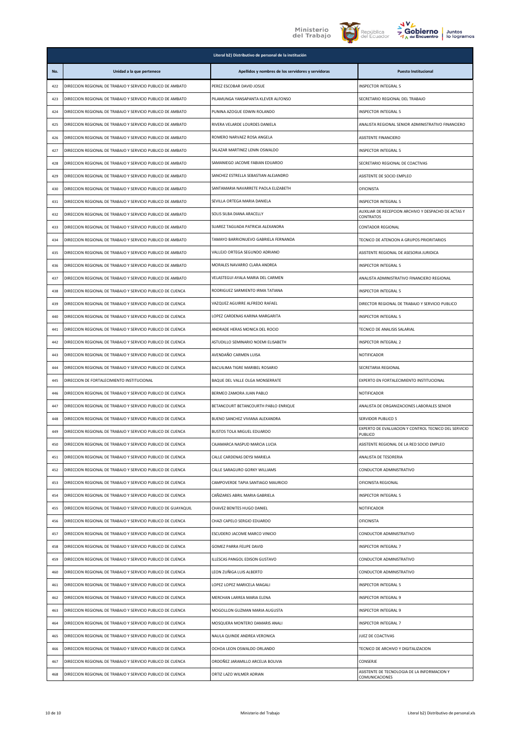| Literal b2) Distributivo de personal de la institución | | | |
|---|---|---|---|
| No. | Unidad a la que pertenece | Apellidos y nombres de los servidores y servidoras | Puesto Institucional |
| 422 | DIRECCION REGIONAL DE TRABAJO Y SERVICIO PUBLICO DE AMBATO | PEREZ ESCOBAR DAVID JOSUE | INSPECTOR INTEGRAL 5 |
| 423 | DIRECCION REGIONAL DE TRABAJO Y SERVICIO PUBLICO DE AMBATO | PILAMUNGA YANSAPANTA KLEVER ALFONSO | SECRETARIO REGIONAL DEL TRABAJO |
| 424 | DIRECCION REGIONAL DE TRABAJO Y SERVICIO PUBLICO DE AMBATO | PUNINA AZOGUE EDWIN ROLANDO | INSPECTOR INTEGRAL 5 |
| 425 | DIRECCION REGIONAL DE TRABAJO Y SERVICIO PUBLICO DE AMBATO | RIVERA VELARDE LOURDES DANIELA | ANALISTA REGIONAL SENIOR ADMINISTRATIVO FINANCIERO |
| 426 | DIRECCION REGIONAL DE TRABAJO Y SERVICIO PUBLICO DE AMBATO | ROMERO NARVAEZ ROSA ANGELA | ASISTENTE FINANCIERO |
| 427 | DIRECCION REGIONAL DE TRABAJO Y SERVICIO PUBLICO DE AMBATO | SALAZAR MARTINEZ LENIN OSWALDO | INSPECTOR INTEGRAL 5 |
| 428 | DIRECCION REGIONAL DE TRABAJO Y SERVICIO PUBLICO DE AMBATO | SAMANIEGO JACOME FABIAN EDUARDO | SECRETARIO REGIONAL DE COACTIVAS |
| 429 | DIRECCION REGIONAL DE TRABAJO Y SERVICIO PUBLICO DE AMBATO | SANCHEZ ESTRELLA SEBASTIAN ALEJANDRO | ASISTENTE DE SOCIO EMPLEO |
| 430 | DIRECCION REGIONAL DE TRABAJO Y SERVICIO PUBLICO DE AMBATO | SANTAMARIA NAVARRETE PAOLA ELIZABETH | OFICINISTA |
| 431 | DIRECCION REGIONAL DE TRABAJO Y SERVICIO PUBLICO DE AMBATO | SEVILLA ORTEGA MARIA DANIELA | INSPECTOR INTEGRAL 5 |
| 432 | DIRECCION REGIONAL DE TRABAJO Y SERVICIO PUBLICO DE AMBATO | SOLIS SILBA DIANA ARACELLY | AUXILIAR DE RECEPCION ARCHIVO Y DESPACHO DE ACTAS Y CONTRATOS |
| 433 | DIRECCION REGIONAL DE TRABAJO Y SERVICIO PUBLICO DE AMBATO | SUAREZ TAGUADA PATRICIA ALEXANDRA | CONTADOR REGIONAL |
| 434 | DIRECCION REGIONAL DE TRABAJO Y SERVICIO PUBLICO DE AMBATO | TAMAYO BARRIONUEVO GABRIELA FERNANDA | TECNICO DE ATENCION A GRUPOS PRIORITARIOS |
| 435 | DIRECCION REGIONAL DE TRABAJO Y SERVICIO PUBLICO DE AMBATO | VALLEJO ORTEGA SEGUNDO ADRIANO | ASISTENTE REGIONAL DE ASESORIA JURIDICA |
| 436 | DIRECCION REGIONAL DE TRABAJO Y SERVICIO PUBLICO DE AMBATO | MORALES NAVARRO CLARA ANDREA | INSPECTOR INTEGRAL 5 |
| 437 | DIRECCION REGIONAL DE TRABAJO Y SERVICIO PUBLICO DE AMBATO | VELASTEGUI AYALA MARIA DEL CARMEN | ANALISTA ADMINISTRATIVO FINANCIERO REGIONAL |
| 438 | DIRECCION REGIONAL DE TRABAJO Y SERVICIO PUBLICO DE CUENCA | RODRIGUEZ SARMIENTO IRMA TATIANA | INSPECTOR INTEGRAL 5 |
| 439 | DIRECCION REGIONAL DE TRABAJO Y SERVICIO PUBLICO DE CUENCA | VAZQUEZ AGUIRRE ALFREDO RAFAEL | DIRECTOR REGIONAL DE TRABAJO Y SERVICIO PUBLICO |
| 440 | DIRECCION REGIONAL DE TRABAJO Y SERVICIO PUBLICO DE CUENCA | LOPEZ CARDENAS KARINA MARGARITA | INSPECTOR INTEGRAL 5 |
| 441 | DIRECCION REGIONAL DE TRABAJO Y SERVICIO PUBLICO DE CUENCA | ANDRADE HERAS MONICA DEL ROCIO | TECNICO DE ANALISIS SALARIAL |
| 442 | DIRECCION REGIONAL DE TRABAJO Y SERVICIO PUBLICO DE CUENCA | ASTUDILLO SEMINARIO NOEMI ELISABETH | INSPECTOR INTEGRAL 2 |
| 443 | DIRECCION REGIONAL DE TRABAJO Y SERVICIO PUBLICO DE CUENCA | AVENDAÑO CARMEN LUISA | NOTIFICADOR |
| 444 | DIRECCION REGIONAL DE TRABAJO Y SERVICIO PUBLICO DE CUENCA | BACUILIMA TIGRE MARIBEL ROSARIO | SECRETARIA REGIONAL |
| 445 | DIRECCION DE FORTALECIMIENTO INSTITUCIONAL | BAQUE DEL VALLE OLGA MONSERRATE | EXPERTO EN FORTALECIMIENTO INSTITUCIONAL |
| 446 | DIRECCION REGIONAL DE TRABAJO Y SERVICIO PUBLICO DE CUENCA | BERMEO ZAMORA JUAN PABLO | NOTIFICADOR |
| 447 | DIRECCION REGIONAL DE TRABAJO Y SERVICIO PUBLICO DE CUENCA | BETANCOURT BETANCOURTH PABLO ENRIQUE | ANALISTA DE ORGANIZACIONES LABORALES SENIOR |
| 448 | DIRECCION REGIONAL DE TRABAJO Y SERVICIO PUBLICO DE CUENCA | BUENO SANCHEZ VIVIANA ALEXANDRA | SERVIDOR PUBLICO 5 |
| 449 | DIRECCION REGIONAL DE TRABAJO Y SERVICIO PUBLICO DE CUENCA | BUSTOS TOLA MIGUEL EDUARDO | EXPERTO DE EVALUACION Y CONTROL TECNICO DEL SERVICIO PUBLICO |
| 450 | DIRECCION REGIONAL DE TRABAJO Y SERVICIO PUBLICO DE CUENCA | CAJAMARCA NASPUD MARCIA LUCIA | ASISTENTE REGIONAL DE LA RED SOCIO EMPLEO |
| 451 | DIRECCION REGIONAL DE TRABAJO Y SERVICIO PUBLICO DE CUENCA | CALLE CARDENAS DEYSI MARIELA | ANALISTA DE TESORERIA |
| 452 | DIRECCION REGIONAL DE TRABAJO Y SERVICIO PUBLICO DE CUENCA | CALLE SARAGURO GORKY WILLIAMS | CONDUCTOR ADMINISTRATIVO |
| 453 | DIRECCION REGIONAL DE TRABAJO Y SERVICIO PUBLICO DE CUENCA | CAMPOVERDE TAPIA SANTIAGO MAURICIO | OFICINISTA REGIONAL |
| 454 | DIRECCION REGIONAL DE TRABAJO Y SERVICIO PUBLICO DE CUENCA | CAÑIZARES ABRIL MARIA GABRIELA | INSPECTOR INTEGRAL 5 |
| 455 | DIRECCION REGIONAL DE TRABAJO Y SERVICIO PUBLICO DE GUAYAQUIL | CHAVEZ BENITES HUGO DANIEL | NOTIFICADOR |
| 456 | DIRECCION REGIONAL DE TRABAJO Y SERVICIO PUBLICO DE CUENCA | CHAZI CAPELO SERGIO EDUARDO | OFICINISTA |
| 457 | DIRECCION REGIONAL DE TRABAJO Y SERVICIO PUBLICO DE CUENCA | ESCUDERO JACOME MARCO VINICIO | CONDUCTOR ADMINISTRATIVO |
| 458 | DIRECCION REGIONAL DE TRABAJO Y SERVICIO PUBLICO DE CUENCA | GOMEZ PARRA FELIPE DAVID | INSPECTOR INTEGRAL 7 |
| 459 | DIRECCION REGIONAL DE TRABAJO Y SERVICIO PUBLICO DE CUENCA | ILLESCAS PANGOL EDISON GUSTAVO | CONDUCTOR ADMINISTRATIVO |
| 460 | DIRECCION REGIONAL DE TRABAJO Y SERVICIO PUBLICO DE CUENCA | LEON ZUÑIGA LUIS ALBERTO | CONDUCTOR ADMINISTRATIVO |
| 461 | DIRECCION REGIONAL DE TRABAJO Y SERVICIO PUBLICO DE CUENCA | LOPEZ LOPEZ MARICELA MAGALI | INSPECTOR INTEGRAL 5 |
| 462 | DIRECCION REGIONAL DE TRABAJO Y SERVICIO PUBLICO DE CUENCA | MERCHAN LARREA MARIA ELENA | INSPECTOR INTEGRAL 9 |
| 463 | DIRECCION REGIONAL DE TRABAJO Y SERVICIO PUBLICO DE CUENCA | MOGOLLON GUZMAN MARIA AUGUSTA | INSPECTOR INTEGRAL 9 |
| 464 | DIRECCION REGIONAL DE TRABAJO Y SERVICIO PUBLICO DE CUENCA | MOSQUERA MONTERO DAMARIS ANALI | INSPECTOR INTEGRAL 7 |
| 465 | DIRECCION REGIONAL DE TRABAJO Y SERVICIO PUBLICO DE CUENCA | NAULA QUINDE ANDREA VERONICA | JUEZ DE COACTIVAS |
| 466 | DIRECCION REGIONAL DE TRABAJO Y SERVICIO PUBLICO DE CUENCA | OCHOA LEON OSWALDO ORLANDO | TECNICO DE ARCHIVO Y DIGITALIZACION |
| 467 | DIRECCION REGIONAL DE TRABAJO Y SERVICIO PUBLICO DE CUENCA | ORDOÑEZ JARAMILLO ARCELIA BOLIVIA | CONSERJE |
| 468 | DIRECCION REGIONAL DE TRABAJO Y SERVICIO PUBLICO DE CUENCA | ORTIZ LAZO WILMER ADRIAN | ASISTENTE DE TECNOLOGIA DE LA INFORMACION Y COMUNICACIONES |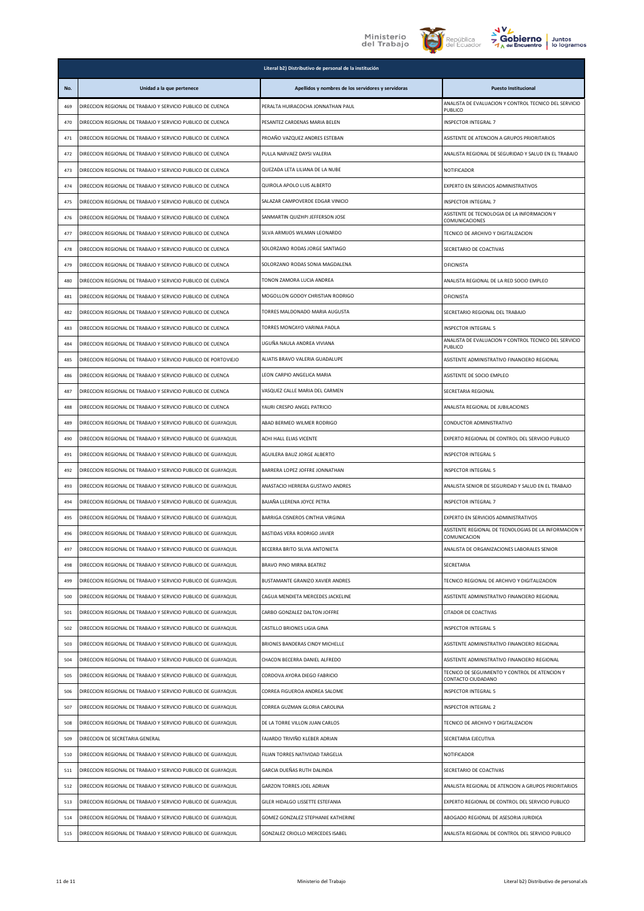| Literal b2) Distributivo de personal de la institución | | | |
|---|---|---|---|
| No. | Unidad a la que pertenece | Apellidos y nombres de los servidores y servidoras | Puesto Institucional |
| 469 | DIRECCION REGIONAL DE TRABAJO Y SERVICIO PUBLICO DE CUENCA | PERALTA HUIRACOCHA JONNATHAN PAUL | ANALISTA DE EVALUACION Y CONTROL TECNICO DEL SERVICIO PUBLICO |
| 470 | DIRECCION REGIONAL DE TRABAJO Y SERVICIO PUBLICO DE CUENCA | PESANTEZ CARDENAS MARIA BELEN | INSPECTOR INTEGRAL 7 |
| 471 | DIRECCION REGIONAL DE TRABAJO Y SERVICIO PUBLICO DE CUENCA | PROAÑO VAZQUEZ ANDRES ESTEBAN | ASISTENTE DE ATENCION A GRUPOS PRIORITARIOS |
| 472 | DIRECCION REGIONAL DE TRABAJO Y SERVICIO PUBLICO DE CUENCA | PULLA NARVAEZ DAYSI VALERIA | ANALISTA REGIONAL DE SEGURIDAD Y SALUD EN EL TRABAJO |
| 473 | DIRECCION REGIONAL DE TRABAJO Y SERVICIO PUBLICO DE CUENCA | QUEZADA LETA LILIANA DE LA NUBE | NOTIFICADOR |
| 474 | DIRECCION REGIONAL DE TRABAJO Y SERVICIO PUBLICO DE CUENCA | QUIROLA APOLO LUIS ALBERTO | EXPERTO EN SERVICIOS ADMINISTRATIVOS |
| 475 | DIRECCION REGIONAL DE TRABAJO Y SERVICIO PUBLICO DE CUENCA | SALAZAR CAMPOVERDE EDGAR VINICIO | INSPECTOR INTEGRAL 7 |
| 476 | DIRECCION REGIONAL DE TRABAJO Y SERVICIO PUBLICO DE CUENCA | SANMARTIN QUIZHPI JEFFERSON JOSE | ASISTENTE DE TECNOLOGIA DE LA INFORMACION Y COMUNICACIONES |
| 477 | DIRECCION REGIONAL DE TRABAJO Y SERVICIO PUBLICO DE CUENCA | SILVA ARMIJOS WILMAN LEONARDO | TECNICO DE ARCHIVO Y DIGITALIZACION |
| 478 | DIRECCION REGIONAL DE TRABAJO Y SERVICIO PUBLICO DE CUENCA | SOLORZANO RODAS JORGE SANTIAGO | SECRETARIO DE COACTIVAS |
| 479 | DIRECCION REGIONAL DE TRABAJO Y SERVICIO PUBLICO DE CUENCA | SOLORZANO RODAS SONIA MAGDALENA | OFICINISTA |
| 480 | DIRECCION REGIONAL DE TRABAJO Y SERVICIO PUBLICO DE CUENCA | TONON ZAMORA LUCIA ANDREA | ANALISTA REGIONAL DE LA RED SOCIO EMPLEO |
| 481 | DIRECCION REGIONAL DE TRABAJO Y SERVICIO PUBLICO DE CUENCA | MOGOLLON GODOY CHRISTIAN RODRIGO | OFICINISTA |
| 482 | DIRECCION REGIONAL DE TRABAJO Y SERVICIO PUBLICO DE CUENCA | TORRES MALDONADO MARIA AUGUSTA | SECRETARIO REGIONAL DEL TRABAJO |
| 483 | DIRECCION REGIONAL DE TRABAJO Y SERVICIO PUBLICO DE CUENCA | TORRES MONCAYO VARINIA PAOLA | INSPECTOR INTEGRAL 5 |
| 484 | DIRECCION REGIONAL DE TRABAJO Y SERVICIO PUBLICO DE CUENCA | UGUÑA NAULA ANDREA VIVIANA | ANALISTA DE EVALUACION Y CONTROL TECNICO DEL SERVICIO PUBLICO |
| 485 | DIRECCION REGIONAL DE TRABAJO Y SERVICIO PUBLICO DE PORTOVIEJO | ALIATIS BRAVO VALERIA GUADALUPE | ASISTENTE ADMINISTRATIVO FINANCIERO REGIONAL |
| 486 | DIRECCION REGIONAL DE TRABAJO Y SERVICIO PUBLICO DE CUENCA | LEON CARPIO ANGELICA MARIA | ASISTENTE DE SOCIO EMPLEO |
| 487 | DIRECCION REGIONAL DE TRABAJO Y SERVICIO PUBLICO DE CUENCA | VASQUEZ CALLE MARIA DEL CARMEN | SECRETARIA REGIONAL |
| 488 | DIRECCION REGIONAL DE TRABAJO Y SERVICIO PUBLICO DE CUENCA | YAURI CRESPO ANGEL PATRICIO | ANALISTA REGIONAL DE JUBILACIONES |
| 489 | DIRECCION REGIONAL DE TRABAJO Y SERVICIO PUBLICO DE GUAYAQUIL | ABAD BERMEO WILMER RODRIGO | CONDUCTOR ADMINISTRATIVO |
| 490 | DIRECCION REGIONAL DE TRABAJO Y SERVICIO PUBLICO DE GUAYAQUIL | ACHI HALL ELIAS VICENTE | EXPERTO REGIONAL DE CONTROL DEL SERVICIO PUBLICO |
| 491 | DIRECCION REGIONAL DE TRABAJO Y SERVICIO PUBLICO DE GUAYAQUIL | AGUILERA BAUZ JORGE ALBERTO | INSPECTOR INTEGRAL 5 |
| 492 | DIRECCION REGIONAL DE TRABAJO Y SERVICIO PUBLICO DE GUAYAQUIL | BARRERA LOPEZ JOFFRE JONNATHAN | INSPECTOR INTEGRAL 5 |
| 493 | DIRECCION REGIONAL DE TRABAJO Y SERVICIO PUBLICO DE GUAYAQUIL | ANASTACIO HERRERA GUSTAVO ANDRES | ANALISTA SENIOR DE SEGURIDAD Y SALUD EN EL TRABAJO |
| 494 | DIRECCION REGIONAL DE TRABAJO Y SERVICIO PUBLICO DE GUAYAQUIL | BAJAÑA LLERENA JOYCE PETRA | INSPECTOR INTEGRAL 7 |
| 495 | DIRECCION REGIONAL DE TRABAJO Y SERVICIO PUBLICO DE GUAYAQUIL | BARRIGA CISNEROS CINTHIA VIRGINIA | EXPERTO EN SERVICIOS ADMINISTRATIVOS |
| 496 | DIRECCION REGIONAL DE TRABAJO Y SERVICIO PUBLICO DE GUAYAQUIL | BASTIDAS VERA RODRIGO JAVIER | ASISTENTE REGIONAL DE TECNOLOGIAS DE LA INFORMACION Y COMUNICACION |
| 497 | DIRECCION REGIONAL DE TRABAJO Y SERVICIO PUBLICO DE GUAYAQUIL | BECERRA BRITO SILVIA ANTONIETA | ANALISTA DE ORGANIZACIONES LABORALES SENIOR |
| 498 | DIRECCION REGIONAL DE TRABAJO Y SERVICIO PUBLICO DE GUAYAQUIL | BRAVO PINO MIRNA BEATRIZ | SECRETARIA |
| 499 | DIRECCION REGIONAL DE TRABAJO Y SERVICIO PUBLICO DE GUAYAQUIL | BUSTAMANTE GRANIZO XAVIER ANDRES | TECNICO REGIONAL DE ARCHIVO Y DIGITALIZACION |
| 500 | DIRECCION REGIONAL DE TRABAJO Y SERVICIO PUBLICO DE GUAYAQUIL | CAGUA MENDIETA MERCEDES JACKELINE | ASISTENTE ADMINISTRATIVO FINANCIERO REGIONAL |
| 501 | DIRECCION REGIONAL DE TRABAJO Y SERVICIO PUBLICO DE GUAYAQUIL | CARBO GONZALEZ DALTON JOFFRE | CITADOR DE COACTIVAS |
| 502 | DIRECCION REGIONAL DE TRABAJO Y SERVICIO PUBLICO DE GUAYAQUIL | CASTILLO BRIONES LIGIA GINA | INSPECTOR INTEGRAL 5 |
| 503 | DIRECCION REGIONAL DE TRABAJO Y SERVICIO PUBLICO DE GUAYAQUIL | BRIONES BANDERAS CINDY MICHELLE | ASISTENTE ADMINISTRATIVO FINANCIERO REGIONAL |
| 504 | DIRECCION REGIONAL DE TRABAJO Y SERVICIO PUBLICO DE GUAYAQUIL | CHACON BECERRA DANIEL ALFREDO | ASISTENTE ADMINISTRATIVO FINANCIERO REGIONAL |
| 505 | DIRECCION REGIONAL DE TRABAJO Y SERVICIO PUBLICO DE GUAYAQUIL | CORDOVA AYORA DIEGO FABRICIO | TECNICO DE SEGUIMIENTO Y CONTROL DE ATENCION Y CONTACTO CIUDADANO |
| 506 | DIRECCION REGIONAL DE TRABAJO Y SERVICIO PUBLICO DE GUAYAQUIL | CORREA FIGUEROA ANDREA SALOME | INSPECTOR INTEGRAL 5 |
| 507 | DIRECCION REGIONAL DE TRABAJO Y SERVICIO PUBLICO DE GUAYAQUIL | CORREA GUZMAN GLORIA CAROLINA | INSPECTOR INTEGRAL 2 |
| 508 | DIRECCION REGIONAL DE TRABAJO Y SERVICIO PUBLICO DE GUAYAQUIL | DE LA TORRE VILLON JUAN CARLOS | TECNICO DE ARCHIVO Y DIGITALIZACION |
| 509 | DIRECCION DE SECRETARIA GENERAL | FAJARDO TRIVIÑO KLEBER ADRIAN | SECRETARIA EJECUTIVA |
| 510 | DIRECCION REGIONAL DE TRABAJO Y SERVICIO PUBLICO DE GUAYAQUIL | FILIAN TORRES NATIVIDAD TARGELIA | NOTIFICADOR |
| 511 | DIRECCION REGIONAL DE TRABAJO Y SERVICIO PUBLICO DE GUAYAQUIL | GARCIA DUEÑAS RUTH DALINDA | SECRETARIO DE COACTIVAS |
| 512 | DIRECCION REGIONAL DE TRABAJO Y SERVICIO PUBLICO DE GUAYAQUIL | GARZON TORRES JOEL ADRIAN | ANALISTA REGIONAL DE ATENCION A GRUPOS PRIORITARIOS |
| 513 | DIRECCION REGIONAL DE TRABAJO Y SERVICIO PUBLICO DE GUAYAQUIL | GILER HIDALGO LISSETTE ESTEFANIA | EXPERTO REGIONAL DE CONTROL DEL SERVICIO PUBLICO |
| 514 | DIRECCION REGIONAL DE TRABAJO Y SERVICIO PUBLICO DE GUAYAQUIL | GOMEZ GONZALEZ STEPHANIE KATHERINE | ABOGADO REGIONAL DE ASESORIA JURIDICA |
| 515 | DIRECCION REGIONAL DE TRABAJO Y SERVICIO PUBLICO DE GUAYAQUIL | GONZALEZ CRIOLLO MERCEDES ISABEL | ANALISTA REGIONAL DE CONTROL DEL SERVICIO PUBLICO |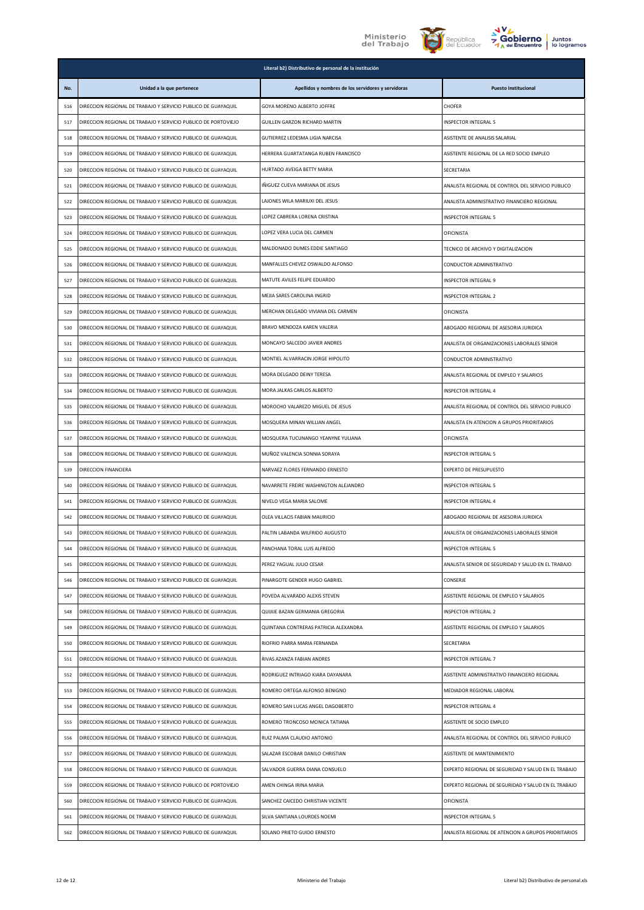| Literal b2) Distributivo de personal de la institución | | | |
|---|---|---|---|
| No. | Unidad a la que pertenece | Apellidos y nombres de los servidores y servidoras | Puesto Institucional |
| 516 | DIRECCION REGIONAL DE TRABAJO Y SERVICIO PUBLICO DE GUAYAQUIL | GOYA MORENO ALBERTO JOFFRE | CHOFER |
| 517 | DIRECCION REGIONAL DE TRABAJO Y SERVICIO PUBLICO DE PORTOVIEJO | GUILLEN GARZON RICHARD MARTIN | INSPECTOR INTEGRAL 5 |
| 518 | DIRECCION REGIONAL DE TRABAJO Y SERVICIO PUBLICO DE GUAYAQUIL | GUTIERREZ LEDESMA LIGIA NARCISA | ASISTENTE DE ANALISIS SALARIAL |
| 519 | DIRECCION REGIONAL DE TRABAJO Y SERVICIO PUBLICO DE GUAYAQUIL | HERRERA GUARTATANGA RUBEN FRANCISCO | ASISTENTE REGIONAL DE LA RED SOCIO EMPLEO |
| 520 | DIRECCION REGIONAL DE TRABAJO Y SERVICIO PUBLICO DE GUAYAQUIL | HURTADO AVEIGA BETTY MARIA | SECRETARIA |
| 521 | DIRECCION REGIONAL DE TRABAJO Y SERVICIO PUBLICO DE GUAYAQUIL | IÑIGUEZ CUEVA MARIANA DE JESUS | ANALISTA REGIONAL DE CONTROL DEL SERVICIO PUBLICO |
| 522 | DIRECCION REGIONAL DE TRABAJO Y SERVICIO PUBLICO DE GUAYAQUIL | LAJONES WILA MARIUXI DEL JESUS | ANALISTA ADMINISTRATIVO FINANCIERO REGIONAL |
| 523 | DIRECCION REGIONAL DE TRABAJO Y SERVICIO PUBLICO DE GUAYAQUIL | LOPEZ CABRERA LORENA CRISTINA | INSPECTOR INTEGRAL 5 |
| 524 | DIRECCION REGIONAL DE TRABAJO Y SERVICIO PUBLICO DE GUAYAQUIL | LOPEZ VERA LUCIA DEL CARMEN | OFICINISTA |
| 525 | DIRECCION REGIONAL DE TRABAJO Y SERVICIO PUBLICO DE GUAYAQUIL | MALDONADO DUMES EDDIE SANTIAGO | TECNICO DE ARCHIVO Y DIGITALIZACION |
| 526 | DIRECCION REGIONAL DE TRABAJO Y SERVICIO PUBLICO DE GUAYAQUIL | MANFALLES CHEVEZ OSWALDO ALFONSO | CONDUCTOR ADMINISTRATIVO |
| 527 | DIRECCION REGIONAL DE TRABAJO Y SERVICIO PUBLICO DE GUAYAQUIL | MATUTE AVILES FELIPE EDUARDO | INSPECTOR INTEGRAL 9 |
| 528 | DIRECCION REGIONAL DE TRABAJO Y SERVICIO PUBLICO DE GUAYAQUIL | MEJIA SARES CAROLINA INGRID | INSPECTOR INTEGRAL 2 |
| 529 | DIRECCION REGIONAL DE TRABAJO Y SERVICIO PUBLICO DE GUAYAQUIL | MERCHAN DELGADO VIVIANA DEL CARMEN | OFICINISTA |
| 530 | DIRECCION REGIONAL DE TRABAJO Y SERVICIO PUBLICO DE GUAYAQUIL | BRAVO MENDOZA KAREN VALERIA | ABOGADO REGIONAL DE ASESORIA JURIDICA |
| 531 | DIRECCION REGIONAL DE TRABAJO Y SERVICIO PUBLICO DE GUAYAQUIL | MONCAYO SALCEDO JAVIER ANDRES | ANALISTA DE ORGANIZACIONES LABORALES SENIOR |
| 532 | DIRECCION REGIONAL DE TRABAJO Y SERVICIO PUBLICO DE GUAYAQUIL | MONTIEL ALVARRACIN JORGE HIPOLITO | CONDUCTOR ADMINISTRATIVO |
| 533 | DIRECCION REGIONAL DE TRABAJO Y SERVICIO PUBLICO DE GUAYAQUIL | MORA DELGADO DEINY TERESA | ANALISTA REGIONAL DE EMPLEO Y SALARIOS |
| 534 | DIRECCION REGIONAL DE TRABAJO Y SERVICIO PUBLICO DE GUAYAQUIL | MORA JALKAS CARLOS ALBERTO | INSPECTOR INTEGRAL 4 |
| 535 | DIRECCION REGIONAL DE TRABAJO Y SERVICIO PUBLICO DE GUAYAQUIL | MOROCHO VALAREZO MIGUEL DE JESUS | ANALISTA REGIONAL DE CONTROL DEL SERVICIO PUBLICO |
| 536 | DIRECCION REGIONAL DE TRABAJO Y SERVICIO PUBLICO DE GUAYAQUIL | MOSQUERA MINAN WILLIAN ANGEL | ANALISTA EN ATENCION A GRUPOS PRIORITARIOS |
| 537 | DIRECCION REGIONAL DE TRABAJO Y SERVICIO PUBLICO DE GUAYAQUIL | MOSQUERA TUCUNANGO YEANYNE YULIANA | OFICINISTA |
| 538 | DIRECCION REGIONAL DE TRABAJO Y SERVICIO PUBLICO DE GUAYAQUIL | MUÑOZ VALENCIA SONNIA SORAYA | INSPECTOR INTEGRAL 5 |
| 539 | DIRECCION FINANCIERA | NARVAEZ FLORES FERNANDO ERNESTO | EXPERTO DE PRESUPUESTO |
| 540 | DIRECCION REGIONAL DE TRABAJO Y SERVICIO PUBLICO DE GUAYAQUIL | NAVARRETE FREIRE WASHINGTON ALEJANDRO | INSPECTOR INTEGRAL 5 |
| 541 | DIRECCION REGIONAL DE TRABAJO Y SERVICIO PUBLICO DE GUAYAQUIL | NIVELO VEGA MARIA SALOME | INSPECTOR INTEGRAL 4 |
| 542 | DIRECCION REGIONAL DE TRABAJO Y SERVICIO PUBLICO DE GUAYAQUIL | OLEA VILLACIS FABIAN MAURICIO | ABOGADO REGIONAL DE ASESORIA JURIDICA |
| 543 | DIRECCION REGIONAL DE TRABAJO Y SERVICIO PUBLICO DE GUAYAQUIL | PALTIN LABANDA WILFRIDO AUGUSTO | ANALISTA DE ORGANIZACIONES LABORALES SENIOR |
| 544 | DIRECCION REGIONAL DE TRABAJO Y SERVICIO PUBLICO DE GUAYAQUIL | PANCHANA TORAL LUIS ALFREDO | INSPECTOR INTEGRAL 5 |
| 545 | DIRECCION REGIONAL DE TRABAJO Y SERVICIO PUBLICO DE GUAYAQUIL | PEREZ YAGUAL JULIO CESAR | ANALISTA SENIOR DE SEGURIDAD Y SALUD EN EL TRABAJO |
| 546 | DIRECCION REGIONAL DE TRABAJO Y SERVICIO PUBLICO DE GUAYAQUIL | PINARGOTE GENDER HUGO GABRIEL | CONSERJE |
| 547 | DIRECCION REGIONAL DE TRABAJO Y SERVICIO PUBLICO DE GUAYAQUIL | POVEDA ALVARADO ALEXIS STEVEN | ASISTENTE REGIONAL DE EMPLEO Y SALARIOS |
| 548 | DIRECCION REGIONAL DE TRABAJO Y SERVICIO PUBLICO DE GUAYAQUIL | QUIJIJE BAZAN GERMANIA GREGORIA | INSPECTOR INTEGRAL 2 |
| 549 | DIRECCION REGIONAL DE TRABAJO Y SERVICIO PUBLICO DE GUAYAQUIL | QUINTANA CONTRERAS PATRICIA ALEXANDRA | ASISTENTE REGIONAL DE EMPLEO Y SALARIOS |
| 550 | DIRECCION REGIONAL DE TRABAJO Y SERVICIO PUBLICO DE GUAYAQUIL | RIOFRIO PARRA MARIA FERNANDA | SECRETARIA |
| 551 | DIRECCION REGIONAL DE TRABAJO Y SERVICIO PUBLICO DE GUAYAQUIL | RIVAS AZANZA FABIAN ANDRES | INSPECTOR INTEGRAL 7 |
| 552 | DIRECCION REGIONAL DE TRABAJO Y SERVICIO PUBLICO DE GUAYAQUIL | RODRIGUEZ INTRIAGO KIARA DAYANARA | ASISTENTE ADMINISTRATIVO FINANCIERO REGIONAL |
| 553 | DIRECCION REGIONAL DE TRABAJO Y SERVICIO PUBLICO DE GUAYAQUIL | ROMERO ORTEGA ALFONSO BENIGNO | MEDIADOR REGIONAL LABORAL |
| 554 | DIRECCION REGIONAL DE TRABAJO Y SERVICIO PUBLICO DE GUAYAQUIL | ROMERO SAN LUCAS ANGEL DAGOBERTO | INSPECTOR INTEGRAL 4 |
| 555 | DIRECCION REGIONAL DE TRABAJO Y SERVICIO PUBLICO DE GUAYAQUIL | ROMERO TRONCOSO MONICA TATIANA | ASISTENTE DE SOCIO EMPLEO |
| 556 | DIRECCION REGIONAL DE TRABAJO Y SERVICIO PUBLICO DE GUAYAQUIL | RUIZ PALMA CLAUDIO ANTONIO | ANALISTA REGIONAL DE CONTROL DEL SERVICIO PUBLICO |
| 557 | DIRECCION REGIONAL DE TRABAJO Y SERVICIO PUBLICO DE GUAYAQUIL | SALAZAR ESCOBAR DANILO CHRISTIAN | ASISTENTE DE MANTENIMIENTO |
| 558 | DIRECCION REGIONAL DE TRABAJO Y SERVICIO PUBLICO DE GUAYAQUIL | SALVADOR GUERRA DIANA CONSUELO | EXPERTO REGIONAL DE SEGURIDAD Y SALUD EN EL TRABAJO |
| 559 | DIRECCION REGIONAL DE TRABAJO Y SERVICIO PUBLICO DE PORTOVIEJO | AMEN CHINGA IRINA MARIA | EXPERTO REGIONAL DE SEGURIDAD Y SALUD EN EL TRABAJO |
| 560 | DIRECCION REGIONAL DE TRABAJO Y SERVICIO PUBLICO DE GUAYAQUIL | SANCHEZ CAICEDO CHRISTIAN VICENTE | OFICINISTA |
| 561 | DIRECCION REGIONAL DE TRABAJO Y SERVICIO PUBLICO DE GUAYAQUIL | SILVA SANTIANA LOURDES NOEMI | INSPECTOR INTEGRAL 5 |
| 562 | DIRECCION REGIONAL DE TRABAJO Y SERVICIO PUBLICO DE GUAYAQUIL | SOLANO PRIETO GUIDO ERNESTO | ANALISTA REGIONAL DE ATENCION A GRUPOS PRIORITARIOS |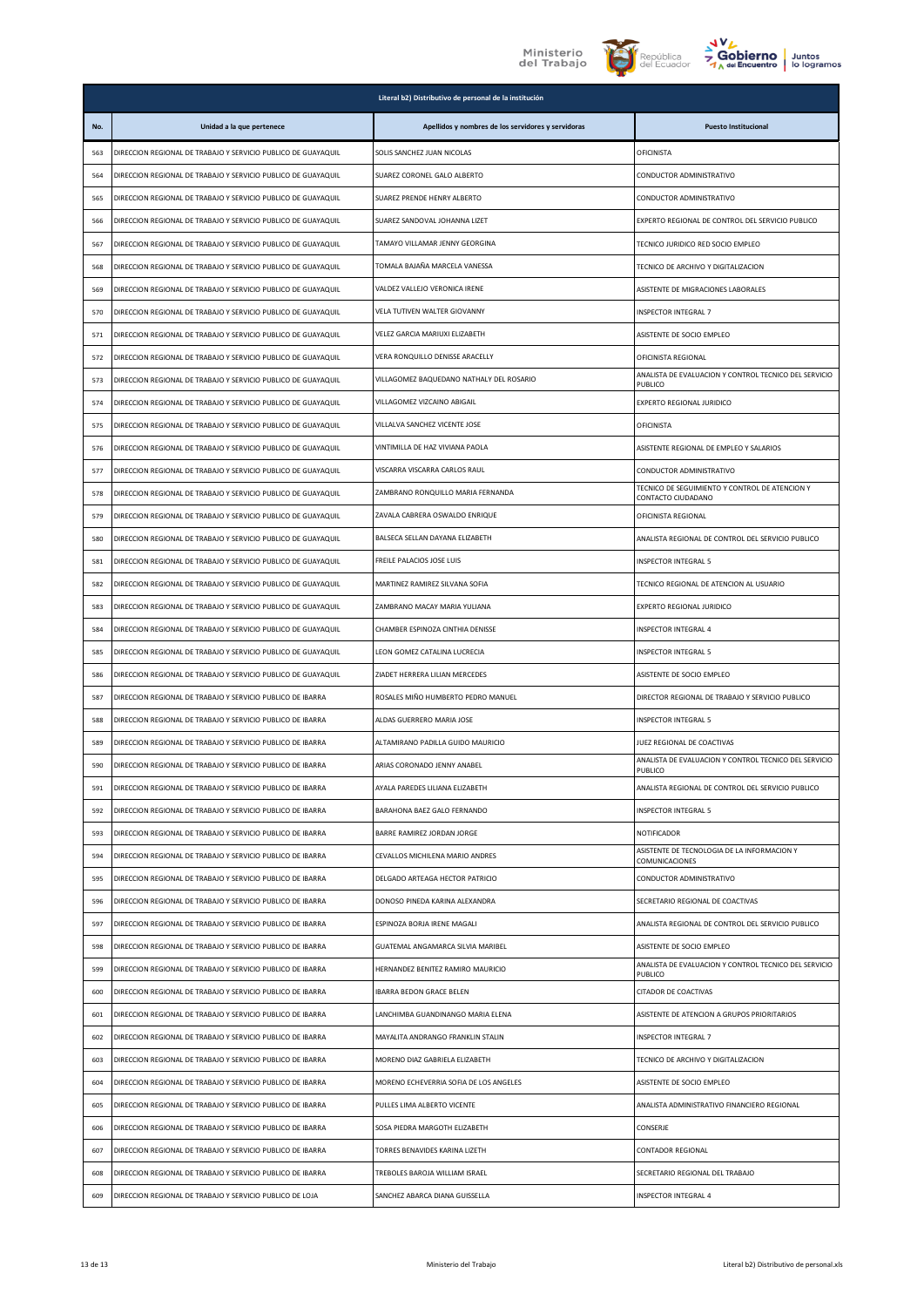| Literal b2) Distributivo de personal de la institución | | | |
|---|---|---|---|
| No. | Unidad a la que pertenece | Apellidos y nombres de los servidores y servidoras | Puesto Institucional |
| 563 | DIRECCION REGIONAL DE TRABAJO Y SERVICIO PUBLICO DE GUAYAQUIL | SOLIS SANCHEZ JUAN NICOLAS | OFICINISTA |
| 564 | DIRECCION REGIONAL DE TRABAJO Y SERVICIO PUBLICO DE GUAYAQUIL | SUAREZ CORONEL GALO ALBERTO | CONDUCTOR ADMINISTRATIVO |
| 565 | DIRECCION REGIONAL DE TRABAJO Y SERVICIO PUBLICO DE GUAYAQUIL | SUAREZ PRENDE HENRY ALBERTO | CONDUCTOR ADMINISTRATIVO |
| 566 | DIRECCION REGIONAL DE TRABAJO Y SERVICIO PUBLICO DE GUAYAQUIL | SUAREZ SANDOVAL JOHANNA LIZET | EXPERTO REGIONAL DE CONTROL DEL SERVICIO PUBLICO |
| 567 | DIRECCION REGIONAL DE TRABAJO Y SERVICIO PUBLICO DE GUAYAQUIL | TAMAYO VILLAMAR JENNY GEORGINA | TECNICO JURIDICO RED SOCIO EMPLEO |
| 568 | DIRECCION REGIONAL DE TRABAJO Y SERVICIO PUBLICO DE GUAYAQUIL | TOMALA BAJAÑA MARCELA VANESSA | TECNICO DE ARCHIVO Y DIGITALIZACION |
| 569 | DIRECCION REGIONAL DE TRABAJO Y SERVICIO PUBLICO DE GUAYAQUIL | VALDEZ VALLEJO VERONICA IRENE | ASISTENTE DE MIGRACIONES LABORALES |
| 570 | DIRECCION REGIONAL DE TRABAJO Y SERVICIO PUBLICO DE GUAYAQUIL | VELA TUTIVEN WALTER GIOVANNY | INSPECTOR INTEGRAL 7 |
| 571 | DIRECCION REGIONAL DE TRABAJO Y SERVICIO PUBLICO DE GUAYAQUIL | VELEZ GARCIA MARIUXI ELIZABETH | ASISTENTE DE SOCIO EMPLEO |
| 572 | DIRECCION REGIONAL DE TRABAJO Y SERVICIO PUBLICO DE GUAYAQUIL | VERA RONQUILLO DENISSE ARACELLY | OFICINISTA REGIONAL |
| 573 | DIRECCION REGIONAL DE TRABAJO Y SERVICIO PUBLICO DE GUAYAQUIL | VILLAGOMEZ BAQUEDANO NATHALY DEL ROSARIO | ANALISTA DE EVALUACION Y CONTROL TECNICO DEL SERVICIO PUBLICO |
| 574 | DIRECCION REGIONAL DE TRABAJO Y SERVICIO PUBLICO DE GUAYAQUIL | VILLAGOMEZ VIZCAINO ABIGAIL | EXPERTO REGIONAL JURIDICO |
| 575 | DIRECCION REGIONAL DE TRABAJO Y SERVICIO PUBLICO DE GUAYAQUIL | VILLALVA SANCHEZ VICENTE JOSE | OFICINISTA |
| 576 | DIRECCION REGIONAL DE TRABAJO Y SERVICIO PUBLICO DE GUAYAQUIL | VINTIMILLA DE HAZ VIVIANA PAOLA | ASISTENTE REGIONAL DE EMPLEO Y SALARIOS |
| 577 | DIRECCION REGIONAL DE TRABAJO Y SERVICIO PUBLICO DE GUAYAQUIL | VISCARRA VISCARRA CARLOS RAUL | CONDUCTOR ADMINISTRATIVO |
| 578 | DIRECCION REGIONAL DE TRABAJO Y SERVICIO PUBLICO DE GUAYAQUIL | ZAMBRANO RONQUILLO MARIA FERNANDA | TECNICO DE SEGUIMIENTO Y CONTROL DE ATENCION Y CONTACTO CIUDADANO |
| 579 | DIRECCION REGIONAL DE TRABAJO Y SERVICIO PUBLICO DE GUAYAQUIL | ZAVALA CABRERA OSWALDO ENRIQUE | OFICINISTA REGIONAL |
| 580 | DIRECCION REGIONAL DE TRABAJO Y SERVICIO PUBLICO DE GUAYAQUIL | BALSECA SELLAN DAYANA ELIZABETH | ANALISTA REGIONAL DE CONTROL DEL SERVICIO PUBLICO |
| 581 | DIRECCION REGIONAL DE TRABAJO Y SERVICIO PUBLICO DE GUAYAQUIL | FREILE PALACIOS JOSE LUIS | INSPECTOR INTEGRAL 5 |
| 582 | DIRECCION REGIONAL DE TRABAJO Y SERVICIO PUBLICO DE GUAYAQUIL | MARTINEZ RAMIREZ SILVANA SOFIA | TECNICO REGIONAL DE ATENCION AL USUARIO |
| 583 | DIRECCION REGIONAL DE TRABAJO Y SERVICIO PUBLICO DE GUAYAQUIL | ZAMBRANO MACAY MARIA YULIANA | EXPERTO REGIONAL JURIDICO |
| 584 | DIRECCION REGIONAL DE TRABAJO Y SERVICIO PUBLICO DE GUAYAQUIL | CHAMBER ESPINOZA CINTHIA DENISSE | INSPECTOR INTEGRAL 4 |
| 585 | DIRECCION REGIONAL DE TRABAJO Y SERVICIO PUBLICO DE GUAYAQUIL | LEON GOMEZ CATALINA LUCRECIA | INSPECTOR INTEGRAL 5 |
| 586 | DIRECCION REGIONAL DE TRABAJO Y SERVICIO PUBLICO DE GUAYAQUIL | ZIADET HERRERA LILIAN MERCEDES | ASISTENTE DE SOCIO EMPLEO |
| 587 | DIRECCION REGIONAL DE TRABAJO Y SERVICIO PUBLICO DE IBARRA | ROSALES MIÑO HUMBERTO PEDRO MANUEL | DIRECTOR REGIONAL DE TRABAJO Y SERVICIO PUBLICO |
| 588 | DIRECCION REGIONAL DE TRABAJO Y SERVICIO PUBLICO DE IBARRA | ALDAS GUERRERO MARIA JOSE | INSPECTOR INTEGRAL 5 |
| 589 | DIRECCION REGIONAL DE TRABAJO Y SERVICIO PUBLICO DE IBARRA | ALTAMIRANO PADILLA GUIDO MAURICIO | JUEZ REGIONAL DE COACTIVAS |
| 590 | DIRECCION REGIONAL DE TRABAJO Y SERVICIO PUBLICO DE IBARRA | ARIAS CORONADO JENNY ANABEL | ANALISTA DE EVALUACION Y CONTROL TECNICO DEL SERVICIO PUBLICO |
| 591 | DIRECCION REGIONAL DE TRABAJO Y SERVICIO PUBLICO DE IBARRA | AYALA PAREDES LILIANA ELIZABETH | ANALISTA REGIONAL DE CONTROL DEL SERVICIO PUBLICO |
| 592 | DIRECCION REGIONAL DE TRABAJO Y SERVICIO PUBLICO DE IBARRA | BARAHONA BAEZ GALO FERNANDO | INSPECTOR INTEGRAL 5 |
| 593 | DIRECCION REGIONAL DE TRABAJO Y SERVICIO PUBLICO DE IBARRA | BARRE RAMIREZ JORDAN JORGE | NOTIFICADOR |
| 594 | DIRECCION REGIONAL DE TRABAJO Y SERVICIO PUBLICO DE IBARRA | CEVALLOS MICHILENA MARIO ANDRES | ASISTENTE DE TECNOLOGIA DE LA INFORMACION Y COMUNICACIONES |
| 595 | DIRECCION REGIONAL DE TRABAJO Y SERVICIO PUBLICO DE IBARRA | DELGADO ARTEAGA HECTOR PATRICIO | CONDUCTOR ADMINISTRATIVO |
| 596 | DIRECCION REGIONAL DE TRABAJO Y SERVICIO PUBLICO DE IBARRA | DONOSO PINEDA KARINA ALEXANDRA | SECRETARIO REGIONAL DE COACTIVAS |
| 597 | DIRECCION REGIONAL DE TRABAJO Y SERVICIO PUBLICO DE IBARRA | ESPINOZA BORJA IRENE MAGALI | ANALISTA REGIONAL DE CONTROL DEL SERVICIO PUBLICO |
| 598 | DIRECCION REGIONAL DE TRABAJO Y SERVICIO PUBLICO DE IBARRA | GUATEMAL ANGAMARCA SILVIA MARIBEL | ASISTENTE DE SOCIO EMPLEO |
| 599 | DIRECCION REGIONAL DE TRABAJO Y SERVICIO PUBLICO DE IBARRA | HERNANDEZ BENITEZ RAMIRO MAURICIO | ANALISTA DE EVALUACION Y CONTROL TECNICO DEL SERVICIO PUBLICO |
| 600 | DIRECCION REGIONAL DE TRABAJO Y SERVICIO PUBLICO DE IBARRA | IBARRA BEDON GRACE BELEN | CITADOR DE COACTIVAS |
| 601 | DIRECCION REGIONAL DE TRABAJO Y SERVICIO PUBLICO DE IBARRA | LANCHIMBA GUANDINANGO MARIA ELENA | ASISTENTE DE ATENCION A GRUPOS PRIORITARIOS |
| 602 | DIRECCION REGIONAL DE TRABAJO Y SERVICIO PUBLICO DE IBARRA | MAYALITA ANDRANGO FRANKLIN STALIN | INSPECTOR INTEGRAL 7 |
| 603 | DIRECCION REGIONAL DE TRABAJO Y SERVICIO PUBLICO DE IBARRA | MORENO DIAZ GABRIELA ELIZABETH | TECNICO DE ARCHIVO Y DIGITALIZACION |
| 604 | DIRECCION REGIONAL DE TRABAJO Y SERVICIO PUBLICO DE IBARRA | MORENO ECHEVERRIA SOFIA DE LOS ANGELES | ASISTENTE DE SOCIO EMPLEO |
| 605 | DIRECCION REGIONAL DE TRABAJO Y SERVICIO PUBLICO DE IBARRA | PULLES LIMA ALBERTO VICENTE | ANALISTA ADMINISTRATIVO FINANCIERO REGIONAL |
| 606 | DIRECCION REGIONAL DE TRABAJO Y SERVICIO PUBLICO DE IBARRA | SOSA PIEDRA MARGOTH ELIZABETH | CONSERJE |
| 607 | DIRECCION REGIONAL DE TRABAJO Y SERVICIO PUBLICO DE IBARRA | TORRES BENAVIDES KARINA LIZETH | CONTADOR REGIONAL |
| 608 | DIRECCION REGIONAL DE TRABAJO Y SERVICIO PUBLICO DE IBARRA | TREBOLES BAROJA WILLIAM ISRAEL | SECRETARIO REGIONAL DEL TRABAJO |
| 609 | DIRECCION REGIONAL DE TRABAJO Y SERVICIO PUBLICO DE LOJA | SANCHEZ ABARCA DIANA GUISSELLA | INSPECTOR INTEGRAL 4 |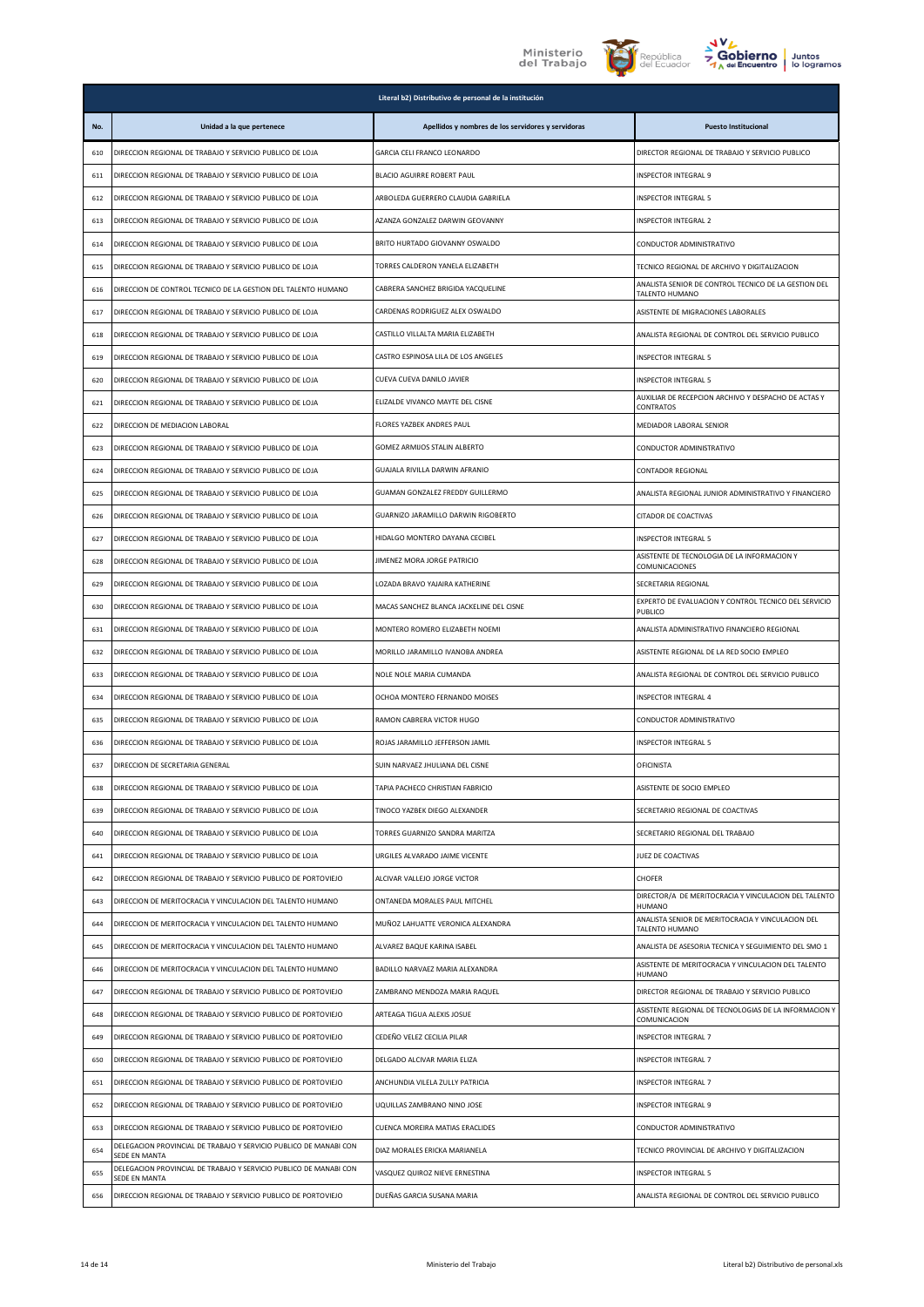| Literal b2) Distributivo de personal de la institución | | | |
|---|---|---|---|
| No. | Unidad a la que pertenece | Apellidos y nombres de los servidores y servidoras | Puesto Institucional |
| 610 | DIRECCION REGIONAL DE TRABAJO Y SERVICIO PUBLICO DE LOJA | GARCIA CELI FRANCO LEONARDO | DIRECTOR REGIONAL DE TRABAJO Y SERVICIO PUBLICO |
| 611 | DIRECCION REGIONAL DE TRABAJO Y SERVICIO PUBLICO DE LOJA | BLACIO AGUIRRE ROBERT PAUL | INSPECTOR INTEGRAL 9 |
| 612 | DIRECCION REGIONAL DE TRABAJO Y SERVICIO PUBLICO DE LOJA | ARBOLEDA GUERRERO CLAUDIA GABRIELA | INSPECTOR INTEGRAL 5 |
| 613 | DIRECCION REGIONAL DE TRABAJO Y SERVICIO PUBLICO DE LOJA | AZANZA GONZALEZ DARWIN GEOVANNY | INSPECTOR INTEGRAL 2 |
| 614 | DIRECCION REGIONAL DE TRABAJO Y SERVICIO PUBLICO DE LOJA | BRITO HURTADO GIOVANNY OSWALDO | CONDUCTOR ADMINISTRATIVO |
| 615 | DIRECCION REGIONAL DE TRABAJO Y SERVICIO PUBLICO DE LOJA | TORRES CALDERON YANELA ELIZABETH | TECNICO REGIONAL DE ARCHIVO Y DIGITALIZACION |
| 616 | DIRECCION DE CONTROL TECNICO DE LA GESTION DEL TALENTO HUMANO | CABRERA SANCHEZ BRIGIDA YACQUELINE | ANALISTA SENIOR DE CONTROL TECNICO DE LA GESTION DEL TALENTO HUMANO |
| 617 | DIRECCION REGIONAL DE TRABAJO Y SERVICIO PUBLICO DE LOJA | CARDENAS RODRIGUEZ ALEX OSWALDO | ASISTENTE DE MIGRACIONES LABORALES |
| 618 | DIRECCION REGIONAL DE TRABAJO Y SERVICIO PUBLICO DE LOJA | CASTILLO VILLALTA MARIA ELIZABETH | ANALISTA REGIONAL DE CONTROL DEL SERVICIO PUBLICO |
| 619 | DIRECCION REGIONAL DE TRABAJO Y SERVICIO PUBLICO DE LOJA | CASTRO ESPINOSA LILA DE LOS ANGELES | INSPECTOR INTEGRAL 5 |
| 620 | DIRECCION REGIONAL DE TRABAJO Y SERVICIO PUBLICO DE LOJA | CUEVA CUEVA DANILO JAVIER | INSPECTOR INTEGRAL 5 |
| 621 | DIRECCION REGIONAL DE TRABAJO Y SERVICIO PUBLICO DE LOJA | ELIZALDE VIVANCO MAYTE DEL CISNE | AUXILIAR DE RECEPCION ARCHIVO Y DESPACHO DE ACTAS Y CONTRATOS |
| 622 | DIRECCION DE MEDIACION LABORAL | FLORES YAZBEK ANDRES PAUL | MEDIADOR LABORAL SENIOR |
| 623 | DIRECCION REGIONAL DE TRABAJO Y SERVICIO PUBLICO DE LOJA | GOMEZ ARMIJOS STALIN ALBERTO | CONDUCTOR ADMINISTRATIVO |
| 624 | DIRECCION REGIONAL DE TRABAJO Y SERVICIO PUBLICO DE LOJA | GUAJALA RIVILLA DARWIN AFRANIO | CONTADOR REGIONAL |
| 625 | DIRECCION REGIONAL DE TRABAJO Y SERVICIO PUBLICO DE LOJA | GUAMAN GONZALEZ FREDDY GUILLERMO | ANALISTA REGIONAL JUNIOR ADMINISTRATIVO Y FINANCIERO |
| 626 | DIRECCION REGIONAL DE TRABAJO Y SERVICIO PUBLICO DE LOJA | GUARNIZO JARAMILLO DARWIN RIGOBERTO | CITADOR DE COACTIVAS |
| 627 | DIRECCION REGIONAL DE TRABAJO Y SERVICIO PUBLICO DE LOJA | HIDALGO MONTERO DAYANA CECIBEL | INSPECTOR INTEGRAL 5 |
| 628 | DIRECCION REGIONAL DE TRABAJO Y SERVICIO PUBLICO DE LOJA | JIMENEZ MORA JORGE PATRICIO | ASISTENTE DE TECNOLOGIA DE LA INFORMACION Y COMUNICACIONES |
| 629 | DIRECCION REGIONAL DE TRABAJO Y SERVICIO PUBLICO DE LOJA | LOZADA BRAVO YAJAIRA KATHERINE | SECRETARIA REGIONAL |
| 630 | DIRECCION REGIONAL DE TRABAJO Y SERVICIO PUBLICO DE LOJA | MACAS SANCHEZ BLANCA JACKELINE DEL CISNE | EXPERTO DE EVALUACION Y CONTROL TECNICO DEL SERVICIO PUBLICO |
| 631 | DIRECCION REGIONAL DE TRABAJO Y SERVICIO PUBLICO DE LOJA | MONTERO ROMERO ELIZABETH NOEMI | ANALISTA ADMINISTRATIVO FINANCIERO REGIONAL |
| 632 | DIRECCION REGIONAL DE TRABAJO Y SERVICIO PUBLICO DE LOJA | MORILLO JARAMILLO IVANOBA ANDREA | ASISTENTE REGIONAL DE LA RED SOCIO EMPLEO |
| 633 | DIRECCION REGIONAL DE TRABAJO Y SERVICIO PUBLICO DE LOJA | NOLE NOLE MARIA CUMANDA | ANALISTA REGIONAL DE CONTROL DEL SERVICIO PUBLICO |
| 634 | DIRECCION REGIONAL DE TRABAJO Y SERVICIO PUBLICO DE LOJA | OCHOA MONTERO FERNANDO MOISES | INSPECTOR INTEGRAL 4 |
| 635 | DIRECCION REGIONAL DE TRABAJO Y SERVICIO PUBLICO DE LOJA | RAMON CABRERA VICTOR HUGO | CONDUCTOR ADMINISTRATIVO |
| 636 | DIRECCION REGIONAL DE TRABAJO Y SERVICIO PUBLICO DE LOJA | ROJAS JARAMILLO JEFFERSON JAMIL | INSPECTOR INTEGRAL 5 |
| 637 | DIRECCION DE SECRETARIA GENERAL | SUIN NARVAEZ JHULIANA DEL CISNE | OFICINISTA |
| 638 | DIRECCION REGIONAL DE TRABAJO Y SERVICIO PUBLICO DE LOJA | TAPIA PACHECO CHRISTIAN FABRICIO | ASISTENTE DE SOCIO EMPLEO |
| 639 | DIRECCION REGIONAL DE TRABAJO Y SERVICIO PUBLICO DE LOJA | TINOCO YAZBEK DIEGO ALEXANDER | SECRETARIO REGIONAL DE COACTIVAS |
| 640 | DIRECCION REGIONAL DE TRABAJO Y SERVICIO PUBLICO DE LOJA | TORRES GUARNIZO SANDRA MARITZA | SECRETARIO REGIONAL DEL TRABAJO |
| 641 | DIRECCION REGIONAL DE TRABAJO Y SERVICIO PUBLICO DE LOJA | URGILES ALVARADO JAIME VICENTE | JUEZ DE COACTIVAS |
| 642 | DIRECCION REGIONAL DE TRABAJO Y SERVICIO PUBLICO DE PORTOVIEJO | ALCIVAR VALLEJO JORGE VICTOR | CHOFER |
| 643 | DIRECCION DE MERITOCRACIA Y VINCULACION DEL TALENTO HUMANO | ONTANEDA MORALES PAUL MITCHEL | DIRECTOR/A DE MERITOCRACIA Y VINCULACION DEL TALENTO HUMANO |
| 644 | DIRECCION DE MERITOCRACIA Y VINCULACION DEL TALENTO HUMANO | MUÑOZ LAHUATTE VERONICA ALEXANDRA | ANALISTA SENIOR DE MERITOCRACIA Y VINCULACION DEL TALENTO HUMANO |
| 645 | DIRECCION DE MERITOCRACIA Y VINCULACION DEL TALENTO HUMANO | ALVAREZ BAQUE KARINA ISABEL | ANALISTA DE ASESORIA TECNICA Y SEGUIMIENTO DEL SMO 1 |
| 646 | DIRECCION DE MERITOCRACIA Y VINCULACION DEL TALENTO HUMANO | BADILLO NARVAEZ MARIA ALEXANDRA | ASISTENTE DE MERITOCRACIA Y VINCULACION DEL TALENTO HUMANO |
| 647 | DIRECCION REGIONAL DE TRABAJO Y SERVICIO PUBLICO DE PORTOVIEJO | ZAMBRANO MENDOZA MARIA RAQUEL | DIRECTOR REGIONAL DE TRABAJO Y SERVICIO PUBLICO |
| 648 | DIRECCION REGIONAL DE TRABAJO Y SERVICIO PUBLICO DE PORTOVIEJO | ARTEAGA TIGUA ALEXIS JOSUE | ASISTENTE REGIONAL DE TECNOLOGIAS DE LA INFORMACION Y COMUNICACION |
| 649 | DIRECCION REGIONAL DE TRABAJO Y SERVICIO PUBLICO DE PORTOVIEJO | CEDEÑO VELEZ CECILIA PILAR | INSPECTOR INTEGRAL 7 |
| 650 | DIRECCION REGIONAL DE TRABAJO Y SERVICIO PUBLICO DE PORTOVIEJO | DELGADO ALCIVAR MARIA ELIZA | INSPECTOR INTEGRAL 7 |
| 651 | DIRECCION REGIONAL DE TRABAJO Y SERVICIO PUBLICO DE PORTOVIEJO | ANCHUNDIA VILELA ZULLY PATRICIA | INSPECTOR INTEGRAL 7 |
| 652 | DIRECCION REGIONAL DE TRABAJO Y SERVICIO PUBLICO DE PORTOVIEJO | UQUILLAS ZAMBRANO NINO JOSE | INSPECTOR INTEGRAL 9 |
| 653 | DIRECCION REGIONAL DE TRABAJO Y SERVICIO PUBLICO DE PORTOVIEJO | CUENCA MOREIRA MATIAS ERACLIDES | CONDUCTOR ADMINISTRATIVO |
| 654 | DELEGACION PROVINCIAL DE TRABAJO Y SERVICIO PUBLICO DE MANABI CON SEDE EN MANTA | DIAZ MORALES ERICKA MARIANELA | TECNICO PROVINCIAL DE ARCHIVO Y DIGITALIZACION |
| 655 | DELEGACION PROVINCIAL DE TRABAJO Y SERVICIO PUBLICO DE MANABI CON SEDE EN MANTA | VASQUEZ QUIROZ NIEVE ERNESTINA | INSPECTOR INTEGRAL 5 |
| 656 | DIRECCION REGIONAL DE TRABAJO Y SERVICIO PUBLICO DE PORTOVIEJO | DUEÑAS GARCIA SUSANA MARIA | ANALISTA REGIONAL DE CONTROL DEL SERVICIO PUBLICO |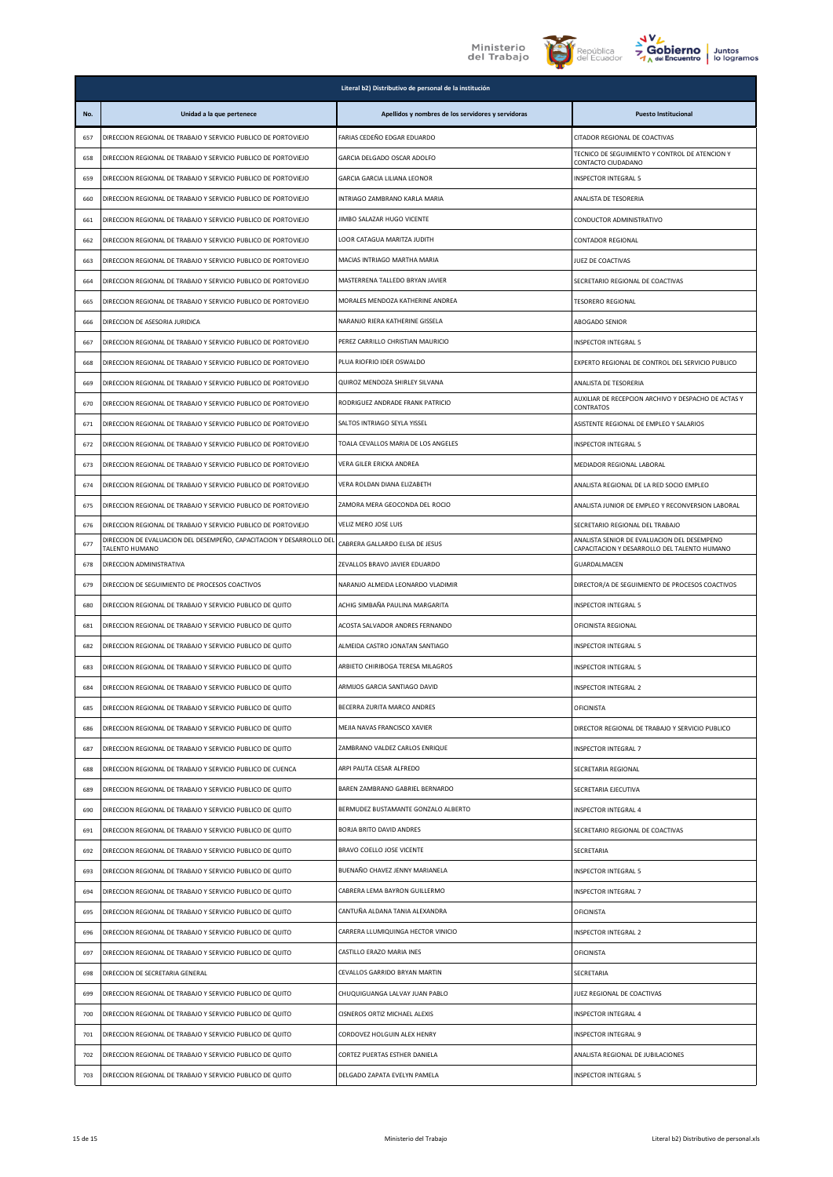| Literal b2) Distributivo de personal de la institución | | | |
|---|---|---|---|
| No. | Unidad a la que pertenece | Apellidos y nombres de los servidores y servidoras | Puesto Institucional |
| 657 | DIRECCION REGIONAL DE TRABAJO Y SERVICIO PUBLICO DE PORTOVIEJO | FARIAS CEDEÑO EDGAR EDUARDO | CITADOR REGIONAL DE COACTIVAS |
| 658 | DIRECCION REGIONAL DE TRABAJO Y SERVICIO PUBLICO DE PORTOVIEJO | GARCIA DELGADO OSCAR ADOLFO | TECNICO DE SEGUIMIENTO Y CONTROL DE ATENCION Y CONTACTO CIUDADANO |
| 659 | DIRECCION REGIONAL DE TRABAJO Y SERVICIO PUBLICO DE PORTOVIEJO | GARCIA GARCIA LILIANA LEONOR | INSPECTOR INTEGRAL 5 |
| 660 | DIRECCION REGIONAL DE TRABAJO Y SERVICIO PUBLICO DE PORTOVIEJO | INTRIAGO ZAMBRANO KARLA MARIA | ANALISTA DE TESORERIA |
| 661 | DIRECCION REGIONAL DE TRABAJO Y SERVICIO PUBLICO DE PORTOVIEJO | JIMBO SALAZAR HUGO VICENTE | CONDUCTOR ADMINISTRATIVO |
| 662 | DIRECCION REGIONAL DE TRABAJO Y SERVICIO PUBLICO DE PORTOVIEJO | LOOR CATAGUA MARITZA JUDITH | CONTADOR REGIONAL |
| 663 | DIRECCION REGIONAL DE TRABAJO Y SERVICIO PUBLICO DE PORTOVIEJO | MACIAS INTRIAGO MARTHA MARIA | JUEZ DE COACTIVAS |
| 664 | DIRECCION REGIONAL DE TRABAJO Y SERVICIO PUBLICO DE PORTOVIEJO | MASTERRENA TALLEDO BRYAN JAVIER | SECRETARIO REGIONAL DE COACTIVAS |
| 665 | DIRECCION REGIONAL DE TRABAJO Y SERVICIO PUBLICO DE PORTOVIEJO | MORALES MENDOZA KATHERINE ANDREA | TESORERO REGIONAL |
| 666 | DIRECCION DE ASESORIA JURIDICA | NARANJO RIERA KATHERINE GISSELA | ABOGADO SENIOR |
| 667 | DIRECCION REGIONAL DE TRABAJO Y SERVICIO PUBLICO DE PORTOVIEJO | PEREZ CARRILLO CHRISTIAN MAURICIO | INSPECTOR INTEGRAL 5 |
| 668 | DIRECCION REGIONAL DE TRABAJO Y SERVICIO PUBLICO DE PORTOVIEJO | PLUA RIOFRIO IDER OSWALDO | EXPERTO REGIONAL DE CONTROL DEL SERVICIO PUBLICO |
| 669 | DIRECCION REGIONAL DE TRABAJO Y SERVICIO PUBLICO DE PORTOVIEJO | QUIROZ MENDOZA SHIRLEY SILVANA | ANALISTA DE TESORERIA |
| 670 | DIRECCION REGIONAL DE TRABAJO Y SERVICIO PUBLICO DE PORTOVIEJO | RODRIGUEZ ANDRADE FRANK PATRICIO | AUXILIAR DE RECEPCION ARCHIVO Y DESPACHO DE ACTAS Y CONTRATOS |
| 671 | DIRECCION REGIONAL DE TRABAJO Y SERVICIO PUBLICO DE PORTOVIEJO | SALTOS INTRIAGO SEYLA YISSEL | ASISTENTE REGIONAL DE EMPLEO Y SALARIOS |
| 672 | DIRECCION REGIONAL DE TRABAJO Y SERVICIO PUBLICO DE PORTOVIEJO | TOALA CEVALLOS MARIA DE LOS ANGELES | INSPECTOR INTEGRAL 5 |
| 673 | DIRECCION REGIONAL DE TRABAJO Y SERVICIO PUBLICO DE PORTOVIEJO | VERA GILER ERICKA ANDREA | MEDIADOR REGIONAL LABORAL |
| 674 | DIRECCION REGIONAL DE TRABAJO Y SERVICIO PUBLICO DE PORTOVIEJO | VERA ROLDAN DIANA ELIZABETH | ANALISTA REGIONAL DE LA RED SOCIO EMPLEO |
| 675 | DIRECCION REGIONAL DE TRABAJO Y SERVICIO PUBLICO DE PORTOVIEJO | ZAMORA MERA GEOCONDA DEL ROCIO | ANALISTA JUNIOR DE EMPLEO Y RECONVERSION LABORAL |
| 676 | DIRECCION REGIONAL DE TRABAJO Y SERVICIO PUBLICO DE PORTOVIEJO | VELIZ MERO JOSE LUIS | SECRETARIO REGIONAL DEL TRABAJO |
| 677 | DIRECCION DE EVALUACION DEL DESEMPEÑO, CAPACITACION Y DESARROLLO DEL TALENTO HUMANO | CABRERA GALLARDO ELISA DE JESUS | ANALISTA SENIOR DE EVALUACION DEL DESEMPENO CAPACITACION Y DESARROLLO DEL TALENTO HUMANO |
| 678 | DIRECCION ADMINISTRATIVA | ZEVALLOS BRAVO JAVIER EDUARDO | GUARDALMACEN |
| 679 | DIRECCION DE SEGUIMIENTO DE PROCESOS COACTIVOS | NARANJO ALMEIDA LEONARDO VLADIMIR | DIRECTOR/A DE SEGUIMIENTO DE PROCESOS COACTIVOS |
| 680 | DIRECCION REGIONAL DE TRABAJO Y SERVICIO PUBLICO DE QUITO | ACHIG SIMBAÑA PAULINA MARGARITA | INSPECTOR INTEGRAL 5 |
| 681 | DIRECCION REGIONAL DE TRABAJO Y SERVICIO PUBLICO DE QUITO | ACOSTA SALVADOR ANDRES FERNANDO | OFICINISTA REGIONAL |
| 682 | DIRECCION REGIONAL DE TRABAJO Y SERVICIO PUBLICO DE QUITO | ALMEIDA CASTRO JONATAN SANTIAGO | INSPECTOR INTEGRAL 5 |
| 683 | DIRECCION REGIONAL DE TRABAJO Y SERVICIO PUBLICO DE QUITO | ARBIETO CHIRIBOGA TERESA MILAGROS | INSPECTOR INTEGRAL 5 |
| 684 | DIRECCION REGIONAL DE TRABAJO Y SERVICIO PUBLICO DE QUITO | ARMIJOS GARCIA SANTIAGO DAVID | INSPECTOR INTEGRAL 2 |
| 685 | DIRECCION REGIONAL DE TRABAJO Y SERVICIO PUBLICO DE QUITO | BECERRA ZURITA MARCO ANDRES | OFICINISTA |
| 686 | DIRECCION REGIONAL DE TRABAJO Y SERVICIO PUBLICO DE QUITO | MEJIA NAVAS FRANCISCO XAVIER | DIRECTOR REGIONAL DE TRABAJO Y SERVICIO PUBLICO |
| 687 | DIRECCION REGIONAL DE TRABAJO Y SERVICIO PUBLICO DE QUITO | ZAMBRANO VALDEZ CARLOS ENRIQUE | INSPECTOR INTEGRAL 7 |
| 688 | DIRECCION REGIONAL DE TRABAJO Y SERVICIO PUBLICO DE CUENCA | ARPI PAUTA CESAR ALFREDO | SECRETARIA REGIONAL |
| 689 | DIRECCION REGIONAL DE TRABAJO Y SERVICIO PUBLICO DE QUITO | BAREN ZAMBRANO GABRIEL BERNARDO | SECRETARIA EJECUTIVA |
| 690 | DIRECCION REGIONAL DE TRABAJO Y SERVICIO PUBLICO DE QUITO | BERMUDEZ BUSTAMANTE GONZALO ALBERTO | INSPECTOR INTEGRAL 4 |
| 691 | DIRECCION REGIONAL DE TRABAJO Y SERVICIO PUBLICO DE QUITO | BORJA BRITO DAVID ANDRES | SECRETARIO REGIONAL DE COACTIVAS |
| 692 | DIRECCION REGIONAL DE TRABAJO Y SERVICIO PUBLICO DE QUITO | BRAVO COELLO JOSE VICENTE | SECRETARIA |
| 693 | DIRECCION REGIONAL DE TRABAJO Y SERVICIO PUBLICO DE QUITO | BUENAÑO CHAVEZ JENNY MARIANELA | INSPECTOR INTEGRAL 5 |
| 694 | DIRECCION REGIONAL DE TRABAJO Y SERVICIO PUBLICO DE QUITO | CABRERA LEMA BAYRON GUILLERMO | INSPECTOR INTEGRAL 7 |
| 695 | DIRECCION REGIONAL DE TRABAJO Y SERVICIO PUBLICO DE QUITO | CANTUÑA ALDANA TANIA ALEXANDRA | OFICINISTA |
| 696 | DIRECCION REGIONAL DE TRABAJO Y SERVICIO PUBLICO DE QUITO | CARRERA LLUMIQUINGA HECTOR VINICIO | INSPECTOR INTEGRAL 2 |
| 697 | DIRECCION REGIONAL DE TRABAJO Y SERVICIO PUBLICO DE QUITO | CASTILLO ERAZO MARIA INES | OFICINISTA |
| 698 | DIRECCION DE SECRETARIA GENERAL | CEVALLOS GARRIDO BRYAN MARTIN | SECRETARIA |
| 699 | DIRECCION REGIONAL DE TRABAJO Y SERVICIO PUBLICO DE QUITO | CHUQUIGUANGA LALVAY JUAN PABLO | JUEZ REGIONAL DE COACTIVAS |
| 700 | DIRECCION REGIONAL DE TRABAJO Y SERVICIO PUBLICO DE QUITO | CISNEROS ORTIZ MICHAEL ALEXIS | INSPECTOR INTEGRAL 4 |
| 701 | DIRECCION REGIONAL DE TRABAJO Y SERVICIO PUBLICO DE QUITO | CORDOVEZ HOLGUIN ALEX HENRY | INSPECTOR INTEGRAL 9 |
| 702 | DIRECCION REGIONAL DE TRABAJO Y SERVICIO PUBLICO DE QUITO | CORTEZ PUERTAS ESTHER DANIELA | ANALISTA REGIONAL DE JUBILACIONES |
| 703 | DIRECCION REGIONAL DE TRABAJO Y SERVICIO PUBLICO DE QUITO | DELGADO ZAPATA EVELYN PAMELA | INSPECTOR INTEGRAL 5 |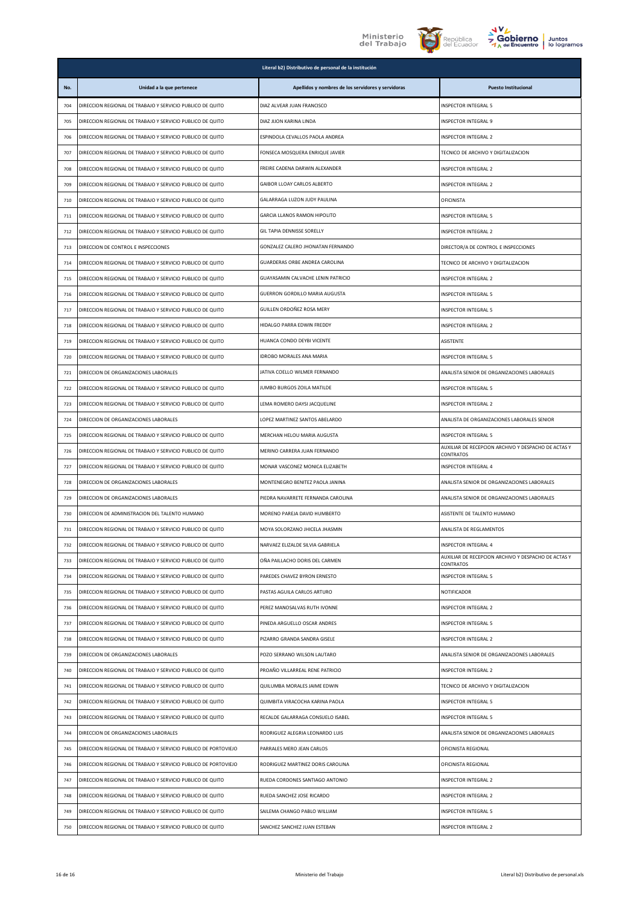| Literal b2) Distributivo de personal de la institución | | | |
|---|---|---|---|
| No. | Unidad a la que pertenece | Apellidos y nombres de los servidores y servidoras | Puesto Institucional |
| 704 | DIRECCION REGIONAL DE TRABAJO Y SERVICIO PUBLICO DE QUITO | DIAZ ALVEAR JUAN FRANCISCO | INSPECTOR INTEGRAL 5 |
| 705 | DIRECCION REGIONAL DE TRABAJO Y SERVICIO PUBLICO DE QUITO | DIAZ JIJON KARINA LINDA | INSPECTOR INTEGRAL 9 |
| 706 | DIRECCION REGIONAL DE TRABAJO Y SERVICIO PUBLICO DE QUITO | ESPINDOLA CEVALLOS PAOLA ANDREA | INSPECTOR INTEGRAL 2 |
| 707 | DIRECCION REGIONAL DE TRABAJO Y SERVICIO PUBLICO DE QUITO | FONSECA MOSQUERA ENRIQUE JAVIER | TECNICO DE ARCHIVO Y DIGITALIZACION |
| 708 | DIRECCION REGIONAL DE TRABAJO Y SERVICIO PUBLICO DE QUITO | FREIRE CADENA DARWIN ALEXANDER | INSPECTOR INTEGRAL 2 |
| 709 | DIRECCION REGIONAL DE TRABAJO Y SERVICIO PUBLICO DE QUITO | GAIBOR LLOAY CARLOS ALBERTO | INSPECTOR INTEGRAL 2 |
| 710 | DIRECCION REGIONAL DE TRABAJO Y SERVICIO PUBLICO DE QUITO | GALARRAGA LUZON JUDY PAULINA | OFICINISTA |
| 711 | DIRECCION REGIONAL DE TRABAJO Y SERVICIO PUBLICO DE QUITO | GARCIA LLANOS RAMON HIPOLITO | INSPECTOR INTEGRAL 5 |
| 712 | DIRECCION REGIONAL DE TRABAJO Y SERVICIO PUBLICO DE QUITO | GIL TAPIA DENNISSE SORELLY | INSPECTOR INTEGRAL 2 |
| 713 | DIRECCION DE CONTROL E INSPECCIONES | GONZALEZ CALERO JHONATAN FERNANDO | DIRECTOR/A DE CONTROL E INSPECCIONES |
| 714 | DIRECCION REGIONAL DE TRABAJO Y SERVICIO PUBLICO DE QUITO | GUARDERAS ORBE ANDREA CAROLINA | TECNICO DE ARCHIVO Y DIGITALIZACION |
| 715 | DIRECCION REGIONAL DE TRABAJO Y SERVICIO PUBLICO DE QUITO | GUAYASAMIN CALVACHE LENIN PATRICIO | INSPECTOR INTEGRAL 2 |
| 716 | DIRECCION REGIONAL DE TRABAJO Y SERVICIO PUBLICO DE QUITO | GUERRON GORDILLO MARIA AUGUSTA | INSPECTOR INTEGRAL 5 |
| 717 | DIRECCION REGIONAL DE TRABAJO Y SERVICIO PUBLICO DE QUITO | GUILLEN ORDOÑEZ ROSA MERY | INSPECTOR INTEGRAL 5 |
| 718 | DIRECCION REGIONAL DE TRABAJO Y SERVICIO PUBLICO DE QUITO | HIDALGO PARRA EDWIN FREDDY | INSPECTOR INTEGRAL 2 |
| 719 | DIRECCION REGIONAL DE TRABAJO Y SERVICIO PUBLICO DE QUITO | HUANCA CONDO DEYBI VICENTE | ASISTENTE |
| 720 | DIRECCION REGIONAL DE TRABAJO Y SERVICIO PUBLICO DE QUITO | IDROBO MORALES ANA MARIA | INSPECTOR INTEGRAL 5 |
| 721 | DIRECCION DE ORGANIZACIONES LABORALES | JATIVA COELLO WILMER FERNANDO | ANALISTA SENIOR DE ORGANIZACIONES LABORALES |
| 722 | DIRECCION REGIONAL DE TRABAJO Y SERVICIO PUBLICO DE QUITO | JUMBO BURGOS ZOILA MATILDE | INSPECTOR INTEGRAL 5 |
| 723 | DIRECCION REGIONAL DE TRABAJO Y SERVICIO PUBLICO DE QUITO | LEMA ROMERO DAYSI JACQUELINE | INSPECTOR INTEGRAL 2 |
| 724 | DIRECCION DE ORGANIZACIONES LABORALES | LOPEZ MARTINEZ SANTOS ABELARDO | ANALISTA DE ORGANIZACIONES LABORALES SENIOR |
| 725 | DIRECCION REGIONAL DE TRABAJO Y SERVICIO PUBLICO DE QUITO | MERCHAN HELOU MARIA AUGUSTA | INSPECTOR INTEGRAL 5 |
| 726 | DIRECCION REGIONAL DE TRABAJO Y SERVICIO PUBLICO DE QUITO | MERINO CARRERA JUAN FERNANDO | AUXILIAR DE RECEPCION ARCHIVO Y DESPACHO DE ACTAS Y CONTRATOS |
| 727 | DIRECCION REGIONAL DE TRABAJO Y SERVICIO PUBLICO DE QUITO | MONAR VASCONEZ MONICA ELIZABETH | INSPECTOR INTEGRAL 4 |
| 728 | DIRECCION DE ORGANIZACIONES LABORALES | MONTENEGRO BENITEZ PAOLA JANINA | ANALISTA SENIOR DE ORGANIZACIONES LABORALES |
| 729 | DIRECCION DE ORGANIZACIONES LABORALES | PIEDRA NAVARRETE FERNANDA CAROLINA | ANALISTA SENIOR DE ORGANIZACIONES LABORALES |
| 730 | DIRECCION DE ADMINISTRACION DEL TALENTO HUMANO | MORENO PAREJA DAVID HUMBERTO | ASISTENTE DE TALENTO HUMANO |
| 731 | DIRECCION REGIONAL DE TRABAJO Y SERVICIO PUBLICO DE QUITO | MOYA SOLORZANO JHICELA JHASMIN | ANALISTA DE REGLAMENTOS |
| 732 | DIRECCION REGIONAL DE TRABAJO Y SERVICIO PUBLICO DE QUITO | NARVAEZ ELIZALDE SILVIA GABRIELA | INSPECTOR INTEGRAL 4 |
| 733 | DIRECCION REGIONAL DE TRABAJO Y SERVICIO PUBLICO DE QUITO | OÑA PAILLACHO DORIS DEL CARMEN | AUXILIAR DE RECEPCION ARCHIVO Y DESPACHO DE ACTAS Y CONTRATOS |
| 734 | DIRECCION REGIONAL DE TRABAJO Y SERVICIO PUBLICO DE QUITO | PAREDES CHAVEZ BYRON ERNESTO | INSPECTOR INTEGRAL 5 |
| 735 | DIRECCION REGIONAL DE TRABAJO Y SERVICIO PUBLICO DE QUITO | PASTAS AGUILA CARLOS ARTURO | NOTIFICADOR |
| 736 | DIRECCION REGIONAL DE TRABAJO Y SERVICIO PUBLICO DE QUITO | PEREZ MANOSALVAS RUTH IVONNE | INSPECTOR INTEGRAL 2 |
| 737 | DIRECCION REGIONAL DE TRABAJO Y SERVICIO PUBLICO DE QUITO | PINEDA ARGUELLO OSCAR ANDRES | INSPECTOR INTEGRAL 5 |
| 738 | DIRECCION REGIONAL DE TRABAJO Y SERVICIO PUBLICO DE QUITO | PIZARRO GRANDA SANDRA GISELE | INSPECTOR INTEGRAL 2 |
| 739 | DIRECCION DE ORGANIZACIONES LABORALES | POZO SERRANO WILSON LAUTARO | ANALISTA SENIOR DE ORGANIZACIONES LABORALES |
| 740 | DIRECCION REGIONAL DE TRABAJO Y SERVICIO PUBLICO DE QUITO | PROAÑO VILLARREAL RENE PATRICIO | INSPECTOR INTEGRAL 2 |
| 741 | DIRECCION REGIONAL DE TRABAJO Y SERVICIO PUBLICO DE QUITO | QUILUMBA MORALES JAIME EDWIN | TECNICO DE ARCHIVO Y DIGITALIZACION |
| 742 | DIRECCION REGIONAL DE TRABAJO Y SERVICIO PUBLICO DE QUITO | QUIMBITA VIRACOCHA KARINA PAOLA | INSPECTOR INTEGRAL 5 |
| 743 | DIRECCION REGIONAL DE TRABAJO Y SERVICIO PUBLICO DE QUITO | RECALDE GALARRAGA CONSUELO ISABEL | INSPECTOR INTEGRAL 5 |
| 744 | DIRECCION DE ORGANIZACIONES LABORALES | RODRIGUEZ ALEGRIA LEONARDO LUIS | ANALISTA SENIOR DE ORGANIZACIONES LABORALES |
| 745 | DIRECCION REGIONAL DE TRABAJO Y SERVICIO PUBLICO DE PORTOVIEJO | PARRALES MERO JEAN CARLOS | OFICINISTA REGIONAL |
| 746 | DIRECCION REGIONAL DE TRABAJO Y SERVICIO PUBLICO DE PORTOVIEJO | RODRIGUEZ MARTINEZ DORIS CAROLINA | OFICINISTA REGIONAL |
| 747 | DIRECCION REGIONAL DE TRABAJO Y SERVICIO PUBLICO DE QUITO | RUEDA CORDONES SANTIAGO ANTONIO | INSPECTOR INTEGRAL 2 |
| 748 | DIRECCION REGIONAL DE TRABAJO Y SERVICIO PUBLICO DE QUITO | RUEDA SANCHEZ JOSE RICARDO | INSPECTOR INTEGRAL 2 |
| 749 | DIRECCION REGIONAL DE TRABAJO Y SERVICIO PUBLICO DE QUITO | SAILEMA CHANGO PABLO WILLIAM | INSPECTOR INTEGRAL 5 |
| 750 | DIRECCION REGIONAL DE TRABAJO Y SERVICIO PUBLICO DE QUITO | SANCHEZ SANCHEZ JUAN ESTEBAN | INSPECTOR INTEGRAL 2 |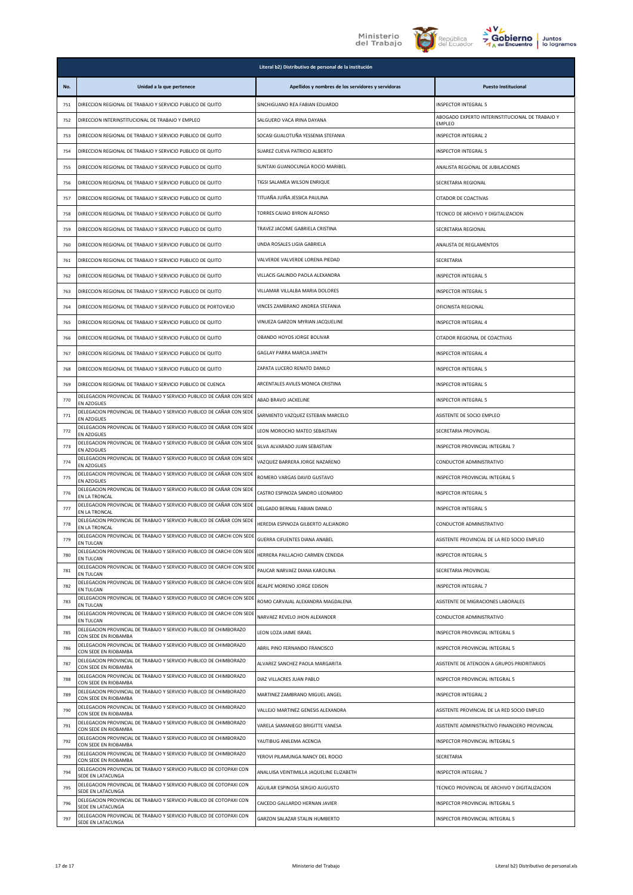| Literal b2) Distributivo de personal de la institución | | | |
|---|---|---|---|
| **No.** | **Unidad a la que pertenece** | **Apellidos y nombres de los servidores y servidoras** | **Puesto Institucional** |
| 751 | DIRECCION REGIONAL DE TRABAJO Y SERVICIO PUBLICO DE QUITO | SINCHIGUANO REA FABIAN EDUARDO | INSPECTOR INTEGRAL 5 |
| 752 | DIRECCION INTERINSTITUCIONAL DE TRABAJO Y EMPLEO | SALGUERO VACA IRINA DAYANA | ABOGADO EXPERTO INTERINSTITUCIONAL DE TRABAJO Y EMPLEO |
| 753 | DIRECCION REGIONAL DE TRABAJO Y SERVICIO PUBLICO DE QUITO | SOCASI GUALOTUÑA YESSENIA STEFANIA | INSPECTOR INTEGRAL 2 |
| 754 | DIRECCION REGIONAL DE TRABAJO Y SERVICIO PUBLICO DE QUITO | SUAREZ CUEVA PATRICIO ALBERTO | INSPECTOR INTEGRAL 5 |
| 755 | DIRECCION REGIONAL DE TRABAJO Y SERVICIO PUBLICO DE QUITO | SUNTAXI GUANOCUNGA ROCIO MARIBEL | ANALISTA REGIONAL DE JUBILACIONES |
| 756 | DIRECCION REGIONAL DE TRABAJO Y SERVICIO PUBLICO DE QUITO | TIGSI SALAMEA WILSON ENRIQUE | SECRETARIA REGIONAL |
| 757 | DIRECCION REGIONAL DE TRABAJO Y SERVICIO PUBLICO DE QUITO | TITUAÑA JUIÑA JESSICA PAULINA | CITADOR DE COACTIVAS |
| 758 | DIRECCION REGIONAL DE TRABAJO Y SERVICIO PUBLICO DE QUITO | TORRES CAJIAO BYRON ALFONSO | TECNICO DE ARCHIVO Y DIGITALIZACION |
| 759 | DIRECCION REGIONAL DE TRABAJO Y SERVICIO PUBLICO DE QUITO | TRAVEZ JACOME GABRIELA CRISTINA | SECRETARIA REGIONAL |
| 760 | DIRECCION REGIONAL DE TRABAJO Y SERVICIO PUBLICO DE QUITO | UNDA ROSALES LIGIA GABRIELA | ANALISTA DE REGLAMENTOS |
| 761 | DIRECCION REGIONAL DE TRABAJO Y SERVICIO PUBLICO DE QUITO | VALVERDE VALVERDE LORENA PIEDAD | SECRETARIA |
| 762 | DIRECCION REGIONAL DE TRABAJO Y SERVICIO PUBLICO DE QUITO | VILLACIS GALINDO PAOLA ALEXANDRA | INSPECTOR INTEGRAL 5 |
| 763 | DIRECCION REGIONAL DE TRABAJO Y SERVICIO PUBLICO DE QUITO | VILLAMAR VILLALBA MARIA DOLORES | INSPECTOR INTEGRAL 5 |
| 764 | DIRECCION REGIONAL DE TRABAJO Y SERVICIO PUBLICO DE PORTOVIEJO | VINCES ZAMBRANO ANDREA STEFANIA | OFICINISTA REGIONAL |
| 765 | DIRECCION REGIONAL DE TRABAJO Y SERVICIO PUBLICO DE QUITO | VINUEZA GARZON MYRIAN JACQUELINE | INSPECTOR INTEGRAL 4 |
| 766 | DIRECCION REGIONAL DE TRABAJO Y SERVICIO PUBLICO DE QUITO | OBANDO HOYOS JORGE BOLIVAR | CITADOR REGIONAL DE COACTIVAS |
| 767 | DIRECCION REGIONAL DE TRABAJO Y SERVICIO PUBLICO DE QUITO | GAGLAY PARRA MARCIA JANETH | INSPECTOR INTEGRAL 4 |
| 768 | DIRECCION REGIONAL DE TRABAJO Y SERVICIO PUBLICO DE QUITO | ZAPATA LUCERO RENATO DANILO | INSPECTOR INTEGRAL 5 |
| 769 | DIRECCION REGIONAL DE TRABAJO Y SERVICIO PUBLICO DE CUENCA | ARCENTALES AVILES MONICA CRISTINA | INSPECTOR INTEGRAL 5 |
| 770 | DELEGACION PROVINCIAL DE TRABAJO Y SERVICIO PUBLICO DE CAÑAR CON SEDE EN AZOGUES | ABAD BRAVO JACKELINE | INSPECTOR INTEGRAL 5 |
| 771 | DELEGACION PROVINCIAL DE TRABAJO Y SERVICIO PUBLICO DE CAÑAR CON SEDE EN AZOGUES | SARMIENTO VAZQUEZ ESTEBAN MARCELO | ASISTENTE DE SOCIO EMPLEO |
| 772 | DELEGACION PROVINCIAL DE TRABAJO Y SERVICIO PUBLICO DE CAÑAR CON SEDE EN AZOGUES | LEON MOROCHO MATEO SEBASTIAN | SECRETARIA PROVINCIAL |
| 773 | DELEGACION PROVINCIAL DE TRABAJO Y SERVICIO PUBLICO DE CAÑAR CON SEDE EN AZOGUES | SILVA ALVARADO JUAN SEBASTIAN | INSPECTOR PROVINCIAL INTEGRAL 7 |
| 774 | DELEGACION PROVINCIAL DE TRABAJO Y SERVICIO PUBLICO DE CAÑAR CON SEDE EN AZOGUES | VAZQUEZ BARRERA JORGE NAZARENO | CONDUCTOR ADMINISTRATIVO |
| 775 | DELEGACION PROVINCIAL DE TRABAJO Y SERVICIO PUBLICO DE CAÑAR CON SEDE EN AZOGUES | ROMERO VARGAS DAVID GUSTAVO | INSPECTOR PROVINCIAL INTEGRAL 5 |
| 776 | DELEGACION PROVINCIAL DE TRABAJO Y SERVICIO PUBLICO DE CAÑAR CON SEDE EN LA TRONCAL | CASTRO ESPINOZA SANDRO LEONARDO | INSPECTOR INTEGRAL 5 |
| 777 | DELEGACION PROVINCIAL DE TRABAJO Y SERVICIO PUBLICO DE CAÑAR CON SEDE EN LA TRONCAL | DELGADO BERNAL FABIAN DANILO | INSPECTOR INTEGRAL 5 |
| 778 | DELEGACION PROVINCIAL DE TRABAJO Y SERVICIO PUBLICO DE CAÑAR CON SEDE EN LA TRONCAL | HEREDIA ESPINOZA GILBERTO ALEJANDRO | CONDUCTOR ADMINISTRATIVO |
| 779 | DELEGACION PROVINCIAL DE TRABAJO Y SERVICIO PUBLICO DE CARCHI CON SEDE EN TULCAN | GUERRA CIFUENTES DIANA ANABEL | ASISTENTE PROVINCIAL DE LA RED SOCIO EMPLEO |
| 780 | DELEGACION PROVINCIAL DE TRABAJO Y SERVICIO PUBLICO DE CARCHI CON SEDE EN TULCAN | HERRERA PAILLACHO CARMEN CENEIDA | INSPECTOR INTEGRAL 5 |
| 781 | DELEGACION PROVINCIAL DE TRABAJO Y SERVICIO PUBLICO DE CARCHI CON SEDE EN TULCAN | PAUCAR NARVAEZ DIANA KAROLINA | SECRETARIA PROVINCIAL |
| 782 | DELEGACION PROVINCIAL DE TRABAJO Y SERVICIO PUBLICO DE CARCHI CON SEDE EN TULCAN | REALPE MORENO JORGE EDISON | INSPECTOR INTEGRAL 7 |
| 783 | DELEGACION PROVINCIAL DE TRABAJO Y SERVICIO PUBLICO DE CARCHI CON SEDE EN TULCAN | ROMO CARVAJAL ALEXANDRA MAGDALENA | ASISTENTE DE MIGRACIONES LABORALES |
| 784 | DELEGACION PROVINCIAL DE TRABAJO Y SERVICIO PUBLICO DE CARCHI CON SEDE EN TULCAN | NARVAEZ REVELO JHON ALEXANDER | CONDUCTOR ADMINISTRATIVO |
| 785 | DELEGACION PROVINCIAL DE TRABAJO Y SERVICIO PUBLICO DE CHIMBORAZO CON SEDE EN RIOBAMBA | LEON LOZA JAIME ISRAEL | INSPECTOR PROVINCIAL INTEGRAL 5 |
| 786 | DELEGACION PROVINCIAL DE TRABAJO Y SERVICIO PUBLICO DE CHIMBORAZO CON SEDE EN RIOBAMBA | ABRIL PINO FERNANDO FRANCISCO | INSPECTOR PROVINCIAL INTEGRAL 5 |
| 787 | DELEGACION PROVINCIAL DE TRABAJO Y SERVICIO PUBLICO DE CHIMBORAZO CON SEDE EN RIOBAMBA | ALVAREZ SANCHEZ PAOLA MARGARITA | ASISTENTE DE ATENCION A GRUPOS PRIORITARIOS |
| 788 | DELEGACION PROVINCIAL DE TRABAJO Y SERVICIO PUBLICO DE CHIMBORAZO CON SEDE EN RIOBAMBA | DIAZ VILLACRES JUAN PABLO | INSPECTOR PROVINCIAL INTEGRAL 5 |
| 789 | DELEGACION PROVINCIAL DE TRABAJO Y SERVICIO PUBLICO DE CHIMBORAZO CON SEDE EN RIOBAMBA | MARTINEZ ZAMBRANO MIGUEL ANGEL | INSPECTOR INTEGRAL 2 |
| 790 | DELEGACION PROVINCIAL DE TRABAJO Y SERVICIO PUBLICO DE CHIMBORAZO CON SEDE EN RIOBAMBA | VALLEJO MARTINEZ GENESIS ALEXANDRA | ASISTENTE PROVINCIAL DE LA RED SOCIO EMPLEO |
| 791 | DELEGACION PROVINCIAL DE TRABAJO Y SERVICIO PUBLICO DE CHIMBORAZO CON SEDE EN RIOBAMBA | VARELA SAMANIEGO BRIGITTE VANESA | ASISTENTE ADMINISTRATIVO FINANCIERO PROVINCIAL |
| 792 | DELEGACION PROVINCIAL DE TRABAJO Y SERVICIO PUBLICO DE CHIMBORAZO CON SEDE EN RIOBAMBA | YAUTIBUG ANILEMA ACENCIA | INSPECTOR PROVINCIAL INTEGRAL 5 |
| 793 | DELEGACION PROVINCIAL DE TRABAJO Y SERVICIO PUBLICO DE CHIMBORAZO CON SEDE EN RIOBAMBA | YEROVI PILAMUNGA NANCY DEL ROCIO | SECRETARIA |
| 794 | DELEGACION PROVINCIAL DE TRABAJO Y SERVICIO PUBLICO DE COTOPAXI CON SEDE EN LATACUNGA | ANALUISA VEINTIMILLA JAQUELINE ELIZABETH | INSPECTOR INTEGRAL 7 |
| 795 | DELEGACION PROVINCIAL DE TRABAJO Y SERVICIO PUBLICO DE COTOPAXI CON SEDE EN LATACUNGA | AGUILAR ESPINOSA SERGIO AUGUSTO | TECNICO PROVINCIAL DE ARCHIVO Y DIGITALIZACION |
| 796 | DELEGACION PROVINCIAL DE TRABAJO Y SERVICIO PUBLICO DE COTOPAXI CON SEDE EN LATACUNGA | CAICEDO GALLARDO HERNAN JAVIER | INSPECTOR PROVINCIAL INTEGRAL 5 |
| 797 | DELEGACION PROVINCIAL DE TRABAJO Y SERVICIO PUBLICO DE COTOPAXI CON SEDE EN LATACUNGA | GARZON SALAZAR STALIN HUMBERTO | INSPECTOR PROVINCIAL INTEGRAL 5 |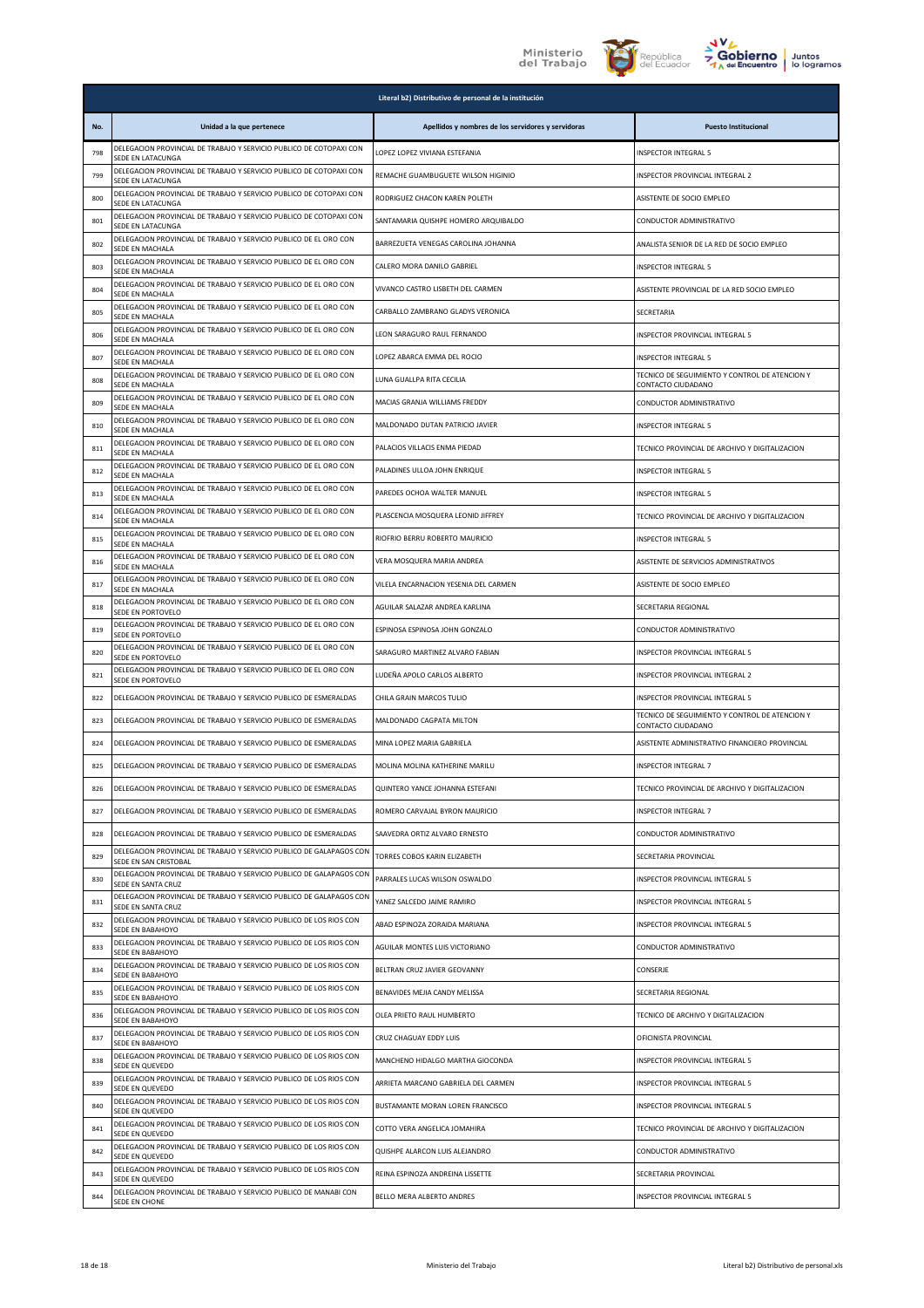| Literal b2) Distributivo de personal de la institución | | | |
|---|---|---|---|
| **No.** | **Unidad a la que pertenece** | **Apellidos y nombres de los servidores y servidoras** | **Puesto Institucional** |
| 798 | DELEGACION PROVINCIAL DE TRABAJO Y SERVICIO PUBLICO DE COTOPAXI CON SEDE EN LATACUNGA | LOPEZ LOPEZ VIVIANA ESTEFANIA | INSPECTOR INTEGRAL 5 |
| 799 | DELEGACION PROVINCIAL DE TRABAJO Y SERVICIO PUBLICO DE COTOPAXI CON SEDE EN LATACUNGA | REMACHE GUAMBUGUETE WILSON HIGINIO | INSPECTOR PROVINCIAL INTEGRAL 2 |
| 800 | DELEGACION PROVINCIAL DE TRABAJO Y SERVICIO PUBLICO DE COTOPAXI CON SEDE EN LATACUNGA | RODRIGUEZ CHACON KAREN POLETH | ASISTENTE DE SOCIO EMPLEO |
| 801 | DELEGACION PROVINCIAL DE TRABAJO Y SERVICIO PUBLICO DE COTOPAXI CON SEDE EN LATACUNGA | SANTAMARIA QUISHPE HOMERO ARQUIBALDO | CONDUCTOR ADMINISTRATIVO |
| 802 | DELEGACION PROVINCIAL DE TRABAJO Y SERVICIO PUBLICO DE EL ORO CON SEDE EN MACHALA | BARREZUETA VENEGAS CAROLINA JOHANNA | ANALISTA SENIOR DE LA RED DE SOCIO EMPLEO |
| 803 | DELEGACION PROVINCIAL DE TRABAJO Y SERVICIO PUBLICO DE EL ORO CON SEDE EN MACHALA | CALERO MORA DANILO GABRIEL | INSPECTOR INTEGRAL 5 |
| 804 | DELEGACION PROVINCIAL DE TRABAJO Y SERVICIO PUBLICO DE EL ORO CON SEDE EN MACHALA | VIVANCO CASTRO LISBETH DEL CARMEN | ASISTENTE PROVINCIAL DE LA RED SOCIO EMPLEO |
| 805 | DELEGACION PROVINCIAL DE TRABAJO Y SERVICIO PUBLICO DE EL ORO CON SEDE EN MACHALA | CARBALLO ZAMBRANO GLADYS VERONICA | SECRETARIA |
| 806 | DELEGACION PROVINCIAL DE TRABAJO Y SERVICIO PUBLICO DE EL ORO CON SEDE EN MACHALA | LEON SARAGURO RAUL FERNANDO | INSPECTOR PROVINCIAL INTEGRAL 5 |
| 807 | DELEGACION PROVINCIAL DE TRABAJO Y SERVICIO PUBLICO DE EL ORO CON SEDE EN MACHALA | LOPEZ ABARCA EMMA DEL ROCIO | INSPECTOR INTEGRAL 5 |
| 808 | DELEGACION PROVINCIAL DE TRABAJO Y SERVICIO PUBLICO DE EL ORO CON SEDE EN MACHALA | LUNA GUALLPA RITA CECILIA | TECNICO DE SEGUIMIENTO Y CONTROL DE ATENCION Y CONTACTO CIUDADANO |
| 809 | DELEGACION PROVINCIAL DE TRABAJO Y SERVICIO PUBLICO DE EL ORO CON SEDE EN MACHALA | MACIAS GRANJA WILLIAMS FREDDY | CONDUCTOR ADMINISTRATIVO |
| 810 | DELEGACION PROVINCIAL DE TRABAJO Y SERVICIO PUBLICO DE EL ORO CON SEDE EN MACHALA | MALDONADO DUTAN PATRICIO JAVIER | INSPECTOR INTEGRAL 5 |
| 811 | DELEGACION PROVINCIAL DE TRABAJO Y SERVICIO PUBLICO DE EL ORO CON SEDE EN MACHALA | PALACIOS VILLACIS ENMA PIEDAD | TECNICO PROVINCIAL DE ARCHIVO Y DIGITALIZACION |
| 812 | DELEGACION PROVINCIAL DE TRABAJO Y SERVICIO PUBLICO DE EL ORO CON SEDE EN MACHALA | PALADINES ULLOA JOHN ENRIQUE | INSPECTOR INTEGRAL 5 |
| 813 | DELEGACION PROVINCIAL DE TRABAJO Y SERVICIO PUBLICO DE EL ORO CON SEDE EN MACHALA | PAREDES OCHOA WALTER MANUEL | INSPECTOR INTEGRAL 5 |
| 814 | DELEGACION PROVINCIAL DE TRABAJO Y SERVICIO PUBLICO DE EL ORO CON SEDE EN MACHALA | PLASCENCIA MOSQUERA LEONID JIFFREY | TECNICO PROVINCIAL DE ARCHIVO Y DIGITALIZACION |
| 815 | DELEGACION PROVINCIAL DE TRABAJO Y SERVICIO PUBLICO DE EL ORO CON SEDE EN MACHALA | RIOFRIO BERRU ROBERTO MAURICIO | INSPECTOR INTEGRAL 5 |
| 816 | DELEGACION PROVINCIAL DE TRABAJO Y SERVICIO PUBLICO DE EL ORO CON SEDE EN MACHALA | VERA MOSQUERA MARIA ANDREA | ASISTENTE DE SERVICIOS ADMINISTRATIVOS |
| 817 | DELEGACION PROVINCIAL DE TRABAJO Y SERVICIO PUBLICO DE EL ORO CON SEDE EN MACHALA | VILELA ENCARNACION YESENIA DEL CARMEN | ASISTENTE DE SOCIO EMPLEO |
| 818 | DELEGACION PROVINCIAL DE TRABAJO Y SERVICIO PUBLICO DE EL ORO CON SEDE EN PORTOVELO | AGUILAR SALAZAR ANDREA KARLINA | SECRETARIA REGIONAL |
| 819 | DELEGACION PROVINCIAL DE TRABAJO Y SERVICIO PUBLICO DE EL ORO CON SEDE EN PORTOVELO | ESPINOSA ESPINOSA JOHN GONZALO | CONDUCTOR ADMINISTRATIVO |
| 820 | DELEGACION PROVINCIAL DE TRABAJO Y SERVICIO PUBLICO DE EL ORO CON SEDE EN PORTOVELO | SARAGURO MARTINEZ ALVARO FABIAN | INSPECTOR PROVINCIAL INTEGRAL 5 |
| 821 | DELEGACION PROVINCIAL DE TRABAJO Y SERVICIO PUBLICO DE EL ORO CON SEDE EN PORTOVELO | LUDEÑA APOLO CARLOS ALBERTO | INSPECTOR PROVINCIAL INTEGRAL 2 |
| 822 | DELEGACION PROVINCIAL DE TRABAJO Y SERVICIO PUBLICO DE ESMERALDAS | CHILA GRAIN MARCOS TULIO | INSPECTOR PROVINCIAL INTEGRAL 5 |
| 823 | DELEGACION PROVINCIAL DE TRABAJO Y SERVICIO PUBLICO DE ESMERALDAS | MALDONADO CAGPATA MILTON | TECNICO DE SEGUIMIENTO Y CONTROL DE ATENCION Y CONTACTO CIUDADANO |
| 824 | DELEGACION PROVINCIAL DE TRABAJO Y SERVICIO PUBLICO DE ESMERALDAS | MINA LOPEZ MARIA GABRIELA | ASISTENTE ADMINISTRATIVO FINANCIERO PROVINCIAL |
| 825 | DELEGACION PROVINCIAL DE TRABAJO Y SERVICIO PUBLICO DE ESMERALDAS | MOLINA MOLINA KATHERINE MARILU | INSPECTOR INTEGRAL 7 |
| 826 | DELEGACION PROVINCIAL DE TRABAJO Y SERVICIO PUBLICO DE ESMERALDAS | QUINTERO YANCE JOHANNA ESTEFANI | TECNICO PROVINCIAL DE ARCHIVO Y DIGITALIZACION |
| 827 | DELEGACION PROVINCIAL DE TRABAJO Y SERVICIO PUBLICO DE ESMERALDAS | ROMERO CARVAJAL BYRON MAURICIO | INSPECTOR INTEGRAL 7 |
| 828 | DELEGACION PROVINCIAL DE TRABAJO Y SERVICIO PUBLICO DE ESMERALDAS | SAAVEDRA ORTIZ ALVARO ERNESTO | CONDUCTOR ADMINISTRATIVO |
| 829 | DELEGACION PROVINCIAL DE TRABAJO Y SERVICIO PUBLICO DE GALAPAGOS CON SEDE EN SAN CRISTOBAL | TORRES COBOS KARIN ELIZABETH | SECRETARIA PROVINCIAL |
| 830 | DELEGACION PROVINCIAL DE TRABAJO Y SERVICIO PUBLICO DE GALAPAGOS CON SEDE EN SANTA CRUZ | PARRALES LUCAS WILSON OSWALDO | INSPECTOR PROVINCIAL INTEGRAL 5 |
| 831 | DELEGACION PROVINCIAL DE TRABAJO Y SERVICIO PUBLICO DE GALAPAGOS CON SEDE EN SANTA CRUZ | YANEZ SALCEDO JAIME RAMIRO | INSPECTOR PROVINCIAL INTEGRAL 5 |
| 832 | DELEGACION PROVINCIAL DE TRABAJO Y SERVICIO PUBLICO DE LOS RIOS CON SEDE EN BABAHOYO | ABAD ESPINOZA ZORAIDA MARIANA | INSPECTOR PROVINCIAL INTEGRAL 5 |
| 833 | DELEGACION PROVINCIAL DE TRABAJO Y SERVICIO PUBLICO DE LOS RIOS CON SEDE EN BABAHOYO | AGUILAR MONTES LUIS VICTORIANO | CONDUCTOR ADMINISTRATIVO |
| 834 | DELEGACION PROVINCIAL DE TRABAJO Y SERVICIO PUBLICO DE LOS RIOS CON SEDE EN BABAHOYO | BELTRAN CRUZ JAVIER GEOVANNY | CONSERJE |
| 835 | DELEGACION PROVINCIAL DE TRABAJO Y SERVICIO PUBLICO DE LOS RIOS CON SEDE EN BABAHOYO | BENAVIDES MEJIA CANDY MELISSA | SECRETARIA REGIONAL |
| 836 | DELEGACION PROVINCIAL DE TRABAJO Y SERVICIO PUBLICO DE LOS RIOS CON SEDE EN BABAHOYO | OLEA PRIETO RAUL HUMBERTO | TECNICO DE ARCHIVO Y DIGITALIZACION |
| 837 | DELEGACION PROVINCIAL DE TRABAJO Y SERVICIO PUBLICO DE LOS RIOS CON SEDE EN BABAHOYO | CRUZ CHAGUAY EDDY LUIS | OFICINISTA PROVINCIAL |
| 838 | DELEGACION PROVINCIAL DE TRABAJO Y SERVICIO PUBLICO DE LOS RIOS CON SEDE EN QUEVEDO | MANCHENO HIDALGO MARTHA GIOCONDA | INSPECTOR PROVINCIAL INTEGRAL 5 |
| 839 | DELEGACION PROVINCIAL DE TRABAJO Y SERVICIO PUBLICO DE LOS RIOS CON SEDE EN QUEVEDO | ARRIETA MARCANO GABRIELA DEL CARMEN | INSPECTOR PROVINCIAL INTEGRAL 5 |
| 840 | DELEGACION PROVINCIAL DE TRABAJO Y SERVICIO PUBLICO DE LOS RIOS CON SEDE EN QUEVEDO | BUSTAMANTE MORAN LOREN FRANCISCO | INSPECTOR PROVINCIAL INTEGRAL 5 |
| 841 | DELEGACION PROVINCIAL DE TRABAJO Y SERVICIO PUBLICO DE LOS RIOS CON SEDE EN QUEVEDO | COTTO VERA ANGELICA JOMAHIRA | TECNICO PROVINCIAL DE ARCHIVO Y DIGITALIZACION |
| 842 | DELEGACION PROVINCIAL DE TRABAJO Y SERVICIO PUBLICO DE LOS RIOS CON SEDE EN QUEVEDO | QUISHPE ALARCON LUIS ALEJANDRO | CONDUCTOR ADMINISTRATIVO |
| 843 | DELEGACION PROVINCIAL DE TRABAJO Y SERVICIO PUBLICO DE LOS RIOS CON SEDE EN QUEVEDO | REINA ESPINOZA ANDREINA LISSETTE | SECRETARIA PROVINCIAL |
| 844 | DELEGACION PROVINCIAL DE TRABAJO Y SERVICIO PUBLICO DE MANABI CON SEDE EN CHONE | BELLO MERA ALBERTO ANDRES | INSPECTOR PROVINCIAL INTEGRAL 5 |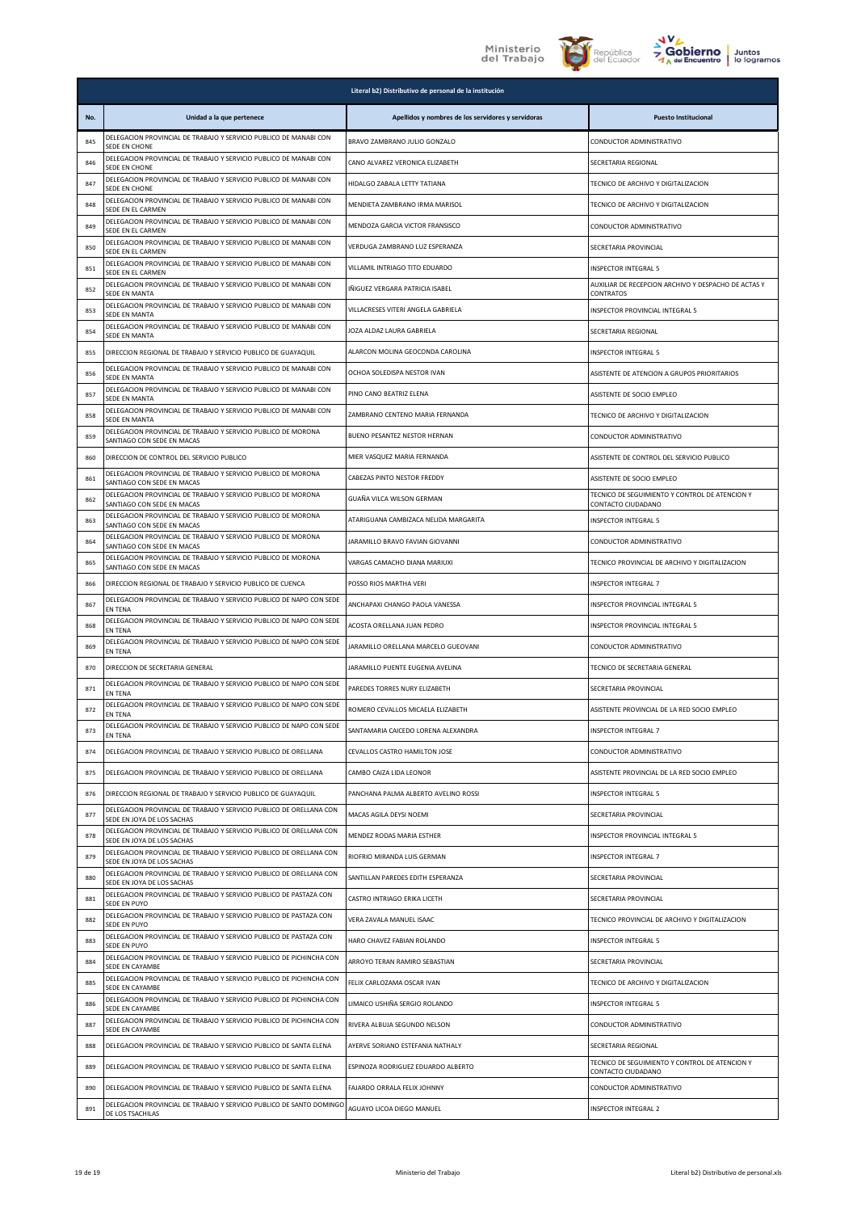| Literal b2) Distributivo de personal de la institución | | | |
|---|---|---|---|
| No. | Unidad a la que pertenece | Apellidos y nombres de los servidores y servidoras | Puesto Institucional |
| 845 | DELEGACION PROVINCIAL DE TRABAJO Y SERVICIO PUBLICO DE MANABI CON SEDE EN CHONE | BRAVO ZAMBRANO JULIO GONZALO | CONDUCTOR ADMINISTRATIVO |
| 846 | DELEGACION PROVINCIAL DE TRABAJO Y SERVICIO PUBLICO DE MANABI CON SEDE EN CHONE | CANO ALVAREZ VERONICA ELIZABETH | SECRETARIA REGIONAL |
| 847 | DELEGACION PROVINCIAL DE TRABAJO Y SERVICIO PUBLICO DE MANABI CON SEDE EN CHONE | HIDALGO ZABALA LETTY TATIANA | TECNICO DE ARCHIVO Y DIGITALIZACION |
| 848 | DELEGACION PROVINCIAL DE TRABAJO Y SERVICIO PUBLICO DE MANABI CON SEDE EN EL CARMEN | MENDIETA ZAMBRANO IRMA MARISOL | TECNICO DE ARCHIVO Y DIGITALIZACION |
| 849 | DELEGACION PROVINCIAL DE TRABAJO Y SERVICIO PUBLICO DE MANABI CON SEDE EN EL CARMEN | MENDOZA GARCIA VICTOR FRANSISCO | CONDUCTOR ADMINISTRATIVO |
| 850 | DELEGACION PROVINCIAL DE TRABAJO Y SERVICIO PUBLICO DE MANABI CON SEDE EN EL CARMEN | VERDUGA ZAMBRANO LUZ ESPERANZA | SECRETARIA PROVINCIAL |
| 851 | DELEGACION PROVINCIAL DE TRABAJO Y SERVICIO PUBLICO DE MANABI CON SEDE EN EL CARMEN | VILLAMIL INTRIAGO TITO EDUARDO | INSPECTOR INTEGRAL 5 |
| 852 | DELEGACION PROVINCIAL DE TRABAJO Y SERVICIO PUBLICO DE MANABI CON SEDE EN MANTA | IÑIGUEZ VERGARA PATRICIA ISABEL | AUXILIAR DE RECEPCION ARCHIVO Y DESPACHO DE ACTAS Y CONTRATOS |
| 853 | DELEGACION PROVINCIAL DE TRABAJO Y SERVICIO PUBLICO DE MANABI CON SEDE EN MANTA | VILLACRESES VITERI ANGELA GABRIELA | INSPECTOR PROVINCIAL INTEGRAL 5 |
| 854 | DELEGACION PROVINCIAL DE TRABAJO Y SERVICIO PUBLICO DE MANABI CON SEDE EN MANTA | JOZA ALDAZ LAURA GABRIELA | SECRETARIA REGIONAL |
| 855 | DIRECCION REGIONAL DE TRABAJO Y SERVICIO PUBLICO DE GUAYAQUIL | ALARCON MOLINA GEOCONDA CAROLINA | INSPECTOR INTEGRAL 5 |
| 856 | DELEGACION PROVINCIAL DE TRABAJO Y SERVICIO PUBLICO DE MANABI CON SEDE EN MANTA | OCHOA SOLEDISPA NESTOR IVAN | ASISTENTE DE ATENCION A GRUPOS PRIORITARIOS |
| 857 | DELEGACION PROVINCIAL DE TRABAJO Y SERVICIO PUBLICO DE MANABI CON SEDE EN MANTA | PINO CANO BEATRIZ ELENA | ASISTENTE DE SOCIO EMPLEO |
| 858 | DELEGACION PROVINCIAL DE TRABAJO Y SERVICIO PUBLICO DE MANABI CON SEDE EN MANTA | ZAMBRANO CENTENO MARIA FERNANDA | TECNICO DE ARCHIVO Y DIGITALIZACION |
| 859 | DELEGACION PROVINCIAL DE TRABAJO Y SERVICIO PUBLICO DE MORONA SANTIAGO CON SEDE EN MACAS | BUENO PESANTEZ NESTOR HERNAN | CONDUCTOR ADMINISTRATIVO |
| 860 | DIRECCION DE CONTROL DEL SERVICIO PUBLICO | MIER VASQUEZ MARIA FERNANDA | ASISTENTE DE CONTROL DEL SERVICIO PUBLICO |
| 861 | DELEGACION PROVINCIAL DE TRABAJO Y SERVICIO PUBLICO DE MORONA SANTIAGO CON SEDE EN MACAS | CABEZAS PINTO NESTOR FREDDY | ASISTENTE DE SOCIO EMPLEO |
| 862 | DELEGACION PROVINCIAL DE TRABAJO Y SERVICIO PUBLICO DE MORONA SANTIAGO CON SEDE EN MACAS | GUAÑA VILCA WILSON GERMAN | TECNICO DE SEGUIMIENTO Y CONTROL DE ATENCION Y CONTACTO CIUDADANO |
| 863 | DELEGACION PROVINCIAL DE TRABAJO Y SERVICIO PUBLICO DE MORONA SANTIAGO CON SEDE EN MACAS | ATARIGUANA CAMBIZACA NELIDA MARGARITA | INSPECTOR INTEGRAL 5 |
| 864 | DELEGACION PROVINCIAL DE TRABAJO Y SERVICIO PUBLICO DE MORONA SANTIAGO CON SEDE EN MACAS | JARAMILLO BRAVO FAVIAN GIOVANNI | CONDUCTOR ADMINISTRATIVO |
| 865 | DELEGACION PROVINCIAL DE TRABAJO Y SERVICIO PUBLICO DE MORONA SANTIAGO CON SEDE EN MACAS | VARGAS CAMACHO DIANA MARIUXI | TECNICO PROVINCIAL DE ARCHIVO Y DIGITALIZACION |
| 866 | DIRECCION REGIONAL DE TRABAJO Y SERVICIO PUBLICO DE CUENCA | POSSO RIOS MARTHA VERI | INSPECTOR INTEGRAL 7 |
| 867 | DELEGACION PROVINCIAL DE TRABAJO Y SERVICIO PUBLICO DE NAPO CON SEDE EN TENA | ANCHAPAXI CHANGO PAOLA VANESSA | INSPECTOR PROVINCIAL INTEGRAL 5 |
| 868 | DELEGACION PROVINCIAL DE TRABAJO Y SERVICIO PUBLICO DE NAPO CON SEDE EN TENA | ACOSTA ORELLANA JUAN PEDRO | INSPECTOR PROVINCIAL INTEGRAL 5 |
| 869 | DELEGACION PROVINCIAL DE TRABAJO Y SERVICIO PUBLICO DE NAPO CON SEDE EN TENA | JARAMILLO ORELLANA MARCELO GUEOVANI | CONDUCTOR ADMINISTRATIVO |
| 870 | DIRECCION DE SECRETARIA GENERAL | JARAMILLO PUENTE EUGENIA AVELINA | TECNICO DE SECRETARIA GENERAL |
| 871 | DELEGACION PROVINCIAL DE TRABAJO Y SERVICIO PUBLICO DE NAPO CON SEDE EN TENA | PAREDES TORRES NURY ELIZABETH | SECRETARIA PROVINCIAL |
| 872 | DELEGACION PROVINCIAL DE TRABAJO Y SERVICIO PUBLICO DE NAPO CON SEDE EN TENA | ROMERO CEVALLOS MICAELA ELIZABETH | ASISTENTE PROVINCIAL DE LA RED SOCIO EMPLEO |
| 873 | DELEGACION PROVINCIAL DE TRABAJO Y SERVICIO PUBLICO DE NAPO CON SEDE EN TENA | SANTAMARIA CAICEDO LORENA ALEXANDRA | INSPECTOR INTEGRAL 7 |
| 874 | DELEGACION PROVINCIAL DE TRABAJO Y SERVICIO PUBLICO DE ORELLANA | CEVALLOS CASTRO HAMILTON JOSE | CONDUCTOR ADMINISTRATIVO |
| 875 | DELEGACION PROVINCIAL DE TRABAJO Y SERVICIO PUBLICO DE ORELLANA | CAMBO CAIZA LIDA LEONOR | ASISTENTE PROVINCIAL DE LA RED SOCIO EMPLEO |
| 876 | DIRECCION REGIONAL DE TRABAJO Y SERVICIO PUBLICO DE GUAYAQUIL | PANCHANA PALMA ALBERTO AVELINO ROSSI | INSPECTOR INTEGRAL 5 |
| 877 | DELEGACION PROVINCIAL DE TRABAJO Y SERVICIO PUBLICO DE ORELLANA CON SEDE EN JOYA DE LOS SACHAS | MACAS AGILA DEYSI NOEMI | SECRETARIA PROVINCIAL |
| 878 | DELEGACION PROVINCIAL DE TRABAJO Y SERVICIO PUBLICO DE ORELLANA CON SEDE EN JOYA DE LOS SACHAS | MENDEZ RODAS MARIA ESTHER | INSPECTOR PROVINCIAL INTEGRAL 5 |
| 879 | DELEGACION PROVINCIAL DE TRABAJO Y SERVICIO PUBLICO DE ORELLANA CON SEDE EN JOYA DE LOS SACHAS | RIOFRIO MIRANDA LUIS GERMAN | INSPECTOR INTEGRAL 7 |
| 880 | DELEGACION PROVINCIAL DE TRABAJO Y SERVICIO PUBLICO DE ORELLANA CON SEDE EN JOYA DE LOS SACHAS | SANTILLAN PAREDES EDITH ESPERANZA | SECRETARIA PROVINCIAL |
| 881 | DELEGACION PROVINCIAL DE TRABAJO Y SERVICIO PUBLICO DE PASTAZA CON SEDE EN PUYO | CASTRO INTRIAGO ERIKA LICETH | SECRETARIA PROVINCIAL |
| 882 | DELEGACION PROVINCIAL DE TRABAJO Y SERVICIO PUBLICO DE PASTAZA CON SEDE EN PUYO | VERA ZAVALA MANUEL ISAAC | TECNICO PROVINCIAL DE ARCHIVO Y DIGITALIZACION |
| 883 | DELEGACION PROVINCIAL DE TRABAJO Y SERVICIO PUBLICO DE PASTAZA CON SEDE EN PUYO | HARO CHAVEZ FABIAN ROLANDO | INSPECTOR INTEGRAL 5 |
| 884 | DELEGACION PROVINCIAL DE TRABAJO Y SERVICIO PUBLICO DE PICHINCHA CON SEDE EN CAYAMBE | ARROYO TERAN RAMIRO SEBASTIAN | SECRETARIA PROVINCIAL |
| 885 | DELEGACION PROVINCIAL DE TRABAJO Y SERVICIO PUBLICO DE PICHINCHA CON SEDE EN CAYAMBE | FELIX CARLOZAMA OSCAR IVAN | TECNICO DE ARCHIVO Y DIGITALIZACION |
| 886 | DELEGACION PROVINCIAL DE TRABAJO Y SERVICIO PUBLICO DE PICHINCHA CON SEDE EN CAYAMBE | LIMAICO USHIÑA SERGIO ROLANDO | INSPECTOR INTEGRAL 5 |
| 887 | DELEGACION PROVINCIAL DE TRABAJO Y SERVICIO PUBLICO DE PICHINCHA CON SEDE EN CAYAMBE | RIVERA ALBUJA SEGUNDO NELSON | CONDUCTOR ADMINISTRATIVO |
| 888 | DELEGACION PROVINCIAL DE TRABAJO Y SERVICIO PUBLICO DE SANTA ELENA | AYERVE SORIANO ESTEFANIA NATHALY | SECRETARIA REGIONAL |
| 889 | DELEGACION PROVINCIAL DE TRABAJO Y SERVICIO PUBLICO DE SANTA ELENA | ESPINOZA RODRIGUEZ EDUARDO ALBERTO | TECNICO DE SEGUIMIENTO Y CONTROL DE ATENCION Y CONTACTO CIUDADANO |
| 890 | DELEGACION PROVINCIAL DE TRABAJO Y SERVICIO PUBLICO DE SANTA ELENA | FAJARDO ORRALA FELIX JOHNNY | CONDUCTOR ADMINISTRATIVO |
| 891 | DELEGACION PROVINCIAL DE TRABAJO Y SERVICIO PUBLICO DE SANTO DOMINGO DE LOS TSACHILAS | AGUAYO LICOA DIEGO MANUEL | INSPECTOR INTEGRAL 2 |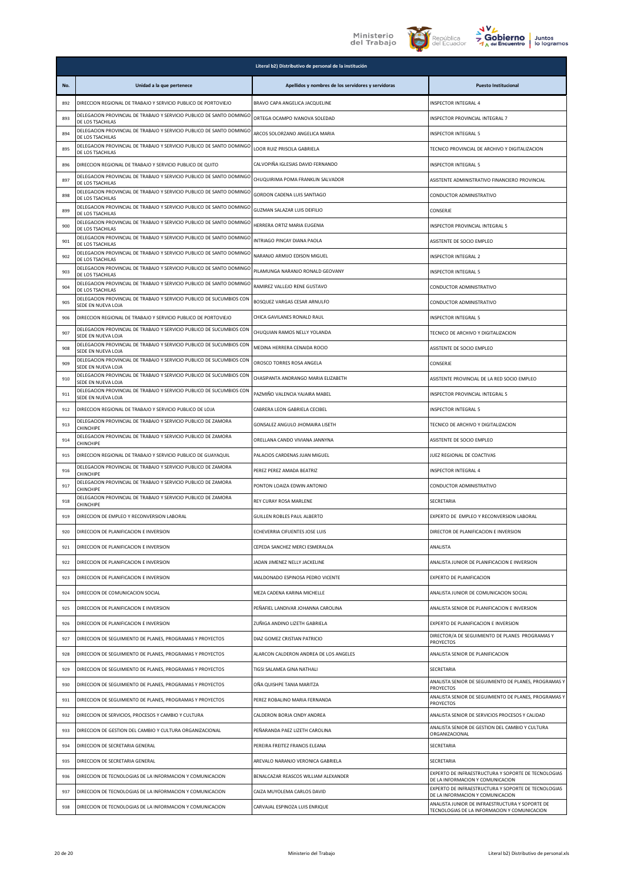| Literal b2) Distributivo de personal de la institución | | | |
|---|---|---|---|
| **No.** | **Unidad a la que pertenece** | **Apellidos y nombres de los servidores y servidoras** | **Puesto Institucional** |
| 892 | DIRECCION REGIONAL DE TRABAJO Y SERVICIO PUBLICO DE PORTOVIEJO | BRAVO CAPA ANGELICA JACQUELINE | INSPECTOR INTEGRAL 4 |
| 893 | DELEGACION PROVINCIAL DE TRABAJO Y SERVICIO PUBLICO DE SANTO DOMINGO DE LOS TSACHILAS | ORTEGA OCAMPO IVANOVA SOLEDAD | INSPECTOR PROVINCIAL INTEGRAL 7 |
| 894 | DELEGACION PROVINCIAL DE TRABAJO Y SERVICIO PUBLICO DE SANTO DOMINGO DE LOS TSACHILAS | ARCOS SOLORZANO ANGELICA MARIA | INSPECTOR INTEGRAL 5 |
| 895 | DELEGACION PROVINCIAL DE TRABAJO Y SERVICIO PUBLICO DE SANTO DOMINGO DE LOS TSACHILAS | LOOR RUIZ PRISCILA GABRIELA | TECNICO PROVINCIAL DE ARCHIVO Y DIGITALIZACION |
| 896 | DIRECCION REGIONAL DE TRABAJO Y SERVICIO PUBLICO DE QUITO | CALVOPIÑA IGLESIAS DAVID FERNANDO | INSPECTOR INTEGRAL 5 |
| 897 | DELEGACION PROVINCIAL DE TRABAJO Y SERVICIO PUBLICO DE SANTO DOMINGO DE LOS TSACHILAS | CHUQUIRIMA POMA FRANKLIN SALVADOR | ASISTENTE ADMINISTRATIVO FINANCIERO PROVINCIAL |
| 898 | DELEGACION PROVINCIAL DE TRABAJO Y SERVICIO PUBLICO DE SANTO DOMINGO DE LOS TSACHILAS | GORDON CADENA LUIS SANTIAGO | CONDUCTOR ADMINISTRATIVO |
| 899 | DELEGACION PROVINCIAL DE TRABAJO Y SERVICIO PUBLICO DE SANTO DOMINGO DE LOS TSACHILAS | GUZMAN SALAZAR LUIS DEIFILIO | CONSERJE |
| 900 | DELEGACION PROVINCIAL DE TRABAJO Y SERVICIO PUBLICO DE SANTO DOMINGO DE LOS TSACHILAS | HERRERA ORTIZ MARIA EUGENIA | INSPECTOR PROVINCIAL INTEGRAL 5 |
| 901 | DELEGACION PROVINCIAL DE TRABAJO Y SERVICIO PUBLICO DE SANTO DOMINGO DE LOS TSACHILAS | INTRIAGO PINCAY DIANA PAOLA | ASISTENTE DE SOCIO EMPLEO |
| 902 | DELEGACION PROVINCIAL DE TRABAJO Y SERVICIO PUBLICO DE SANTO DOMINGO DE LOS TSACHILAS | NARANJO ARMIJO EDISON MIGUEL | INSPECTOR INTEGRAL 2 |
| 903 | DELEGACION PROVINCIAL DE TRABAJO Y SERVICIO PUBLICO DE SANTO DOMINGO DE LOS TSACHILAS | PILAMUNGA NARANJO RONALD GEOVANY | INSPECTOR INTEGRAL 5 |
| 904 | DELEGACION PROVINCIAL DE TRABAJO Y SERVICIO PUBLICO DE SANTO DOMINGO DE LOS TSACHILAS | RAMIREZ VALLEJO RENE GUSTAVO | CONDUCTOR ADMINISTRATIVO |
| 905 | DELEGACION PROVINCIAL DE TRABAJO Y SERVICIO PUBLICO DE SUCUMBIOS CON SEDE EN NUEVA LOJA | BOSQUEZ VARGAS CESAR ARNULFO | CONDUCTOR ADMINISTRATIVO |
| 906 | DIRECCION REGIONAL DE TRABAJO Y SERVICIO PUBLICO DE PORTOVIEJO | CHICA GAVILANES RONALD RAUL | INSPECTOR INTEGRAL 5 |
| 907 | DELEGACION PROVINCIAL DE TRABAJO Y SERVICIO PUBLICO DE SUCUMBIOS CON SEDE EN NUEVA LOJA | CHUQUIAN RAMOS NELLY YOLANDA | TECNICO DE ARCHIVO Y DIGITALIZACION |
| 908 | DELEGACION PROVINCIAL DE TRABAJO Y SERVICIO PUBLICO DE SUCUMBIOS CON SEDE EN NUEVA LOJA | MEDINA HERRERA CENAIDA ROCIO | ASISTENTE DE SOCIO EMPLEO |
| 909 | DELEGACION PROVINCIAL DE TRABAJO Y SERVICIO PUBLICO DE SUCUMBIOS CON SEDE EN NUEVA LOJA | OROSCO TORRES ROSA ANGELA | CONSERJE |
| 910 | DELEGACION PROVINCIAL DE TRABAJO Y SERVICIO PUBLICO DE SUCUMBIOS CON SEDE EN NUEVA LOJA | CHASIPANTA ANDRANGO MARIA ELIZABETH | ASISTENTE PROVINCIAL DE LA RED SOCIO EMPLEO |
| 911 | DELEGACION PROVINCIAL DE TRABAJO Y SERVICIO PUBLICO DE SUCUMBIOS CON SEDE EN NUEVA LOJA | PAZMIÑO VALENCIA YAJAIRA MABEL | INSPECTOR PROVINCIAL INTEGRAL 5 |
| 912 | DIRECCION REGIONAL DE TRABAJO Y SERVICIO PUBLICO DE LOJA | CABRERA LEON GABRIELA CECIBEL | INSPECTOR INTEGRAL 5 |
| 913 | DELEGACION PROVINCIAL DE TRABAJO Y SERVICIO PUBLICO DE ZAMORA CHINCHIPE | GONSALEZ ANGULO JHOMAIRA LISETH | TECNICO DE ARCHIVO Y DIGITALIZACION |
| 914 | DELEGACION PROVINCIAL DE TRABAJO Y SERVICIO PUBLICO DE ZAMORA CHINCHIPE | ORELLANA CANDO VIVIANA JANNYNA | ASISTENTE DE SOCIO EMPLEO |
| 915 | DIRECCION REGIONAL DE TRABAJO Y SERVICIO PUBLICO DE GUAYAQUIL | PALACIOS CARDENAS JUAN MIGUEL | JUEZ REGIONAL DE COACTIVAS |
| 916 | DELEGACION PROVINCIAL DE TRABAJO Y SERVICIO PUBLICO DE ZAMORA CHINCHIPE | PEREZ PEREZ AMADA BEATRIZ | INSPECTOR INTEGRAL 4 |
| 917 | DELEGACION PROVINCIAL DE TRABAJO Y SERVICIO PUBLICO DE ZAMORA CHINCHIPE | PONTON LOAIZA EDWIN ANTONIO | CONDUCTOR ADMINISTRATIVO |
| 918 | DELEGACION PROVINCIAL DE TRABAJO Y SERVICIO PUBLICO DE ZAMORA CHINCHIPE | REY CURAY ROSA MARLENE | SECRETARIA |
| 919 | DIRECCION DE EMPLEO Y RECONVERSION LABORAL | GUILLEN ROBLES PAUL ALBERTO | EXPERTO DE EMPLEO Y RECONVERSION LABORAL |
| 920 | DIRECCION DE PLANIFICACION E INVERSION | ECHEVERRIA CIFUENTES JOSE LUIS | DIRECTOR DE PLANIFICACION E INVERSION |
| 921 | DIRECCION DE PLANIFICACION E INVERSION | CEPEDA SANCHEZ MERCI ESMERALDA | ANALISTA |
| 922 | DIRECCION DE PLANIFICACION E INVERSION | JADAN JIMENEZ NELLY JACKELINE | ANALISTA JUNIOR DE PLANIFICACION E INVERSION |
| 923 | DIRECCION DE PLANIFICACION E INVERSION | MALDONADO ESPINOSA PEDRO VICENTE | EXPERTO DE PLANIFICACION |
| 924 | DIRECCION DE COMUNICACION SOCIAL | MEZA CADENA KARINA MICHELLE | ANALISTA JUNIOR DE COMUNICACION SOCIAL |
| 925 | DIRECCION DE PLANIFICACION E INVERSION | PEÑAFIEL LANDIVAR JOHANNA CAROLINA | ANALISTA SENIOR DE PLANIFICACION E INVERSION |
| 926 | DIRECCION DE PLANIFICACION E INVERSION | ZUÑIGA ANDINO LIZETH GABRIELA | EXPERTO DE PLANIFICACION E INVERSION |
| 927 | DIRECCION DE SEGUIMIENTO DE PLANES, PROGRAMAS Y PROYECTOS | DIAZ GOMEZ CRISTIAN PATRICIO | DIRECTOR/A DE SEGUIMIENTO DE PLANES PROGRAMAS Y PROYECTOS |
| 928 | DIRECCION DE SEGUIMIENTO DE PLANES, PROGRAMAS Y PROYECTOS | ALARCON CALDERON ANDREA DE LOS ANGELES | ANALISTA SENIOR DE PLANIFICACION |
| 929 | DIRECCION DE SEGUIMIENTO DE PLANES, PROGRAMAS Y PROYECTOS | TIGSI SALAMEA GINA NATHALI | SECRETARIA |
| 930 | DIRECCION DE SEGUIMIENTO DE PLANES, PROGRAMAS Y PROYECTOS | OÑA QUISHPE TANIA MARITZA | ANALISTA SENIOR DE SEGUIMIENTO DE PLANES, PROGRAMAS Y PROYECTOS |
| 931 | DIRECCION DE SEGUIMIENTO DE PLANES, PROGRAMAS Y PROYECTOS | PEREZ ROBALINO MARIA FERNANDA | ANALISTA SENIOR DE SEGUIMIENTO DE PLANES, PROGRAMAS Y PROYECTOS |
| 932 | DIRECCION DE SERVICIOS, PROCESOS Y CAMBIO Y CULTURA | CALDERON BORJA CINDY ANDREA | ANALISTA SENIOR DE SERVICIOS PROCESOS Y CALIDAD |
| 933 | DIRECCION DE GESTION DEL CAMBIO Y CULTURA ORGANIZACIONAL | PEÑARANDA PAEZ LIZETH CAROLINA | ANALISTA SENIOR DE GESTION DEL CAMBIO Y CULTURA ORGANIZACIONAL |
| 934 | DIRECCION DE SECRETARIA GENERAL | PEREIRA FREITEZ FRANCIS ELEANA | SECRETARIA |
| 935 | DIRECCION DE SECRETARIA GENERAL | AREVALO NARANJO VERONICA GABRIELA | SECRETARIA |
| 936 | DIRECCION DE TECNOLOGIAS DE LA INFORMACION Y COMUNICACION | BENALCAZAR REASCOS WILLIAM ALEXANDER | EXPERTO DE INFRAESTRUCTURA Y SOPORTE DE TECNOLOGIAS DE LA INFORMACION Y COMUNICACION |
| 937 | DIRECCION DE TECNOLOGIAS DE LA INFORMACION Y COMUNICACION | CAIZA MUYOLEMA CARLOS DAVID | EXPERTO DE INFRAESTRUCTURA Y SOPORTE DE TECNOLOGIAS DE LA INFORMACION Y COMUNICACION |
| 938 | DIRECCION DE TECNOLOGIAS DE LA INFORMACION Y COMUNICACION | CARVAJAL ESPINOZA LUIS ENRIQUE | ANALISTA JUNIOR DE INFRAESTRUCTURA Y SOPORTE DE TECNOLOGIAS DE LA INFORMACION Y COMUNICACION |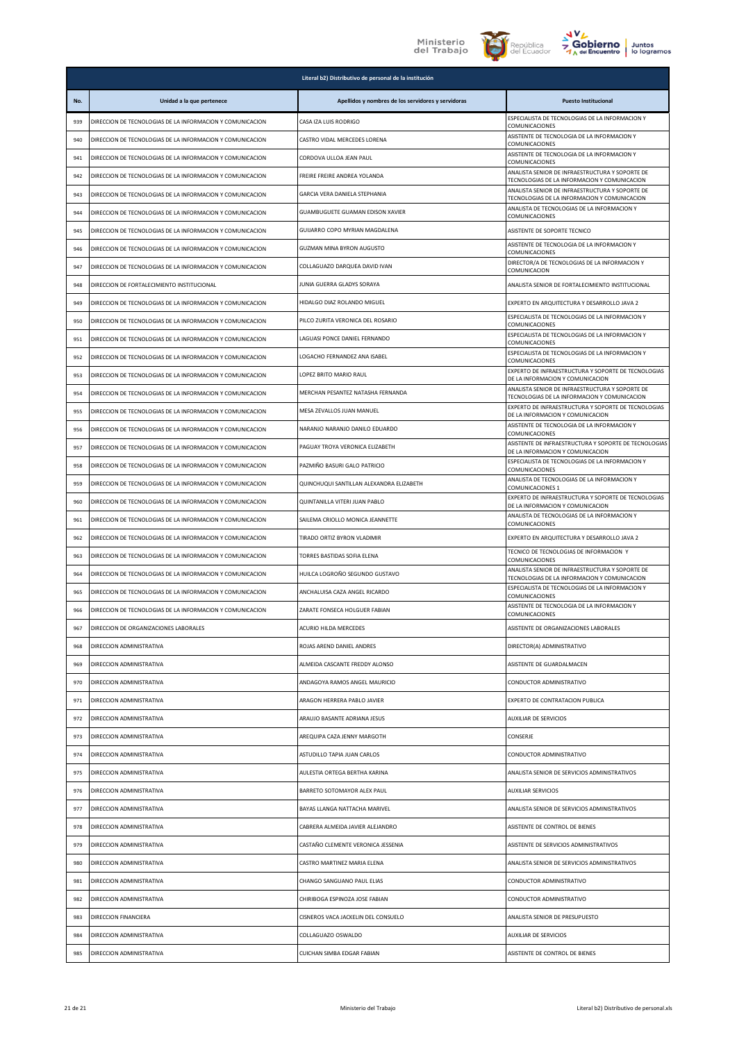| Literal b2) Distributivo de personal de la institución | | | |
|---|---|---|---|
| No. | Unidad a la que pertenece | Apellidos y nombres de los servidores y servidoras | Puesto Institucional |
| 939 | DIRECCION DE TECNOLOGIAS DE LA INFORMACION Y COMUNICACION | CASA IZA LUIS RODRIGO | ESPECIALISTA DE TECNOLOGIAS DE LA INFORMACION Y COMUNICACIONES |
| 940 | DIRECCION DE TECNOLOGIAS DE LA INFORMACION Y COMUNICACION | CASTRO VIDAL MERCEDES LORENA | ASISTENTE DE TECNOLOGIA DE LA INFORMACION Y COMUNICACIONES |
| 941 | DIRECCION DE TECNOLOGIAS DE LA INFORMACION Y COMUNICACION | CORDOVA ULLOA JEAN PAUL | ASISTENTE DE TECNOLOGIA DE LA INFORMACION Y COMUNICACIONES |
| 942 | DIRECCION DE TECNOLOGIAS DE LA INFORMACION Y COMUNICACION | FREIRE FREIRE ANDREA YOLANDA | ANALISTA SENIOR DE INFRAESTRUCTURA Y SOPORTE DE TECNOLOGIAS DE LA INFORMACION Y COMUNICACION |
| 943 | DIRECCION DE TECNOLOGIAS DE LA INFORMACION Y COMUNICACION | GARCIA VERA DANIELA STEPHANIA | ANALISTA SENIOR DE INFRAESTRUCTURA Y SOPORTE DE TECNOLOGIAS DE LA INFORMACION Y COMUNICACION |
| 944 | DIRECCION DE TECNOLOGIAS DE LA INFORMACION Y COMUNICACION | GUAMBUGUETE GUAMAN EDISON XAVIER | ANALISTA DE TECNOLOGIAS DE LA INFORMACION Y COMUNICACIONES |
| 945 | DIRECCION DE TECNOLOGIAS DE LA INFORMACION Y COMUNICACION | GUIJARRO COPO MYRIAN MAGDALENA | ASISTENTE DE SOPORTE TECNICO |
| 946 | DIRECCION DE TECNOLOGIAS DE LA INFORMACION Y COMUNICACION | GUZMAN MINA BYRON AUGUSTO | ASISTENTE DE TECNOLOGIA DE LA INFORMACION Y COMUNICACIONES |
| 947 | DIRECCION DE TECNOLOGIAS DE LA INFORMACION Y COMUNICACION | COLLAGUAZO DARQUEA DAVID IVAN | DIRECTOR/A DE TECNOLOGIAS DE LA INFORMACION Y COMUNICACION |
| 948 | DIRECCION DE FORTALECIMIENTO INSTITUCIONAL | JUNIA GUERRA GLADYS SORAYA | ANALISTA SENIOR DE FORTALECIMIENTO INSTITUCIONAL |
| 949 | DIRECCION DE TECNOLOGIAS DE LA INFORMACION Y COMUNICACION | HIDALGO DIAZ ROLANDO MIGUEL | EXPERTO EN ARQUITECTURA Y DESARROLLO JAVA 2 |
| 950 | DIRECCION DE TECNOLOGIAS DE LA INFORMACION Y COMUNICACION | PILCO ZURITA VERONICA DEL ROSARIO | ESPECIALISTA DE TECNOLOGIAS DE LA INFORMACION Y COMUNICACIONES |
| 951 | DIRECCION DE TECNOLOGIAS DE LA INFORMACION Y COMUNICACION | LAGUASI PONCE DANIEL FERNANDO | ESPECIALISTA DE TECNOLOGIAS DE LA INFORMACION Y COMUNICACIONES |
| 952 | DIRECCION DE TECNOLOGIAS DE LA INFORMACION Y COMUNICACION | LOGACHO FERNANDEZ ANA ISABEL | ESPECIALISTA DE TECNOLOGIAS DE LA INFORMACION Y COMUNICACIONES |
| 953 | DIRECCION DE TECNOLOGIAS DE LA INFORMACION Y COMUNICACION | LOPEZ BRITO MARIO RAUL | EXPERTO DE INFRAESTRUCTURA Y SOPORTE DE TECNOLOGIAS DE LA INFORMACION Y COMUNICACION |
| 954 | DIRECCION DE TECNOLOGIAS DE LA INFORMACION Y COMUNICACION | MERCHAN PESANTEZ NATASHA FERNANDA | ANALISTA SENIOR DE INFRAESTRUCTURA Y SOPORTE DE TECNOLOGIAS DE LA INFORMACION Y COMUNICACION |
| 955 | DIRECCION DE TECNOLOGIAS DE LA INFORMACION Y COMUNICACION | MESA ZEVALLOS JUAN MANUEL | EXPERTO DE INFRAESTRUCTURA Y SOPORTE DE TECNOLOGIAS DE LA INFORMACION Y COMUNICACION |
| 956 | DIRECCION DE TECNOLOGIAS DE LA INFORMACION Y COMUNICACION | NARANJO NARANJO DANILO EDUARDO | ASISTENTE DE TECNOLOGIA DE LA INFORMACION Y COMUNICACIONES |
| 957 | DIRECCION DE TECNOLOGIAS DE LA INFORMACION Y COMUNICACION | PAGUAY TROYA VERONICA ELIZABETH | ASISTENTE DE INFRAESTRUCTURA Y SOPORTE DE TECNOLOGIAS DE LA INFORMACION Y COMUNICACION |
| 958 | DIRECCION DE TECNOLOGIAS DE LA INFORMACION Y COMUNICACION | PAZMIÑO BASURI GALO PATRICIO | ESPECIALISTA DE TECNOLOGIAS DE LA INFORMACION Y COMUNICACIONES |
| 959 | DIRECCION DE TECNOLOGIAS DE LA INFORMACION Y COMUNICACION | QUINCHUQUI SANTILLAN ALEXANDRA ELIZABETH | ANALISTA DE TECNOLOGIAS DE LA INFORMACION Y COMUNICACIONES 1 |
| 960 | DIRECCION DE TECNOLOGIAS DE LA INFORMACION Y COMUNICACION | QUINTANILLA VITERI JUAN PABLO | EXPERTO DE INFRAESTRUCTURA Y SOPORTE DE TECNOLOGIAS DE LA INFORMACION Y COMUNICACION |
| 961 | DIRECCION DE TECNOLOGIAS DE LA INFORMACION Y COMUNICACION | SAILEMA CRIOLLO MONICA JEANNETTE | ANALISTA DE TECNOLOGIAS DE LA INFORMACION Y COMUNICACIONES |
| 962 | DIRECCION DE TECNOLOGIAS DE LA INFORMACION Y COMUNICACION | TIRADO ORTIZ BYRON VLADIMIR | EXPERTO EN ARQUITECTURA Y DESARROLLO JAVA 2 |
| 963 | DIRECCION DE TECNOLOGIAS DE LA INFORMACION Y COMUNICACION | TORRES BASTIDAS SOFIA ELENA | TECNICO DE TECNOLOGIAS DE INFORMACION Y COMUNICACIONES |
| 964 | DIRECCION DE TECNOLOGIAS DE LA INFORMACION Y COMUNICACION | HUILCA LOGROÑO SEGUNDO GUSTAVO | ANALISTA SENIOR DE INFRAESTRUCTURA Y SOPORTE DE TECNOLOGIAS DE LA INFORMACION Y COMUNICACION |
| 965 | DIRECCION DE TECNOLOGIAS DE LA INFORMACION Y COMUNICACION | ANCHALUISA CAZA ANGEL RICARDO | ESPECIALISTA DE TECNOLOGIAS DE LA INFORMACION Y COMUNICACIONES |
| 966 | DIRECCION DE TECNOLOGIAS DE LA INFORMACION Y COMUNICACION | ZARATE FONSECA HOLGUER FABIAN | ASISTENTE DE TECNOLOGIA DE LA INFORMACION Y COMUNICACIONES |
| 967 | DIRECCION DE ORGANIZACIONES LABORALES | ACURIO HILDA MERCEDES | ASISTENTE DE ORGANIZACIONES LABORALES |
| 968 | DIRECCION ADMINISTRATIVA | ROJAS AREND DANIEL ANDRES | DIRECTOR(A) ADMINISTRATIVO |
| 969 | DIRECCION ADMINISTRATIVA | ALMEIDA CASCANTE FREDDY ALONSO | ASISTENTE DE GUARDALMACEN |
| 970 | DIRECCION ADMINISTRATIVA | ANDAGOYA RAMOS ANGEL MAURICIO | CONDUCTOR ADMINISTRATIVO |
| 971 | DIRECCION ADMINISTRATIVA | ARAGON HERRERA PABLO JAVIER | EXPERTO DE CONTRATACION PUBLICA |
| 972 | DIRECCION ADMINISTRATIVA | ARAUJO BASANTE ADRIANA JESUS | AUXILIAR DE SERVICIOS |
| 973 | DIRECCION ADMINISTRATIVA | AREQUIPA CAZA JENNY MARGOTH | CONSERJE |
| 974 | DIRECCION ADMINISTRATIVA | ASTUDILLO TAPIA JUAN CARLOS | CONDUCTOR ADMINISTRATIVO |
| 975 | DIRECCION ADMINISTRATIVA | AULESTIA ORTEGA BERTHA KARINA | ANALISTA SENIOR DE SERVICIOS ADMINISTRATIVOS |
| 976 | DIRECCION ADMINISTRATIVA | BARRETO SOTOMAYOR ALEX PAUL | AUXILIAR SERVICIOS |
| 977 | DIRECCION ADMINISTRATIVA | BAYAS LLANGA NATTACHA MARIVEL | ANALISTA SENIOR DE SERVICIOS ADMINISTRATIVOS |
| 978 | DIRECCION ADMINISTRATIVA | CABRERA ALMEIDA JAVIER ALEJANDRO | ASISTENTE DE CONTROL DE BIENES |
| 979 | DIRECCION ADMINISTRATIVA | CASTAÑO CLEMENTE VERONICA JESSENIA | ASISTENTE DE SERVICIOS ADMINISTRATIVOS |
| 980 | DIRECCION ADMINISTRATIVA | CASTRO MARTINEZ MARIA ELENA | ANALISTA SENIOR DE SERVICIOS ADMINISTRATIVOS |
| 981 | DIRECCION ADMINISTRATIVA | CHANGO SANGUANO PAUL ELIAS | CONDUCTOR ADMINISTRATIVO |
| 982 | DIRECCION ADMINISTRATIVA | CHIRIBOGA ESPINOZA JOSE FABIAN | CONDUCTOR ADMINISTRATIVO |
| 983 | DIRECCION FINANCIERA | CISNEROS VACA JACKELIN DEL CONSUELO | ANALISTA SENIOR DE PRESUPUESTO |
| 984 | DIRECCION ADMINISTRATIVA | COLLAGUAZO OSWALDO | AUXILIAR DE SERVICIOS |
| 985 | DIRECCION ADMINISTRATIVA | CUICHAN SIMBA EDGAR FABIAN | ASISTENTE DE CONTROL DE BIENES |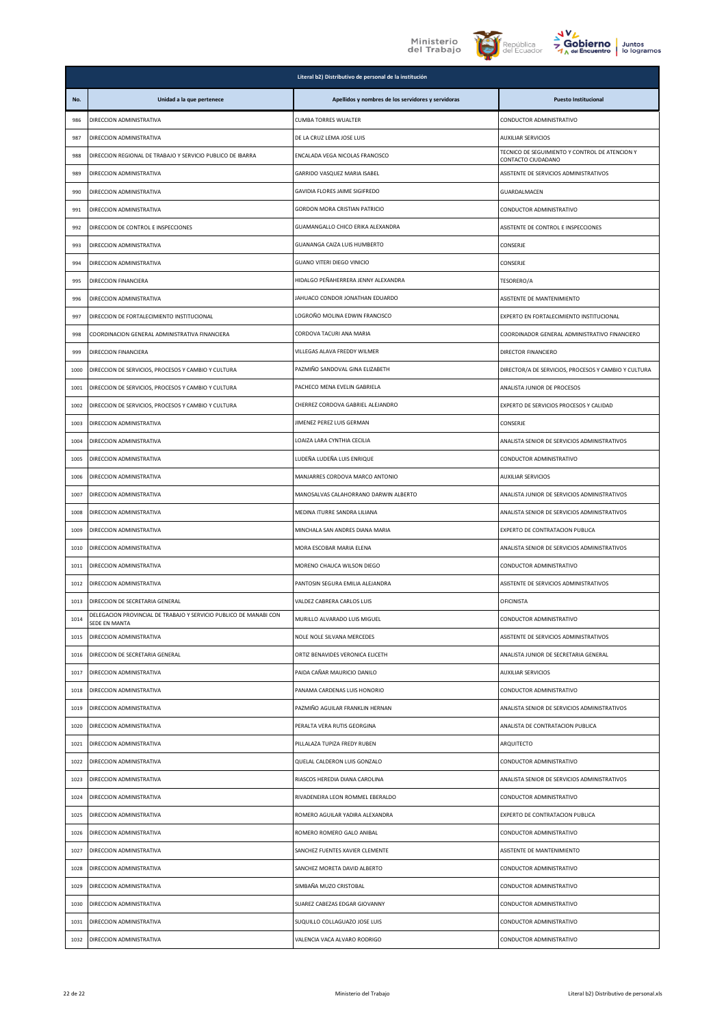| Literal b2) Distributivo de personal de la institución | | | |
|---|---|---|---|
| No. | Unidad a la que pertenece | Apellidos y nombres de los servidores y servidoras | Puesto Institucional |
| 986 | DIRECCION ADMINISTRATIVA | CUMBA TORRES WUALTER | CONDUCTOR ADMINISTRATIVO |
| 987 | DIRECCION ADMINISTRATIVA | DE LA CRUZ LEMA JOSE LUIS | AUXILIAR SERVICIOS |
| 988 | DIRECCION REGIONAL DE TRABAJO Y SERVICIO PUBLICO DE IBARRA | ENCALADA VEGA NICOLAS FRANCISCO | TECNICO DE SEGUIMIENTO Y CONTROL DE ATENCION Y CONTACTO CIUDADANO |
| 989 | DIRECCION ADMINISTRATIVA | GARRIDO VASQUEZ MARIA ISABEL | ASISTENTE DE SERVICIOS ADMINISTRATIVOS |
| 990 | DIRECCION ADMINISTRATIVA | GAVIDIA FLORES JAIME SIGIFREDO | GUARDALMACEN |
| 991 | DIRECCION ADMINISTRATIVA | GORDON MORA CRISTIAN PATRICIO | CONDUCTOR ADMINISTRATIVO |
| 992 | DIRECCION DE CONTROL E INSPECCIONES | GUAMANGALLO CHICO ERIKA ALEXANDRA | ASISTENTE DE CONTROL E INSPECCIONES |
| 993 | DIRECCION ADMINISTRATIVA | GUANANGA CAIZA LUIS HUMBERTO | CONSERJE |
| 994 | DIRECCION ADMINISTRATIVA | GUANO VITERI DIEGO VINICIO | CONSERJE |
| 995 | DIRECCION FINANCIERA | HIDALGO PEÑAHERRERA JENNY ALEXANDRA | TESORERO/A |
| 996 | DIRECCION ADMINISTRATIVA | JAHUACO CONDOR JONATHAN EDUARDO | ASISTENTE DE MANTENIMIENTO |
| 997 | DIRECCION DE FORTALECIMIENTO INSTITUCIONAL | LOGROÑO MOLINA EDWIN FRANCISCO | EXPERTO EN FORTALECIMIENTO INSTITUCIONAL |
| 998 | COORDINACION GENERAL ADMINISTRATIVA FINANCIERA | CORDOVA TACURI ANA MARIA | COORDINADOR GENERAL ADMINISTRATIVO FINANCIERO |
| 999 | DIRECCION FINANCIERA | VILLEGAS ALAVA FREDDY WILMER | DIRECTOR FINANCIERO |
| 1000 | DIRECCION DE SERVICIOS, PROCESOS Y CAMBIO Y CULTURA | PAZMIÑO SANDOVAL GINA ELIZABETH | DIRECTOR/A DE SERVICIOS, PROCESOS Y CAMBIO Y CULTURA |
| 1001 | DIRECCION DE SERVICIOS, PROCESOS Y CAMBIO Y CULTURA | PACHECO MENA EVELIN GABRIELA | ANALISTA JUNIOR DE PROCESOS |
| 1002 | DIRECCION DE SERVICIOS, PROCESOS Y CAMBIO Y CULTURA | CHERREZ CORDOVA GABRIEL ALEJANDRO | EXPERTO DE SERVICIOS PROCESOS Y CALIDAD |
| 1003 | DIRECCION ADMINISTRATIVA | JIMENEZ PEREZ LUIS GERMAN | CONSERJE |
| 1004 | DIRECCION ADMINISTRATIVA | LOAIZA LARA CYNTHIA CECILIA | ANALISTA SENIOR DE SERVICIOS ADMINISTRATIVOS |
| 1005 | DIRECCION ADMINISTRATIVA | LUDEÑA LUDEÑA LUIS ENRIQUE | CONDUCTOR ADMINISTRATIVO |
| 1006 | DIRECCION ADMINISTRATIVA | MANJARRES CORDOVA MARCO ANTONIO | AUXILIAR SERVICIOS |
| 1007 | DIRECCION ADMINISTRATIVA | MANOSALVAS CALAHORRANO DARWIN ALBERTO | ANALISTA JUNIOR DE SERVICIOS ADMINISTRATIVOS |
| 1008 | DIRECCION ADMINISTRATIVA | MEDINA ITURRE SANDRA LILIANA | ANALISTA SENIOR DE SERVICIOS ADMINISTRATIVOS |
| 1009 | DIRECCION ADMINISTRATIVA | MINCHALA SAN ANDRES DIANA MARIA | EXPERTO DE CONTRATACION PUBLICA |
| 1010 | DIRECCION ADMINISTRATIVA | MORA ESCOBAR MARIA ELENA | ANALISTA SENIOR DE SERVICIOS ADMINISTRATIVOS |
| 1011 | DIRECCION ADMINISTRATIVA | MORENO CHAUCA WILSON DIEGO | CONDUCTOR ADMINISTRATIVO |
| 1012 | DIRECCION ADMINISTRATIVA | PANTOSIN SEGURA EMILIA ALEJANDRA | ASISTENTE DE SERVICIOS ADMINISTRATIVOS |
| 1013 | DIRECCION DE SECRETARIA GENERAL | VALDEZ CABRERA CARLOS LUIS | OFICINISTA |
| 1014 | DELEGACION PROVINCIAL DE TRABAJO Y SERVICIO PUBLICO DE MANABI CON SEDE EN MANTA | MURILLO ALVARADO LUIS MIGUEL | CONDUCTOR ADMINISTRATIVO |
| 1015 | DIRECCION ADMINISTRATIVA | NOLE NOLE SILVANA MERCEDES | ASISTENTE DE SERVICIOS ADMINISTRATIVOS |
| 1016 | DIRECCION DE SECRETARIA GENERAL | ORTIZ BENAVIDES VERONICA ELICETH | ANALISTA JUNIOR DE SECRETARIA GENERAL |
| 1017 | DIRECCION ADMINISTRATIVA | PAIDA CAÑAR MAURICIO DANILO | AUXILIAR SERVICIOS |
| 1018 | DIRECCION ADMINISTRATIVA | PANAMA CARDENAS LUIS HONORIO | CONDUCTOR ADMINISTRATIVO |
| 1019 | DIRECCION ADMINISTRATIVA | PAZMIÑO AGUILAR FRANKLIN HERNAN | ANALISTA SENIOR DE SERVICIOS ADMINISTRATIVOS |
| 1020 | DIRECCION ADMINISTRATIVA | PERALTA VERA RUTIS GEORGINA | ANALISTA DE CONTRATACION PUBLICA |
| 1021 | DIRECCION ADMINISTRATIVA | PILLALAZA TUPIZA FREDY RUBEN | ARQUITECTO |
| 1022 | DIRECCION ADMINISTRATIVA | QUELAL CALDERON LUIS GONZALO | CONDUCTOR ADMINISTRATIVO |
| 1023 | DIRECCION ADMINISTRATIVA | RIASCOS HEREDIA DIANA CAROLINA | ANALISTA SENIOR DE SERVICIOS ADMINISTRATIVOS |
| 1024 | DIRECCION ADMINISTRATIVA | RIVADENEIRA LEON ROMMEL EBERALDO | CONDUCTOR ADMINISTRATIVO |
| 1025 | DIRECCION ADMINISTRATIVA | ROMERO AGUILAR YADIRA ALEXANDRA | EXPERTO DE CONTRATACION PUBLICA |
| 1026 | DIRECCION ADMINISTRATIVA | ROMERO ROMERO GALO ANIBAL | CONDUCTOR ADMINISTRATIVO |
| 1027 | DIRECCION ADMINISTRATIVA | SANCHEZ FUENTES XAVIER CLEMENTE | ASISTENTE DE MANTENIMIENTO |
| 1028 | DIRECCION ADMINISTRATIVA | SANCHEZ MORETA DAVID ALBERTO | CONDUCTOR ADMINISTRATIVO |
| 1029 | DIRECCION ADMINISTRATIVA | SIMBAÑA MUZO CRISTOBAL | CONDUCTOR ADMINISTRATIVO |
| 1030 | DIRECCION ADMINISTRATIVA | SUAREZ CABEZAS EDGAR GIOVANNY | CONDUCTOR ADMINISTRATIVO |
| 1031 | DIRECCION ADMINISTRATIVA | SUQUILLO COLLAGUAZO JOSE LUIS | CONDUCTOR ADMINISTRATIVO |
| 1032 | DIRECCION ADMINISTRATIVA | VALENCIA VACA ALVARO RODRIGO | CONDUCTOR ADMINISTRATIVO |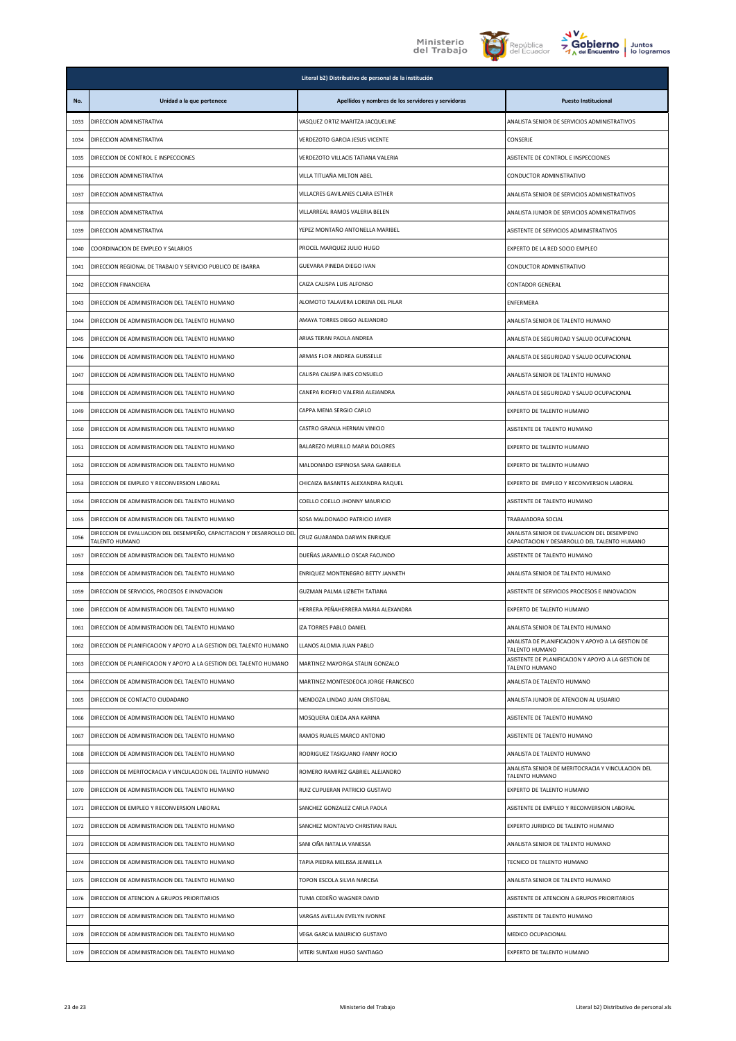| Literal b2) Distributivo de personal de la institución | | | |
|---|---|---|---|
| **No.** | **Unidad a la que pertenece** | **Apellidos y nombres de los servidores y servidoras** | **Puesto Institucional** |
| 1033 | DIRECCION ADMINISTRATIVA | VASQUEZ ORTIZ MARITZA JACQUELINE | ANALISTA SENIOR DE SERVICIOS ADMINISTRATIVOS |
| 1034 | DIRECCION ADMINISTRATIVA | VERDEZOTO GARCIA JESUS VICENTE | CONSERJE |
| 1035 | DIRECCION DE CONTROL E INSPECCIONES | VERDEZOTO VILLACIS TATIANA VALERIA | ASISTENTE DE CONTROL E INSPECCIONES |
| 1036 | DIRECCION ADMINISTRATIVA | VILLA TITUAÑA MILTON ABEL | CONDUCTOR ADMINISTRATIVO |
| 1037 | DIRECCION ADMINISTRATIVA | VILLACRES GAVILANES CLARA ESTHER | ANALISTA SENIOR DE SERVICIOS ADMINISTRATIVOS |
| 1038 | DIRECCION ADMINISTRATIVA | VILLARREAL RAMOS VALERIA BELEN | ANALISTA JUNIOR DE SERVICIOS ADMINISTRATIVOS |
| 1039 | DIRECCION ADMINISTRATIVA | YEPEZ MONTAÑO ANTONELLA MARIBEL | ASISTENTE DE SERVICIOS ADMINISTRATIVOS |
| 1040 | COORDINACION DE EMPLEO Y SALARIOS | PROCEL MARQUEZ JULIO HUGO | EXPERTO DE LA RED SOCIO EMPLEO |
| 1041 | DIRECCION REGIONAL DE TRABAJO Y SERVICIO PUBLICO DE IBARRA | GUEVARA PINEDA DIEGO IVAN | CONDUCTOR ADMINISTRATIVO |
| 1042 | DIRECCION FINANCIERA | CAIZA CALISPA LUIS ALFONSO | CONTADOR GENERAL |
| 1043 | DIRECCION DE ADMINISTRACION DEL TALENTO HUMANO | ALOMOTO TALAVERA LORENA DEL PILAR | ENFERMERA |
| 1044 | DIRECCION DE ADMINISTRACION DEL TALENTO HUMANO | AMAYA TORRES DIEGO ALEJANDRO | ANALISTA SENIOR DE TALENTO HUMANO |
| 1045 | DIRECCION DE ADMINISTRACION DEL TALENTO HUMANO | ARIAS TERAN PAOLA ANDREA | ANALISTA DE SEGURIDAD Y SALUD OCUPACIONAL |
| 1046 | DIRECCION DE ADMINISTRACION DEL TALENTO HUMANO | ARMAS FLOR ANDREA GUISSELLE | ANALISTA DE SEGURIDAD Y SALUD OCUPACIONAL |
| 1047 | DIRECCION DE ADMINISTRACION DEL TALENTO HUMANO | CALISPA CALISPA INES CONSUELO | ANALISTA SENIOR DE TALENTO HUMANO |
| 1048 | DIRECCION DE ADMINISTRACION DEL TALENTO HUMANO | CANEPA RIOFRIO VALERIA ALEJANDRA | ANALISTA DE SEGURIDAD Y SALUD OCUPACIONAL |
| 1049 | DIRECCION DE ADMINISTRACION DEL TALENTO HUMANO | CAPPA MENA SERGIO CARLO | EXPERTO DE TALENTO HUMANO |
| 1050 | DIRECCION DE ADMINISTRACION DEL TALENTO HUMANO | CASTRO GRANJA HERNAN VINICIO | ASISTENTE DE TALENTO HUMANO |
| 1051 | DIRECCION DE ADMINISTRACION DEL TALENTO HUMANO | BALAREZO MURILLO MARIA DOLORES | EXPERTO DE TALENTO HUMANO |
| 1052 | DIRECCION DE ADMINISTRACION DEL TALENTO HUMANO | MALDONADO ESPINOSA SARA GABRIELA | EXPERTO DE TALENTO HUMANO |
| 1053 | DIRECCION DE EMPLEO Y RECONVERSION LABORAL | CHICAIZA BASANTES ALEXANDRA RAQUEL | EXPERTO DE EMPLEO Y RECONVERSION LABORAL |
| 1054 | DIRECCION DE ADMINISTRACION DEL TALENTO HUMANO | COELLO COELLO JHONNY MAURICIO | ASISTENTE DE TALENTO HUMANO |
| 1055 | DIRECCION DE ADMINISTRACION DEL TALENTO HUMANO | SOSA MALDONADO PATRICIO JAVIER | TRABAJADORA SOCIAL |
| 1056 | DIRECCION DE EVALUACION DEL DESEMPEÑO, CAPACITACION Y DESARROLLO DEL TALENTO HUMANO | CRUZ GUARANDA DARWIN ENRIQUE | ANALISTA SENIOR DE EVALUACION DEL DESEMPENO CAPACITACION Y DESARROLLO DEL TALENTO HUMANO |
| 1057 | DIRECCION DE ADMINISTRACION DEL TALENTO HUMANO | DUEÑAS JARAMILLO OSCAR FACUNDO | ASISTENTE DE TALENTO HUMANO |
| 1058 | DIRECCION DE ADMINISTRACION DEL TALENTO HUMANO | ENRIQUEZ MONTENEGRO BETTY JANNETH | ANALISTA SENIOR DE TALENTO HUMANO |
| 1059 | DIRECCION DE SERVICIOS, PROCESOS E INNOVACION | GUZMAN PALMA LIZBETH TATIANA | ASISTENTE DE SERVICIOS PROCESOS E INNOVACION |
| 1060 | DIRECCION DE ADMINISTRACION DEL TALENTO HUMANO | HERRERA PEÑAHERRERA MARIA ALEXANDRA | EXPERTO DE TALENTO HUMANO |
| 1061 | DIRECCION DE ADMINISTRACION DEL TALENTO HUMANO | IZA TORRES PABLO DANIEL | ANALISTA SENIOR DE TALENTO HUMANO |
| 1062 | DIRECCION DE PLANIFICACION Y APOYO A LA GESTION DEL TALENTO HUMANO | LLANOS ALOMIA JUAN PABLO | ANALISTA DE PLANIFICACION Y APOYO A LA GESTION DE TALENTO HUMANO |
| 1063 | DIRECCION DE PLANIFICACION Y APOYO A LA GESTION DEL TALENTO HUMANO | MARTINEZ MAYORGA STALIN GONZALO | ASISTENTE DE PLANIFICACION Y APOYO A LA GESTION DE TALENTO HUMANO |
| 1064 | DIRECCION DE ADMINISTRACION DEL TALENTO HUMANO | MARTINEZ MONTESDEOCA JORGE FRANCISCO | ANALISTA DE TALENTO HUMANO |
| 1065 | DIRECCION DE CONTACTO CIUDADANO | MENDOZA LINDAO JUAN CRISTOBAL | ANALISTA JUNIOR DE ATENCION AL USUARIO |
| 1066 | DIRECCION DE ADMINISTRACION DEL TALENTO HUMANO | MOSQUERA OJEDA ANA KARINA | ASISTENTE DE TALENTO HUMANO |
| 1067 | DIRECCION DE ADMINISTRACION DEL TALENTO HUMANO | RAMOS RUALES MARCO ANTONIO | ASISTENTE DE TALENTO HUMANO |
| 1068 | DIRECCION DE ADMINISTRACION DEL TALENTO HUMANO | RODRIGUEZ TASIGUANO FANNY ROCIO | ANALISTA DE TALENTO HUMANO |
| 1069 | DIRECCION DE MERITOCRACIA Y VINCULACION DEL TALENTO HUMANO | ROMERO RAMIREZ GABRIEL ALEJANDRO | ANALISTA SENIOR DE MERITOCRACIA Y VINCULACION DEL TALENTO HUMANO |
| 1070 | DIRECCION DE ADMINISTRACION DEL TALENTO HUMANO | RUIZ CUPUERAN PATRICIO GUSTAVO | EXPERTO DE TALENTO HUMANO |
| 1071 | DIRECCION DE EMPLEO Y RECONVERSION LABORAL | SANCHEZ GONZALEZ CARLA PAOLA | ASISTENTE DE EMPLEO Y RECONVERSION LABORAL |
| 1072 | DIRECCION DE ADMINISTRACION DEL TALENTO HUMANO | SANCHEZ MONTALVO CHRISTIAN RAUL | EXPERTO JURIDICO DE TALENTO HUMANO |
| 1073 | DIRECCION DE ADMINISTRACION DEL TALENTO HUMANO | SANI OÑA NATALIA VANESSA | ANALISTA SENIOR DE TALENTO HUMANO |
| 1074 | DIRECCION DE ADMINISTRACION DEL TALENTO HUMANO | TAPIA PIEDRA MELISSA JEANELLA | TECNICO DE TALENTO HUMANO |
| 1075 | DIRECCION DE ADMINISTRACION DEL TALENTO HUMANO | TOPON ESCOLA SILVIA NARCISA | ANALISTA SENIOR DE TALENTO HUMANO |
| 1076 | DIRECCION DE ATENCION A GRUPOS PRIORITARIOS | TUMA CEDEÑO WAGNER DAVID | ASISTENTE DE ATENCION A GRUPOS PRIORITARIOS |
| 1077 | DIRECCION DE ADMINISTRACION DEL TALENTO HUMANO | VARGAS AVELLAN EVELYN IVONNE | ASISTENTE DE TALENTO HUMANO |
| 1078 | DIRECCION DE ADMINISTRACION DEL TALENTO HUMANO | VEGA GARCIA MAURICIO GUSTAVO | MEDICO OCUPACIONAL |
| 1079 | DIRECCION DE ADMINISTRACION DEL TALENTO HUMANO | VITERI SUNTAXI HUGO SANTIAGO | EXPERTO DE TALENTO HUMANO |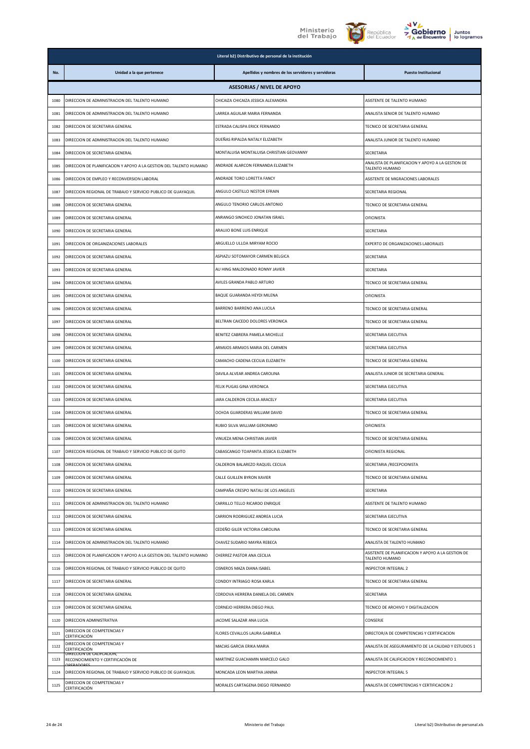| Literal b2) Distributivo de personal de la institución | | | |
|---|---|---|---|
| **No.** | **Unidad a la que pertenece** | **Apellidos y nombres de los servidores y servidoras** | **Puesto Institucional** |
| **ASESORIAS / NIVEL DE APOYO** | | | |
| 1080 | DIRECCION DE ADMINISTRACION DEL TALENTO HUMANO | CHICAIZA CHICAIZA JESSICA ALEXANDRA | ASISTENTE DE TALENTO HUMANO |
| 1081 | DIRECCION DE ADMINISTRACION DEL TALENTO HUMANO | LARREA AGUILAR MARIA FERNANDA | ANALISTA SENIOR DE TALENTO HUMANO |
| 1082 | DIRECCION DE SECRETARIA GENERAL | ESTRADA CALISPA ERICK FERNANDO | TECNICO DE SECRETARIA GENERAL |
| 1083 | DIRECCION DE ADMINISTRACION DEL TALENTO HUMANO | DUEÑAS RIPALDA NATALY ELIZABETH | ANALISTA JUNIOR DE TALENTO HUMANO |
| 1084 | DIRECCION DE SECRETARIA GENERAL | MONTALUISA MONTALUISA CHRISTIAN GEOVANNY | SECRETARIA |
| 1085 | DIRECCION DE PLANIFICACION Y APOYO A LA GESTION DEL TALENTO HUMANO | ANDRADE ALARCON FERNANDA ELIZABETH | ANALISTA DE PLANIFICACION Y APOYO A LA GESTION DE TALENTO HUMANO |
| 1086 | DIRECCION DE EMPLEO Y RECONVERSION LABORAL | ANDRADE TORO LORETTA FANCY | ASISTENTE DE MIGRACIONES LABORALES |
| 1087 | DIRECCION REGIONAL DE TRABAJO Y SERVICIO PUBLICO DE GUAYAQUIL | ANGULO CASTILLO NESTOR EFRAIN | SECRETARIA REGIONAL |
| 1088 | DIRECCION DE SECRETARIA GENERAL | ANGULO TENORIO CARLOS ANTONIO | TECNICO DE SECRETARIA GENERAL |
| 1089 | DIRECCION DE SECRETARIA GENERAL | ANRANGO SINCHICO JONATAN ISRAEL | OFICINISTA |
| 1090 | DIRECCION DE SECRETARIA GENERAL | ARAUJO BONE LUIS ENRIQUE | SECRETARIA |
| 1091 | DIRECCION DE ORGANIZACIONES LABORALES | ARGUELLO ULLOA MIRYAM ROCIO | EXPERTO DE ORGANIZACIONES LABORALES |
| 1092 | DIRECCION DE SECRETARIA GENERAL | ASPIAZU SOTOMAYOR CARMEN BELGICA | SECRETARIA |
| 1093 | DIRECCION DE SECRETARIA GENERAL | AU HING MALDONADO RONNY JAVIER | SECRETARIA |
| 1094 | DIRECCION DE SECRETARIA GENERAL | AVILES GRANDA PABLO ARTURO | TECNICO DE SECRETARIA GENERAL |
| 1095 | DIRECCION DE SECRETARIA GENERAL | BAQUE GUARANDA HEYDI MILENA | OFICINISTA |
| 1096 | DIRECCION DE SECRETARIA GENERAL | BARRENO BARRENO ANA LUCILA | TECNICO DE SECRETARIA GENERAL |
| 1097 | DIRECCION DE SECRETARIA GENERAL | BELTRAN CAICEDO DOLORES VERONICA | TECNICO DE SECRETARIA GENERAL |
| 1098 | DIRECCION DE SECRETARIA GENERAL | BENITEZ CABRERA PAMELA MICHELLE | SECRETARIA EJECUTIVA |
| 1099 | DIRECCION DE SECRETARIA GENERAL | ARMIJOS ARMIJOS MARIA DEL CARMEN | SECRETARIA EJECUTIVA |
| 1100 | DIRECCION DE SECRETARIA GENERAL | CAMACHO CADENA CECILIA ELIZABETH | TECNICO DE SECRETARIA GENERAL |
| 1101 | DIRECCION DE SECRETARIA GENERAL | DAVILA ALVEAR ANDREA CAROLINA | ANALISTA JUNIOR DE SECRETARIA GENERAL |
| 1102 | DIRECCION DE SECRETARIA GENERAL | FELIX PUGAS GINA VERONICA | SECRETARIA EJECUTIVA |
| 1103 | DIRECCION DE SECRETARIA GENERAL | JARA CALDERON CECILIA ARACELY | SECRETARIA EJECUTIVA |
| 1104 | DIRECCION DE SECRETARIA GENERAL | OCHOA GUARDERAS WILLIAM DAVID | TECNICO DE SECRETARIA GENERAL |
| 1105 | DIRECCION DE SECRETARIA GENERAL | RUBIO SILVA WILLIAM GERONIMO | OFICINISTA |
| 1106 | DIRECCION DE SECRETARIA GENERAL | VINUEZA MENA CHRISTIAN JAVIER | TECNICO DE SECRETARIA GENERAL |
| 1107 | DIRECCION REGIONAL DE TRABAJO Y SERVICIO PUBLICO DE QUITO | CABASCANGO TOAPANTA JESSICA ELIZABETH | OFICINISTA REGIONAL |
| 1108 | DIRECCION DE SECRETARIA GENERAL | CALDERON BALAREZO RAQUEL CECILIA | SECRETARIA /RECEPCIONISTA |
| 1109 | DIRECCION DE SECRETARIA GENERAL | CALLE GUILLEN BYRON XAVIER | TECNICO DE SECRETARIA GENERAL |
| 1110 | DIRECCION DE SECRETARIA GENERAL | CAMPAÑA CRESPO NATALI DE LOS ANGELES | SECRETARIA |
| 1111 | DIRECCION DE ADMINISTRACION DEL TALENTO HUMANO | CARRILLO TELLO RICARDO ENRIQUE | ASISTENTE DE TALENTO HUMANO |
| 1112 | DIRECCION DE SECRETARIA GENERAL | CARRION RODRIGUEZ ANDREA LUCIA | SECRETARIA EJECUTIVA |
| 1113 | DIRECCION DE SECRETARIA GENERAL | CEDEÑO GILER VICTORIA CAROLINA | TECNICO DE SECRETARIA GENERAL |
| 1114 | DIRECCION DE ADMINISTRACION DEL TALENTO HUMANO | CHAVEZ SUDARIO MAYRA REBECA | ANALISTA DE TALENTO HUMANO |
| 1115 | DIRECCION DE PLANIFICACION Y APOYO A LA GESTION DEL TALENTO HUMANO | CHERREZ PASTOR ANA CECILIA | ASISTENTE DE PLANIFICACION Y APOYO A LA GESTION DE TALENTO HUMANO |
| 1116 | DIRECCION REGIONAL DE TRABAJO Y SERVICIO PUBLICO DE QUITO | CISNEROS MAZA DIANA ISABEL | INSPECTOR INTEGRAL 2 |
| 1117 | DIRECCION DE SECRETARIA GENERAL | CONDOY INTRIAGO ROSA KARLA | TECNICO DE SECRETARIA GENERAL |
| 1118 | DIRECCION DE SECRETARIA GENERAL | CORDOVA HERRERA DANIELA DEL CARMEN | SECRETARIA |
| 1119 | DIRECCION DE SECRETARIA GENERAL | CORNEJO HERRERA DIEGO PAUL | TECNICO DE ARCHIVO Y DIGITALIZACION |
| 1120 | DIRECCION ADMINISTRATIVA | JACOME SALAZAR ANA LUCIA | CONSERJE |
| 1121 | DIRECCION DE COMPETENCIAS Y CERTIFICACIÓN | FLORES CEVALLOS LAURA GABRIELA | DIRECTOR/A DE COMPETENCIAS Y CERTIFICACION |
| 1122 | DIRECCION DE COMPETENCIAS Y CERTIFICACIÓN | MACIAS GARCIA ERIKA MARIA | ANALISTA DE ASEGURAMIENTO DE LA CALIDAD Y ESTUDIOS 1 |
| 1123 | DIRECCION DE CALIFCACION, RECONOCIMIENTO Y CERTIFICACIÓN DE OPERADORES | MARTINEZ GUACHAMIN MARCELO GALO | ANALISTA DE CALIFICACION Y RECONOCIMIENTO 1 |
| 1124 | DIRECCION REGIONAL DE TRABAJO Y SERVICIO PUBLICO DE GUAYAQUIL | MONCADA LEON MARTHA JANINA | INSPECTOR INTEGRAL 5 |
| 1125 | DIRECCION DE COMPETENCIAS Y CERTIFICACIÓN | MORALES CARTAGENA DIEGO FERNANDO | ANALISTA DE COMPETENCIAS Y CERTIFICACION 2 |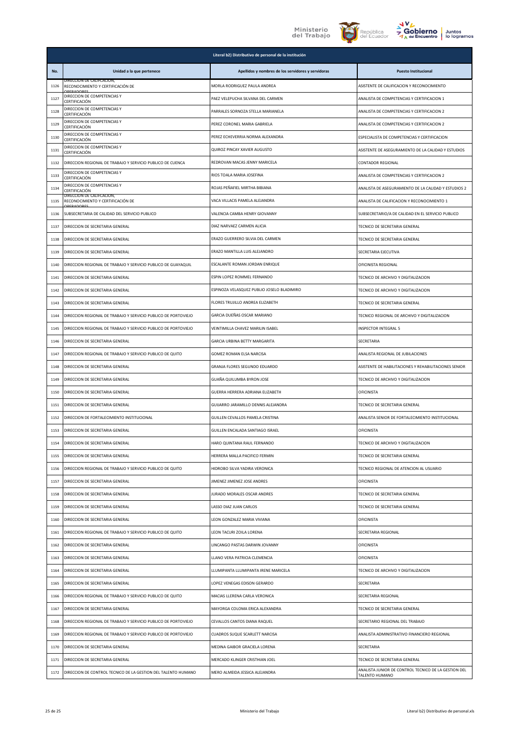| Literal b2) Distributivo de personal de la institución | | | |
|---|---|---|---|
| **No.** | **Unidad a la que pertenece** | **Apellidos y nombres de los servidores y servidoras** | **Puesto Institucional** |
| 1126 | DIRECCION DE CALIFICACION, RECONOCIMIENTO Y CERTIFICACIÓN DE OPERADORES | MORLA RODRIGUEZ PAULA ANDREA | ASISTENTE DE CALIFICACION Y RECONOCIMIENTO |
| 1127 | DIRECCION DE COMPETENCIAS Y CERTIFICACIÓN | PAEZ VELEPUCHA SILVANA DEL CARMEN | ANALISTA DE COMPETENCIAS Y CERTIFICACION 1 |
| 1128 | DIRECCION DE COMPETENCIAS Y CERTIFICACIÓN | PARRALES SORNOZA STELLA MARIANELA | ANALISTA DE COMPETENCIAS Y CERTIFICACION 2 |
| 1129 | DIRECCION DE COMPETENCIAS Y CERTIFICACIÓN | PEREZ CORONEL MARIA GABRIELA | ANALISTA DE COMPETENCIAS Y CERTIFICACION 2 |
| 1130 | DIRECCION DE COMPETENCIAS Y CERTIFICACIÓN | PEREZ ECHEVERRIA NORMA ALEXANDRA | ESPECIALISTA DE COMPETENCIAS Y CERTIFICACION |
| 1131 | DIRECCION DE COMPETENCIAS Y CERTIFICACIÓN | QUIROZ PINCAY XAVIER AUGUSTO | ASISTENTE DE ASEGURAMIENTO DE LA CALIDAD Y ESTUDIOS |
| 1132 | DIRECCION REGIONAL DE TRABAJO Y SERVICIO PUBLICO DE CUENCA | REDROVAN MACAS JENNY MARICELA | CONTADOR REGIONAL |
| 1133 | DIRECCION DE COMPETENCIAS Y CERTIFICACIÓN | RIOS TOALA MARIA JOSEFINA | ANALISTA DE COMPETENCIAS Y CERTIFICACION 2 |
| 1134 | DIRECCION DE COMPETENCIAS Y CERTIFICACIÓN | ROJAS PEÑAFIEL MIRTHA BIBIANA | ANALISTA DE ASEGURAMIENTO DE LA CALIDAD Y ESTUDIOS 2 |
| 1135 | DIRECCION DE CALIFICACION, RECONOCIMIENTO Y CERTIFICACIÓN DE OPERADORES | VACA VILLACIS PAMELA ALEJANDRA | ANALISTA DE CALIFICACION Y RECONOCIMIENTO 1 |
| 1136 | SUBSECRETARIA DE CALIDAD DEL SERVICIO PUBLICO | VALENCIA CAMBA HENRY GIOVANNY | SUBSECRETARIO/A DE CALIDAD EN EL SERVICIO PUBLICO |
| 1137 | DIRECCION DE SECRETARIA GENERAL | DIAZ NARVAEZ CARMEN ALICIA | TECNICO DE SECRETARIA GENERAL |
| 1138 | DIRECCION DE SECRETARIA GENERAL | ERAZO GUERRERO SILVIA DEL CARMEN | TECNICO DE SECRETARIA GENERAL |
| 1139 | DIRECCION DE SECRETARIA GENERAL | ERAZO MANTILLA LUIS ALEJANDRO | SECRETARIA EJECUTIVA |
| 1140 | DIRECCION REGIONAL DE TRABAJO Y SERVICIO PUBLICO DE GUAYAQUIL | ESCALANTE ROMAN JORDAN ENRIQUE | OFICINISTA REGIONAL |
| 1141 | DIRECCION DE SECRETARIA GENERAL | ESPIN LOPEZ ROMMEL FERNANDO | TECNICO DE ARCHIVO Y DIGITALIZACION |
| 1142 | DIRECCION DE SECRETARIA GENERAL | ESPINOZA VELASQUEZ PUBLIO JOSELO BLADIMIRO | TECNICO DE ARCHIVO Y DIGITALIZACION |
| 1143 | DIRECCION DE SECRETARIA GENERAL | FLORES TRUJILLO ANDREA ELIZABETH | TECNICO DE SECRETARIA GENERAL |
| 1144 | DIRECCION REGIONAL DE TRABAJO Y SERVICIO PUBLICO DE PORTOVIEJO | GARCIA DUEÑAS OSCAR MARIANO | TECNICO REGIONAL DE ARCHIVO Y DIGITALIZACION |
| 1145 | DIRECCION REGIONAL DE TRABAJO Y SERVICIO PUBLICO DE PORTOVIEJO | VEINTIMILLA CHAVEZ MARILIN ISABEL | INSPECTOR INTEGRAL 5 |
| 1146 | DIRECCION DE SECRETARIA GENERAL | GARCIA URBINA BETTY MARGARITA | SECRETARIA |
| 1147 | DIRECCION REGIONAL DE TRABAJO Y SERVICIO PUBLICO DE QUITO | GOMEZ ROMAN ELSA NARCISA | ANALISTA REGIONAL DE JUBILACIONES |
| 1148 | DIRECCION DE SECRETARIA GENERAL | GRANJA FLORES SEGUNDO EDUARDO | ASISTENTE DE HABILITACIONES Y REHABILITACIONES SENIOR |
| 1149 | DIRECCION DE SECRETARIA GENERAL | GUAÑA QUILUMBA BYRON JOSE | TECNICO DE ARCHIVO Y DIGITALIZACION |
| 1150 | DIRECCION DE SECRETARIA GENERAL | GUERRA HERRERA ADRIANA ELIZABETH | OFICINISTA |
| 1151 | DIRECCION DE SECRETARIA GENERAL | GUIJARRO JARAMILLO DENNIS ALEJANDRA | TECNICO DE SECRETARIA GENERAL |
| 1152 | DIRECCION DE FORTALECIMIENTO INSTITUCIONAL | GUILLEN CEVALLOS PAMELA CRISTINA | ANALISTA SENIOR DE FORTALECIMIENTO INSTITUCIONAL |
| 1153 | DIRECCION DE SECRETARIA GENERAL | GUILLEN ENCALADA SANTIAGO ISRAEL | OFICINISTA |
| 1154 | DIRECCION DE SECRETARIA GENERAL | HARO QUINTANA RAUL FERNANDO | TECNICO DE ARCHIVO Y DIGITALIZACION |
| 1155 | DIRECCION DE SECRETARIA GENERAL | HERRERA MALLA PACIFICO FERMIN | TECNICO DE SECRETARIA GENERAL |
| 1156 | DIRECCION REGIONAL DE TRABAJO Y SERVICIO PUBLICO DE QUITO | HIDROBO SILVA YADIRA VERONICA | TECNICO REGIONAL DE ATENCION AL USUARIO |
| 1157 | DIRECCION DE SECRETARIA GENERAL | JIMENEZ JIMENEZ JOSE ANDRES | OFICINISTA |
| 1158 | DIRECCION DE SECRETARIA GENERAL | JURADO MORALES OSCAR ANDRES | TECNICO DE SECRETARIA GENERAL |
| 1159 | DIRECCION DE SECRETARIA GENERAL | LASSO DIAZ JUAN CARLOS | TECNICO DE SECRETARIA GENERAL |
| 1160 | DIRECCION DE SECRETARIA GENERAL | LEON GONZALEZ MARIA VIVIANA | OFICINISTA |
| 1161 | DIRECCION REGIONAL DE TRABAJO Y SERVICIO PUBLICO DE QUITO | LEON TACURI ZOILA LORENA | SECRETARIA REGIONAL |
| 1162 | DIRECCION DE SECRETARIA GENERAL | LINCANGO PASTAS DARWIN JOVANNY | OFICINISTA |
| 1163 | DIRECCION DE SECRETARIA GENERAL | LLANO VERA PATRICIA CLEMENCIA | OFICINISTA |
| 1164 | DIRECCION DE SECRETARIA GENERAL | LLUMIPANTA LLUMIPANTA IRENE MARICELA | TECNICO DE ARCHIVO Y DIGITALIZACION |
| 1165 | DIRECCION DE SECRETARIA GENERAL | LOPEZ VENEGAS EDISON GERARDO | SECRETARIA |
| 1166 | DIRECCION REGIONAL DE TRABAJO Y SERVICIO PUBLICO DE QUITO | MACIAS LLERENA CARLA VERONICA | SECRETARIA REGIONAL |
| 1167 | DIRECCION DE SECRETARIA GENERAL | MAYORGA COLOMA ERICA ALEXANDRA | TECNICO DE SECRETARIA GENERAL |
| 1168 | DIRECCION REGIONAL DE TRABAJO Y SERVICIO PUBLICO DE PORTOVIEJO | CEVALLOS CANTOS DIANA RAQUEL | SECRETARIO REGIONAL DEL TRABAJO |
| 1169 | DIRECCION REGIONAL DE TRABAJO Y SERVICIO PUBLICO DE PORTOVIEJO | CUADROS SUQUE SCARLETT NARCISA | ANALISTA ADMINISTRATIVO FINANCIERO REGIONAL |
| 1170 | DIRECCION DE SECRETARIA GENERAL | MEDINA GAIBOR GRACIELA LORENA | SECRETARIA |
| 1171 | DIRECCION DE SECRETARIA GENERAL | MERCADO KLINGER CRISTHIAN JOEL | TECNICO DE SECRETARIA GENERAL |
| 1172 | DIRECCION DE CONTROL TECNICO DE LA GESTION DEL TALENTO HUMANO | MERO ALMEIDA JESSICA ALEJANDRA | ANALISTA JUNIOR DE CONTROL TECNICO DE LA GESTION DEL TALENTO HUMANO |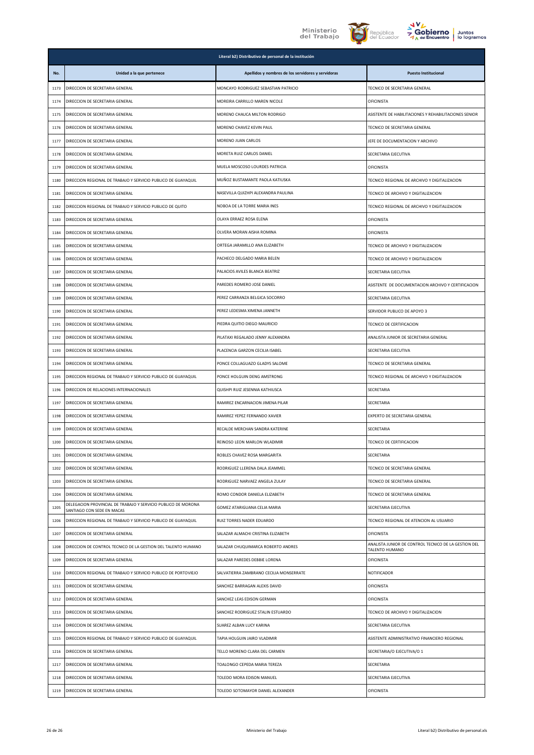| Literal b2) Distributivo de personal de la institución | | | |
|---|---|---|---|
| No. | Unidad a la que pertenece | Apellidos y nombres de los servidores y servidoras | Puesto Institucional |
| 1173 | DIRECCION DE SECRETARIA GENERAL | MONCAYO RODRIGUEZ SEBASTIAN PATRICIO | TECNICO DE SECRETARIA GENERAL |
| 1174 | DIRECCION DE SECRETARIA GENERAL | MOREIRA CARRILLO MAREN NICOLE | OFICINISTA |
| 1175 | DIRECCION DE SECRETARIA GENERAL | MORENO CHAUCA MILTON RODRIGO | ASISTENTE DE HABILITACIONES Y REHABILITACIONES SENIOR |
| 1176 | DIRECCION DE SECRETARIA GENERAL | MORENO CHAVEZ KEVIN PAUL | TECNICO DE SECRETARIA GENERAL |
| 1177 | DIRECCION DE SECRETARIA GENERAL | MORENO JUAN CARLOS | JEFE DE DOCUMENTACION Y ARCHIVO |
| 1178 | DIRECCION DE SECRETARIA GENERAL | MORETA RUIZ CARLOS DANIEL | SECRETARIA EJECUTIVA |
| 1179 | DIRECCION DE SECRETARIA GENERAL | MUELA MOSCOSO LOURDES PATRICIA | OFICINISTA |
| 1180 | DIRECCION REGIONAL DE TRABAJO Y SERVICIO PUBLICO DE GUAYAQUIL | MUÑOZ BUSTAMANTE PAOLA KATIUSKA | TECNICO REGIONAL DE ARCHIVO Y DIGITALIZACION |
| 1181 | DIRECCION DE SECRETARIA GENERAL | NASEVILLA QUIZHPI ALEXANDRA PAULINA | TECNICO DE ARCHIVO Y DIGITALIZACION |
| 1182 | DIRECCION REGIONAL DE TRABAJO Y SERVICIO PUBLICO DE QUITO | NOBOA DE LA TORRE MARIA INES | TECNICO REGIONAL DE ARCHIVO Y DIGITALIZACION |
| 1183 | DIRECCION DE SECRETARIA GENERAL | OLAYA ERRAEZ ROSA ELENA | OFICINISTA |
| 1184 | DIRECCION DE SECRETARIA GENERAL | OLVERA MORAN AISHA ROMINA | OFICINISTA |
| 1185 | DIRECCION DE SECRETARIA GENERAL | ORTEGA JARAMILLO ANA ELIZABETH | TECNICO DE ARCHIVO Y DIGITALIZACION |
| 1186 | DIRECCION DE SECRETARIA GENERAL | PACHECO DELGADO MARIA BELEN | TECNICO DE ARCHIVO Y DIGITALIZACION |
| 1187 | DIRECCION DE SECRETARIA GENERAL | PALACIOS AVILES BLANCA BEATRIZ | SECRETARIA EJECUTIVA |
| 1188 | DIRECCION DE SECRETARIA GENERAL | PAREDES ROMERO JOSE DANIEL | ASISTENTE DE DOCUMENTACION ARCHIVO Y CERTIFICACION |
| 1189 | DIRECCION DE SECRETARIA GENERAL | PEREZ CARRANZA BELGICA SOCORRO | SECRETARIA EJECUTIVA |
| 1190 | DIRECCION DE SECRETARIA GENERAL | PEREZ LEDESMA XIMENA JANNETH | SERVIDOR PUBLICO DE APOYO 3 |
| 1191 | DIRECCION DE SECRETARIA GENERAL | PIEDRA QUITIO DIEGO MAURICIO | TECNICO DE CERTIFICACION |
| 1192 | DIRECCION DE SECRETARIA GENERAL | PILATAXI REGALADO JENNY ALEXANDRA | ANALISTA JUNIOR DE SECRETARIA GENERAL |
| 1193 | DIRECCION DE SECRETARIA GENERAL | PLACENCIA GARZON CECILIA ISABEL | SECRETARIA EJECUTIVA |
| 1194 | DIRECCION DE SECRETARIA GENERAL | PONCE COLLAGUAZO GLADYS SALOME | TECNICO DE SECRETARIA GENERAL |
| 1195 | DIRECCION REGIONAL DE TRABAJO Y SERVICIO PUBLICO DE GUAYAQUIL | PONCE HOLGUIN DENG AMSTRONG | TECNICO REGIONAL DE ARCHIVO Y DIGITALIZACION |
| 1196 | DIRECCION DE RELACIONES INTERNACIONALES | QUISHPI RUIZ JESENNIA KATHIUSCA | SECRETARIA |
| 1197 | DIRECCION DE SECRETARIA GENERAL | RAMIREZ ENCARNACION JIMENA PILAR | SECRETARIA |
| 1198 | DIRECCION DE SECRETARIA GENERAL | RAMIREZ YEPEZ FERNANDO XAVIER | EXPERTO DE SECRETARIA GENERAL |
| 1199 | DIRECCION DE SECRETARIA GENERAL | RECALDE MERCHAN SANDRA KATERINE | SECRETARIA |
| 1200 | DIRECCION DE SECRETARIA GENERAL | REINOSO LEON MARLON WLADIMIR | TECNICO DE CERTIFICACION |
| 1201 | DIRECCION DE SECRETARIA GENERAL | ROBLES CHAVEZ ROSA MARGARITA | SECRETARIA |
| 1202 | DIRECCION DE SECRETARIA GENERAL | RODRIGUEZ LLERENA DALA JEAMMEL | TECNICO DE SECRETARIA GENERAL |
| 1203 | DIRECCION DE SECRETARIA GENERAL | RODRIGUEZ NARVAEZ ANGELA ZULAY | TECNICO DE SECRETARIA GENERAL |
| 1204 | DIRECCION DE SECRETARIA GENERAL | ROMO CONDOR DANIELA ELIZABETH | TECNICO DE SECRETARIA GENERAL |
| 1205 | DELEGACION PROVINCIAL DE TRABAJO Y SERVICIO PUBLICO DE MORONA SANTIAGO CON SEDE EN MACAS | GOMEZ ATARIGUANA CELIA MARIA | SECRETARIA EJECUTIVA |
| 1206 | DIRECCION REGIONAL DE TRABAJO Y SERVICIO PUBLICO DE GUAYAQUIL | RUIZ TORRES NADER EDUARDO | TECNICO REGIONAL DE ATENCION AL USUARIO |
| 1207 | DIRECCION DE SECRETARIA GENERAL | SALAZAR ALMACHI CRISTINA ELIZABETH | OFICINISTA |
| 1208 | DIRECCION DE CONTROL TECNICO DE LA GESTION DEL TALENTO HUMANO | SALAZAR CHUQUIMARCA ROBERTO ANDRES | ANALISTA JUNIOR DE CONTROL TECNICO DE LA GESTION DEL TALENTO HUMANO |
| 1209 | DIRECCION DE SECRETARIA GENERAL | SALAZAR PAREDES DEBBIE LORENA | OFICINISTA |
| 1210 | DIRECCION REGIONAL DE TRABAJO Y SERVICIO PUBLICO DE PORTOVIEJO | SALVATIERRA ZAMBRANO CECILIA MONSERRATE | NOTIFICADOR |
| 1211 | DIRECCION DE SECRETARIA GENERAL | SANCHEZ BARRAGAN ALEXIS DAVID | OFICINISTA |
| 1212 | DIRECCION DE SECRETARIA GENERAL | SANCHEZ LEAS EDISON GERMAN | OFICINISTA |
| 1213 | DIRECCION DE SECRETARIA GENERAL | SANCHEZ RODRIGUEZ STALIN ESTUARDO | TECNICO DE ARCHIVO Y DIGITALIZACION |
| 1214 | DIRECCION DE SECRETARIA GENERAL | SUAREZ ALBAN LUCY KARINA | SECRETARIA EJECUTIVA |
| 1215 | DIRECCION REGIONAL DE TRABAJO Y SERVICIO PUBLICO DE GUAYAQUIL | TAPIA HOLGUIN JAIRO VLADIMIR | ASISTENTE ADMINISTRATIVO FINANCIERO REGIONAL |
| 1216 | DIRECCION DE SECRETARIA GENERAL | TELLO MORENO CLARA DEL CARMEN | SECRETARIA/O EJECUTIVA/O 1 |
| 1217 | DIRECCION DE SECRETARIA GENERAL | TOALONGO CEPEDA MARIA TEREZA | SECRETARIA |
| 1218 | DIRECCION DE SECRETARIA GENERAL | TOLEDO MORA EDISON MANUEL | SECRETARIA EJECUTIVA |
| 1219 | DIRECCION DE SECRETARIA GENERAL | TOLEDO SOTOMAYOR DANIEL ALEXANDER | OFICINISTA |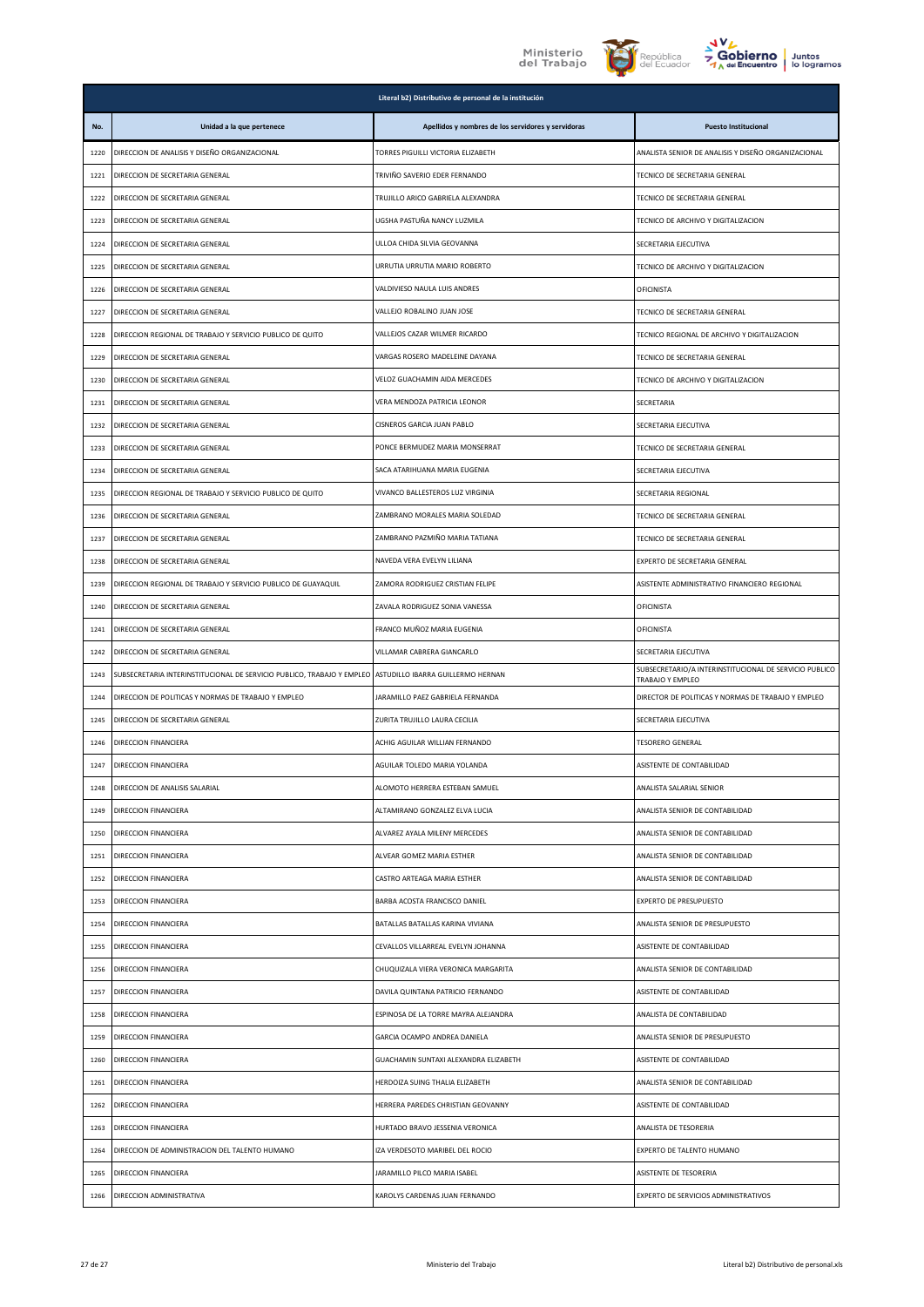| Literal b2) Distributivo de personal de la institución | | | |
|---|---|---|---|
| **No.** | **Unidad a la que pertenece** | **Apellidos y nombres de los servidores y servidoras** | **Puesto Institucional** |
| 1220 | DIRECCION DE ANALISIS Y DISEÑO ORGANIZACIONAL | TORRES PIGUILLI VICTORIA ELIZABETH | ANALISTA SENIOR DE ANALISIS Y DISEÑO ORGANIZACIONAL |
| 1221 | DIRECCION DE SECRETARIA GENERAL | TRIVIÑO SAVERIO EDER FERNANDO | TECNICO DE SECRETARIA GENERAL |
| 1222 | DIRECCION DE SECRETARIA GENERAL | TRUJILLO ARICO GABRIELA ALEXANDRA | TECNICO DE SECRETARIA GENERAL |
| 1223 | DIRECCION DE SECRETARIA GENERAL | UGSHA PASTUÑA NANCY LUZMILA | TECNICO DE ARCHIVO Y DIGITALIZACION |
| 1224 | DIRECCION DE SECRETARIA GENERAL | ULLOA CHIDA SILVIA GEOVANNA | SECRETARIA EJECUTIVA |
| 1225 | DIRECCION DE SECRETARIA GENERAL | URRUTIA URRUTIA MARIO ROBERTO | TECNICO DE ARCHIVO Y DIGITALIZACION |
| 1226 | DIRECCION DE SECRETARIA GENERAL | VALDIVIESO NAULA LUIS ANDRES | OFICINISTA |
| 1227 | DIRECCION DE SECRETARIA GENERAL | VALLEJO ROBALINO JUAN JOSE | TECNICO DE SECRETARIA GENERAL |
| 1228 | DIRECCION REGIONAL DE TRABAJO Y SERVICIO PUBLICO DE QUITO | VALLEJOS CAZAR WILMER RICARDO | TECNICO REGIONAL DE ARCHIVO Y DIGITALIZACION |
| 1229 | DIRECCION DE SECRETARIA GENERAL | VARGAS ROSERO MADELEINE DAYANA | TECNICO DE SECRETARIA GENERAL |
| 1230 | DIRECCION DE SECRETARIA GENERAL | VELOZ GUACHAMIN AIDA MERCEDES | TECNICO DE ARCHIVO Y DIGITALIZACION |
| 1231 | DIRECCION DE SECRETARIA GENERAL | VERA MENDOZA PATRICIA LEONOR | SECRETARIA |
| 1232 | DIRECCION DE SECRETARIA GENERAL | CISNEROS GARCIA JUAN PABLO | SECRETARIA EJECUTIVA |
| 1233 | DIRECCION DE SECRETARIA GENERAL | PONCE BERMUDEZ MARIA MONSERRAT | TECNICO DE SECRETARIA GENERAL |
| 1234 | DIRECCION DE SECRETARIA GENERAL | SACA ATARIHUANA MARIA EUGENIA | SECRETARIA EJECUTIVA |
| 1235 | DIRECCION REGIONAL DE TRABAJO Y SERVICIO PUBLICO DE QUITO | VIVANCO BALLESTEROS LUZ VIRGINIA | SECRETARIA REGIONAL |
| 1236 | DIRECCION DE SECRETARIA GENERAL | ZAMBRANO MORALES MARIA SOLEDAD | TECNICO DE SECRETARIA GENERAL |
| 1237 | DIRECCION DE SECRETARIA GENERAL | ZAMBRANO PAZMIÑO MARIA TATIANA | TECNICO DE SECRETARIA GENERAL |
| 1238 | DIRECCION DE SECRETARIA GENERAL | NAVEDA VERA EVELYN LILIANA | EXPERTO DE SECRETARIA GENERAL |
| 1239 | DIRECCION REGIONAL DE TRABAJO Y SERVICIO PUBLICO DE GUAYAQUIL | ZAMORA RODRIGUEZ CRISTIAN FELIPE | ASISTENTE ADMINISTRATIVO FINANCIERO REGIONAL |
| 1240 | DIRECCION DE SECRETARIA GENERAL | ZAVALA RODRIGUEZ SONIA VANESSA | OFICINISTA |
| 1241 | DIRECCION DE SECRETARIA GENERAL | FRANCO MUÑOZ MARIA EUGENIA | OFICINISTA |
| 1242 | DIRECCION DE SECRETARIA GENERAL | VILLAMAR CABRERA GIANCARLO | SECRETARIA EJECUTIVA |
| 1243 | SUBSECRETARIA INTERINSTITUCIONAL DE SERVICIO PUBLICO, TRABAJO Y EMPLEO | ASTUDILLO IBARRA GUILLERMO HERNAN | SUBSECRETARIO/A INTERINSTITUCIONAL DE SERVICIO PUBLICO TRABAJO Y EMPLEO |
| 1244 | DIRECCION DE POLITICAS Y NORMAS DE TRABAJO Y EMPLEO | JARAMILLO PAEZ GABRIELA FERNANDA | DIRECTOR DE POLITICAS Y NORMAS DE TRABAJO Y EMPLEO |
| 1245 | DIRECCION DE SECRETARIA GENERAL | ZURITA TRUJILLO LAURA CECILIA | SECRETARIA EJECUTIVA |
| 1246 | DIRECCION FINANCIERA | ACHIG AGUILAR WILLIAN FERNANDO | TESORERO GENERAL |
| 1247 | DIRECCION FINANCIERA | AGUILAR TOLEDO MARIA YOLANDA | ASISTENTE DE CONTABILIDAD |
| 1248 | DIRECCION DE ANALISIS SALARIAL | ALOMOTO HERRERA ESTEBAN SAMUEL | ANALISTA SALARIAL SENIOR |
| 1249 | DIRECCION FINANCIERA | ALTAMIRANO GONZALEZ ELVA LUCIA | ANALISTA SENIOR DE CONTABILIDAD |
| 1250 | DIRECCION FINANCIERA | ALVAREZ AYALA MILENY MERCEDES | ANALISTA SENIOR DE CONTABILIDAD |
| 1251 | DIRECCION FINANCIERA | ALVEAR GOMEZ MARIA ESTHER | ANALISTA SENIOR DE CONTABILIDAD |
| 1252 | DIRECCION FINANCIERA | CASTRO ARTEAGA MARIA ESTHER | ANALISTA SENIOR DE CONTABILIDAD |
| 1253 | DIRECCION FINANCIERA | BARBA ACOSTA FRANCISCO DANIEL | EXPERTO DE PRESUPUESTO |
| 1254 | DIRECCION FINANCIERA | BATALLAS BATALLAS KARINA VIVIANA | ANALISTA SENIOR DE PRESUPUESTO |
| 1255 | DIRECCION FINANCIERA | CEVALLOS VILLARREAL EVELYN JOHANNA | ASISTENTE DE CONTABILIDAD |
| 1256 | DIRECCION FINANCIERA | CHUQUIZALA VIERA VERONICA MARGARITA | ANALISTA SENIOR DE CONTABILIDAD |
| 1257 | DIRECCION FINANCIERA | DAVILA QUINTANA PATRICIO FERNANDO | ASISTENTE DE CONTABILIDAD |
| 1258 | DIRECCION FINANCIERA | ESPINOSA DE LA TORRE MAYRA ALEJANDRA | ANALISTA DE CONTABILIDAD |
| 1259 | DIRECCION FINANCIERA | GARCIA OCAMPO ANDREA DANIELA | ANALISTA SENIOR DE PRESUPUESTO |
| 1260 | DIRECCION FINANCIERA | GUACHAMIN SUNTAXI ALEXANDRA ELIZABETH | ASISTENTE DE CONTABILIDAD |
| 1261 | DIRECCION FINANCIERA | HERDOIZA SUING THALIA ELIZABETH | ANALISTA SENIOR DE CONTABILIDAD |
| 1262 | DIRECCION FINANCIERA | HERRERA PAREDES CHRISTIAN GEOVANNY | ASISTENTE DE CONTABILIDAD |
| 1263 | DIRECCION FINANCIERA | HURTADO BRAVO JESSENIA VERONICA | ANALISTA DE TESORERIA |
| 1264 | DIRECCION DE ADMINISTRACION DEL TALENTO HUMANO | IZA VERDESOTO MARIBEL DEL ROCIO | EXPERTO DE TALENTO HUMANO |
| 1265 | DIRECCION FINANCIERA | JARAMILLO PILCO MARIA ISABEL | ASISTENTE DE TESORERIA |
| 1266 | DIRECCION ADMINISTRATIVA | KAROLYS CARDENAS JUAN FERNANDO | EXPERTO DE SERVICIOS ADMINISTRATIVOS |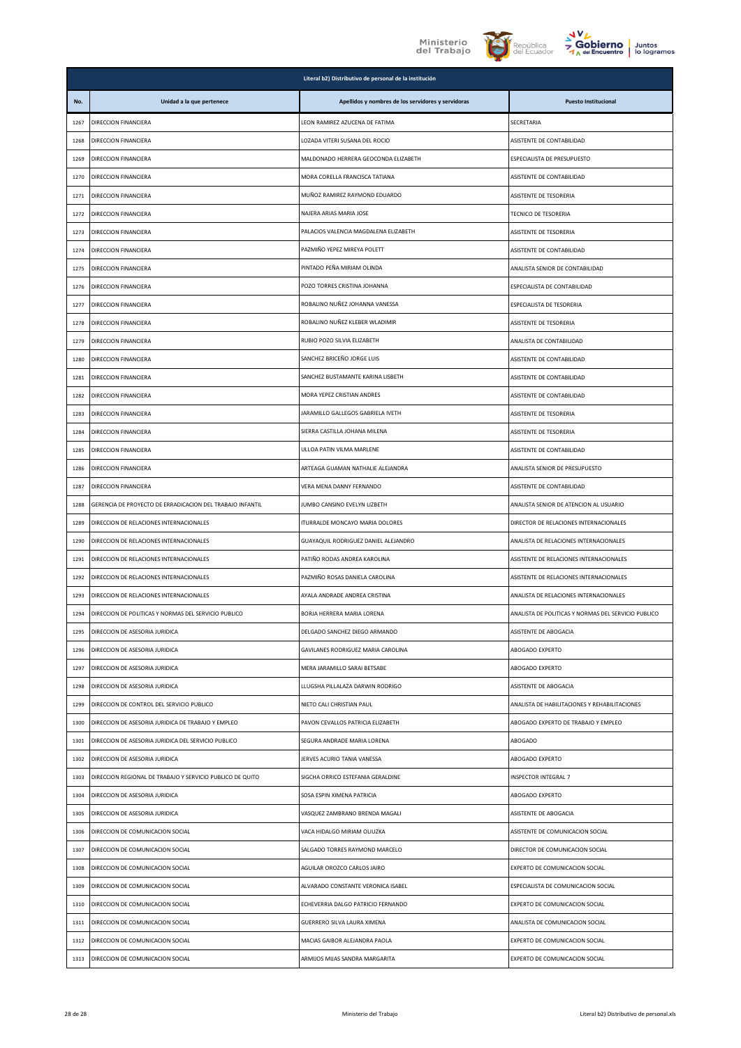| Literal b2) Distributivo de personal de la institución | | | |
|---|---|---|---|
| **No.** | **Unidad a la que pertenece** | **Apellidos y nombres de los servidores y servidoras** | **Puesto Institucional** |
| 1267 | DIRECCION FINANCIERA | LEON RAMIREZ AZUCENA DE FATIMA | SECRETARIA |
| 1268 | DIRECCION FINANCIERA | LOZADA VITERI SUSANA DEL ROCIO | ASISTENTE DE CONTABILIDAD |
| 1269 | DIRECCION FINANCIERA | MALDONADO HERRERA GEOCONDA ELIZABETH | ESPECIALISTA DE PRESUPUESTO |
| 1270 | DIRECCION FINANCIERA | MORA CORELLA FRANCISCA TATIANA | ASISTENTE DE CONTABILIDAD |
| 1271 | DIRECCION FINANCIERA | MUÑOZ RAMIREZ RAYMOND EDUARDO | ASISTENTE DE TESORERIA |
| 1272 | DIRECCION FINANCIERA | NAJERA ARIAS MARIA JOSE | TECNICO DE TESORERIA |
| 1273 | DIRECCION FINANCIERA | PALACIOS VALENCIA MAGDALENA ELIZABETH | ASISTENTE DE TESORERIA |
| 1274 | DIRECCION FINANCIERA | PAZMIÑO YEPEZ MIREYA POLETT | ASISTENTE DE CONTABILIDAD |
| 1275 | DIRECCION FINANCIERA | PINTADO PEÑA MIRIAM OLINDA | ANALISTA SENIOR DE CONTABILIDAD |
| 1276 | DIRECCION FINANCIERA | POZO TORRES CRISTINA JOHANNA | ESPECIALISTA DE CONTABILIDAD |
| 1277 | DIRECCION FINANCIERA | ROBALINO NUÑEZ JOHANNA VANESSA | ESPECIALISTA DE TESORERIA |
| 1278 | DIRECCION FINANCIERA | ROBALINO NUÑEZ KLEBER WLADIMIR | ASISTENTE DE TESORERIA |
| 1279 | DIRECCION FINANCIERA | RUBIO POZO SILVIA ELIZABETH | ANALISTA DE CONTABILIDAD |
| 1280 | DIRECCION FINANCIERA | SANCHEZ BRICEÑO JORGE LUIS | ASISTENTE DE CONTABILIDAD |
| 1281 | DIRECCION FINANCIERA | SANCHEZ BUSTAMANTE KARINA LISBETH | ASISTENTE DE CONTABILIDAD |
| 1282 | DIRECCION FINANCIERA | MORA YEPEZ CRISTIAN ANDRES | ASISTENTE DE CONTABILIDAD |
| 1283 | DIRECCION FINANCIERA | JARAMILLO GALLEGOS GABRIELA IVETH | ASISTENTE DE TESORERIA |
| 1284 | DIRECCION FINANCIERA | SIERRA CASTILLA JOHANA MILENA | ASISTENTE DE TESORERIA |
| 1285 | DIRECCION FINANCIERA | ULLOA PATIN VILMA MARLENE | ASISTENTE DE CONTABILIDAD |
| 1286 | DIRECCION FINANCIERA | ARTEAGA GUAMAN NATHALIE ALEJANDRA | ANALISTA SENIOR DE PRESUPUESTO |
| 1287 | DIRECCION FINANCIERA | VERA MENA DANNY FERNANDO | ASISTENTE DE CONTABILIDAD |
| 1288 | GERENCIA DE PROYECTO DE ERRADICACION DEL TRABAJO INFANTIL | JUMBO CANSINO EVELYN LIZBETH | ANALISTA SENIOR DE ATENCION AL USUARIO |
| 1289 | DIRECCION DE RELACIONES INTERNACIONALES | ITURRALDE MONCAYO MARIA DOLORES | DIRECTOR DE RELACIONES INTERNACIONALES |
| 1290 | DIRECCION DE RELACIONES INTERNACIONALES | GUAYAQUIL RODRIGUEZ DANIEL ALEJANDRO | ANALISTA DE RELACIONES INTERNACIONALES |
| 1291 | DIRECCION DE RELACIONES INTERNACIONALES | PATIÑO RODAS ANDREA KAROLINA | ASISTENTE DE RELACIONES INTERNACIONALES |
| 1292 | DIRECCION DE RELACIONES INTERNACIONALES | PAZMIÑO ROSAS DANIELA CAROLINA | ASISTENTE DE RELACIONES INTERNACIONALES |
| 1293 | DIRECCION DE RELACIONES INTERNACIONALES | AYALA ANDRADE ANDREA CRISTINA | ANALISTA DE RELACIONES INTERNACIONALES |
| 1294 | DIRECCION DE POLITICAS Y NORMAS DEL SERVICIO PUBLICO | BORJA HERRERA MARIA LORENA | ANALISTA DE POLITICAS Y NORMAS DEL SERVICIO PUBLICO |
| 1295 | DIRECCION DE ASESORIA JURIDICA | DELGADO SANCHEZ DIEGO ARMANDO | ASISTENTE DE ABOGACIA |
| 1296 | DIRECCION DE ASESORIA JURIDICA | GAVILANES RODRIGUEZ MARIA CAROLINA | ABOGADO EXPERTO |
| 1297 | DIRECCION DE ASESORIA JURIDICA | MERA JARAMILLO SARAI BETSABE | ABOGADO EXPERTO |
| 1298 | DIRECCION DE ASESORIA JURIDICA | LLUGSHA PILLALAZA DARWIN RODRIGO | ASISTENTE DE ABOGACIA |
| 1299 | DIRECCION DE CONTROL DEL SERVICIO PUBLICO | NIETO CALI CHRISTIAN PAUL | ANALISTA DE HABILITACIONES Y REHABILITACIONES |
| 1300 | DIRECCION DE ASESORIA JURIDICA DE TRABAJO Y EMPLEO | PAVON CEVALLOS PATRICIA ELIZABETH | ABOGADO EXPERTO DE TRABAJO Y EMPLEO |
| 1301 | DIRECCION DE ASESORIA JURIDICA DEL SERVICIO PUBLICO | SEGURA ANDRADE MARIA LORENA | ABOGADO |
| 1302 | DIRECCION DE ASESORIA JURIDICA | JERVES ACURIO TANIA VANESSA | ABOGADO EXPERTO |
| 1303 | DIRECCION REGIONAL DE TRABAJO Y SERVICIO PUBLICO DE QUITO | SIGCHA ORRICO ESTEFANIA GERALDINE | INSPECTOR INTEGRAL 7 |
| 1304 | DIRECCION DE ASESORIA JURIDICA | SOSA ESPIN XIMENA PATRICIA | ABOGADO EXPERTO |
| 1305 | DIRECCION DE ASESORIA JURIDICA | VASQUEZ ZAMBRANO BRENDA MAGALI | ASISTENTE DE ABOGACIA |
| 1306 | DIRECCION DE COMUNICACION SOCIAL | VACA HIDALGO MIRIAM OLIUZKA | ASISTENTE DE COMUNICACION SOCIAL |
| 1307 | DIRECCION DE COMUNICACION SOCIAL | SALGADO TORRES RAYMOND MARCELO | DIRECTOR DE COMUNICACION SOCIAL |
| 1308 | DIRECCION DE COMUNICACION SOCIAL | AGUILAR OROZCO CARLOS JAIRO | EXPERTO DE COMUNICACION SOCIAL |
| 1309 | DIRECCION DE COMUNICACION SOCIAL | ALVARADO CONSTANTE VERONICA ISABEL | ESPECIALISTA DE COMUNICACION SOCIAL |
| 1310 | DIRECCION DE COMUNICACION SOCIAL | ECHEVERRIA DALGO PATRICIO FERNANDO | EXPERTO DE COMUNICACION SOCIAL |
| 1311 | DIRECCION DE COMUNICACION SOCIAL | GUERRERO SILVA LAURA XIMENA | ANALISTA DE COMUNICACION SOCIAL |
| 1312 | DIRECCION DE COMUNICACION SOCIAL | MACIAS GAIBOR ALEJANDRA PAOLA | EXPERTO DE COMUNICACION SOCIAL |
| 1313 | DIRECCION DE COMUNICACION SOCIAL | ARMIJOS MIJAS SANDRA MARGARITA | EXPERTO DE COMUNICACION SOCIAL |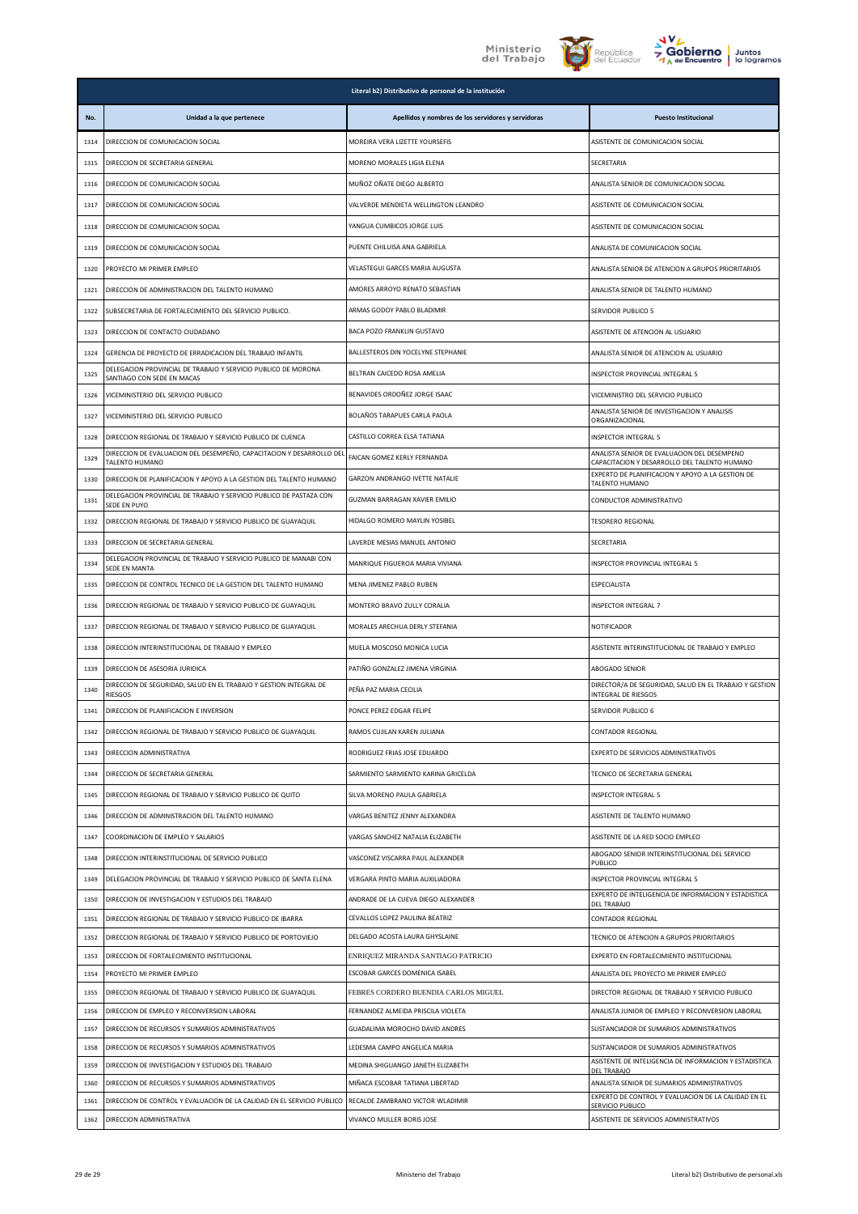| Literal b2) Distributivo de personal de la institución | | | |
|---|---|---|---|
| No. | Unidad a la que pertenece | Apellidos y nombres de los servidores y servidoras | Puesto Institucional |
| 1314 | DIRECCION DE COMUNICACION SOCIAL | MOREIRA VERA LIZETTE YOURSEFIS | ASISTENTE DE COMUNICACION SOCIAL |
| 1315 | DIRECCION DE SECRETARIA GENERAL | MORENO MORALES LIGIA ELENA | SECRETARIA |
| 1316 | DIRECCION DE COMUNICACION SOCIAL | MUÑOZ OÑATE DIEGO ALBERTO | ANALISTA SENIOR DE COMUNICACION SOCIAL |
| 1317 | DIRECCION DE COMUNICACION SOCIAL | VALVERDE MENDIETA WELLINGTON LEANDRO | ASISTENTE DE COMUNICACION SOCIAL |
| 1318 | DIRECCION DE COMUNICACION SOCIAL | YANGUA CUMBICOS JORGE LUIS | ASISTENTE DE COMUNICACION SOCIAL |
| 1319 | DIRECCION DE COMUNICACION SOCIAL | PUENTE CHILUISA ANA GABRIELA | ANALISTA DE COMUNICACION SOCIAL |
| 1320 | PROYECTO MI PRIMER EMPLEO | VELASTEGUI GARCES MARIA AUGUSTA | ANALISTA SENIOR DE ATENCION A GRUPOS PRIORITARIOS |
| 1321 | DIRECCION DE ADMINISTRACION DEL TALENTO HUMANO | AMORES ARROYO RENATO SEBASTIAN | ANALISTA SENIOR DE TALENTO HUMANO |
| 1322 | SUBSECRETARIA DE FORTALECIMIENTO DEL SERVICIO PUBLICO. | ARMAS GODOY PABLO BLADIMIR | SERVIDOR PUBLICO 5 |
| 1323 | DIRECCION DE CONTACTO CIUDADANO | BACA POZO FRANKLIN GUSTAVO | ASISTENTE DE ATENCION AL USUARIO |
| 1324 | GERENCIA DE PROYECTO DE ERRADICACION DEL TRABAJO INFANTIL | BALLESTEROS DIN YOCELYNE STEPHANIE | ANALISTA SENIOR DE ATENCION AL USUARIO |
| 1325 | DELEGACION PROVINCIAL DE TRABAJO Y SERVICIO PUBLICO DE MORONA SANTIAGO CON SEDE EN MACAS | BELTRAN CAICEDO ROSA AMELIA | INSPECTOR PROVINCIAL INTEGRAL 5 |
| 1326 | VICEMINISTERIO DEL SERVICIO PUBLICO | BENAVIDES ORDOÑEZ JORGE ISAAC | VICEMINISTRO DEL SERVICIO PUBLICO |
| 1327 | VICEMINISTERIO DEL SERVICIO PUBLICO | BOLAÑOS TARAPUES CARLA PAOLA | ANALISTA SENIOR DE INVESTIGACION Y ANALISIS ORGANIZACIONAL |
| 1328 | DIRECCION REGIONAL DE TRABAJO Y SERVICIO PUBLICO DE CUENCA | CASTILLO CORREA ELSA TATIANA | INSPECTOR INTEGRAL 5 |
| 1329 | DIRECCION DE EVALUACION DEL DESEMPEÑO, CAPACITACION Y DESARROLLO DEL TALENTO HUMANO | FAICAN GOMEZ KERLY FERNANDA | ANALISTA SENIOR DE EVALUACION DEL DESEMPENO CAPACITACION Y DESARROLLO DEL TALENTO HUMANO |
| 1330 | DIRECCION DE PLANIFICACION Y APOYO A LA GESTION DEL TALENTO HUMANO | GARZON ANDRANGO IVETTE NATALIE | EXPERTO DE PLANIFICACION Y APOYO A LA GESTION DE TALENTO HUMANO |
| 1331 | DELEGACION PROVINCIAL DE TRABAJO Y SERVICIO PUBLICO DE PASTAZA CON SEDE EN PUYO | GUZMAN BARRAGAN XAVIER EMILIO | CONDUCTOR ADMINISTRATIVO |
| 1332 | DIRECCION REGIONAL DE TRABAJO Y SERVICIO PUBLICO DE GUAYAQUIL | HIDALGO ROMERO MAYLIN YOSIBEL | TESORERO REGIONAL |
| 1333 | DIRECCION DE SECRETARIA GENERAL | LAVERDE MESIAS MANUEL ANTONIO | SECRETARIA |
| 1334 | DELEGACION PROVINCIAL DE TRABAJO Y SERVICIO PUBLICO DE MANABI CON SEDE EN MANTA | MANRIQUE FIGUEROA MARIA VIVIANA | INSPECTOR PROVINCIAL INTEGRAL 5 |
| 1335 | DIRECCION DE CONTROL TECNICO DE LA GESTION DEL TALENTO HUMANO | MENA JIMENEZ PABLO RUBEN | ESPECIALISTA |
| 1336 | DIRECCION REGIONAL DE TRABAJO Y SERVICIO PUBLICO DE GUAYAQUIL | MONTERO BRAVO ZULLY CORALIA | INSPECTOR INTEGRAL 7 |
| 1337 | DIRECCION REGIONAL DE TRABAJO Y SERVICIO PUBLICO DE GUAYAQUIL | MORALES ARECHUA DERLY STEFANIA | NOTIFICADOR |
| 1338 | DIRECCION INTERINSTITUCIONAL DE TRABAJO Y EMPLEO | MUELA MOSCOSO MONICA LUCIA | ASISTENTE INTERINSTITUCIONAL DE TRABAJO Y EMPLEO |
| 1339 | DIRECCION DE ASESORIA JURIDICA | PATIÑO GONZALEZ JIMENA VIRGINIA | ABOGADO SENIOR |
| 1340 | DIRECCION DE SEGURIDAD, SALUD EN EL TRABAJO Y GESTION INTEGRAL DE RIESGOS | PEÑA PAZ MARIA CECILIA | DIRECTOR/A DE SEGURIDAD, SALUD EN EL TRABAJO Y GESTION INTEGRAL DE RIESGOS |
| 1341 | DIRECCION DE PLANIFICACION E INVERSION | PONCE PEREZ EDGAR FELIPE | SERVIDOR PUBLICO 6 |
| 1342 | DIRECCION REGIONAL DE TRABAJO Y SERVICIO PUBLICO DE GUAYAQUIL | RAMOS CUJILAN KAREN JULIANA | CONTADOR REGIONAL |
| 1343 | DIRECCION ADMINISTRATIVA | RODRIGUEZ FRIAS JOSE EDUARDO | EXPERTO DE SERVICIOS ADMINISTRATIVOS |
| 1344 | DIRECCION DE SECRETARIA GENERAL | SARMIENTO SARMIENTO KARINA GRICELDA | TECNICO DE SECRETARIA GENERAL |
| 1345 | DIRECCION REGIONAL DE TRABAJO Y SERVICIO PUBLICO DE QUITO | SILVA MORENO PAULA GABRIELA | INSPECTOR INTEGRAL 5 |
| 1346 | DIRECCION DE ADMINISTRACION DEL TALENTO HUMANO | VARGAS BENITEZ JENNY ALEXANDRA | ASISTENTE DE TALENTO HUMANO |
| 1347 | COORDINACION DE EMPLEO Y SALARIOS | VARGAS SANCHEZ NATALIA ELIZABETH | ASISTENTE DE LA RED SOCIO EMPLEO |
| 1348 | DIRECCION INTERINSTITUCIONAL DE SERVICIO PUBLICO | VASCONEZ VISCARRA PAUL ALEXANDER | ABOGADO SENIOR INTERINSTITUCIONAL DEL SERVICIO PUBLICO |
| 1349 | DELEGACION PROVINCIAL DE TRABAJO Y SERVICIO PUBLICO DE SANTA ELENA | VERGARA PINTO MARIA AUXILIADORA | INSPECTOR PROVINCIAL INTEGRAL 5 |
| 1350 | DIRECCION DE INVESTIGACION Y ESTUDIOS DEL TRABAJO | ANDRADE DE LA CUEVA DIEGO ALEXANDER | EXPERTO DE INTELIGENCIA DE INFORMACION Y ESTADISTICA DEL TRABAJO |
| 1351 | DIRECCION REGIONAL DE TRABAJO Y SERVICIO PUBLICO DE IBARRA | CEVALLOS LOPEZ PAULINA BEATRIZ | CONTADOR REGIONAL |
| 1352 | DIRECCION REGIONAL DE TRABAJO Y SERVICIO PUBLICO DE PORTOVIEJO | DELGADO ACOSTA LAURA GHYSLAINE | TECNICO DE ATENCION A GRUPOS PRIORITARIOS |
| 1353 | DIRECCION DE FORTALECIMIENTO INSTITUCIONAL | ENRIQUEZ MIRANDA SANTIAGO PATRICIO | EXPERTO EN FORTALECIMIENTO INSTITUCIONAL |
| 1354 | PROYECTO MI PRIMER EMPLEO | ESCOBAR GARCES DOMENICA ISABEL | ANALISTA DEL PROYECTO MI PRIMER EMPLEO |
| 1355 | DIRECCION REGIONAL DE TRABAJO Y SERVICIO PUBLICO DE GUAYAQUIL | FEBRES CORDERO BUENDIA CARLOS MIGUEL | DIRECTOR REGIONAL DE TRABAJO Y SERVICIO PUBLICO |
| 1356 | DIRECCION DE EMPLEO Y RECONVERSION LABORAL | FERNANDEZ ALMEIDA PRISCILA VIOLETA | ANALISTA JUNIOR DE EMPLEO Y RECONVERSION LABORAL |
| 1357 | DIRECCION DE RECURSOS Y SUMARIOS ADMINISTRATIVOS | GUADALIMA MOROCHO DAVID ANDRES | SUSTANCIADOR DE SUMARIOS ADMINISTRATIVOS |
| 1358 | DIRECCION DE RECURSOS Y SUMARIOS ADMINISTRATIVOS | LEDESMA CAMPO ANGELICA MARIA | SUSTANCIADOR DE SUMARIOS ADMINISTRATIVOS |
| 1359 | DIRECCION DE INVESTIGACION Y ESTUDIOS DEL TRABAJO | MEDINA SHIGUANGO JANETH ELIZABETH | ASISTENTE DE INTELIGENCIA DE INFORMACION Y ESTADISTICA DEL TRABAJO |
| 1360 | DIRECCION DE RECURSOS Y SUMARIOS ADMINISTRATIVOS | MIÑACA ESCOBAR TATIANA LIBERTAD | ANALISTA SENIOR DE SUMARIOS ADMINISTRATIVOS |
| 1361 | DIRECCION DE CONTROL Y EVALUACION DE LA CALIDAD EN EL SERVICIO PUBLICO | RECALDE ZAMBRANO VICTOR WLADIMIR | EXPERTO DE CONTROL Y EVALUACION DE LA CALIDAD EN EL SERVICIO PUBLICO |
| 1362 | DIRECCION ADMINISTRATIVA | VIVANCO MULLER BORIS JOSE | ASISTENTE DE SERVICIOS ADMINISTRATIVOS |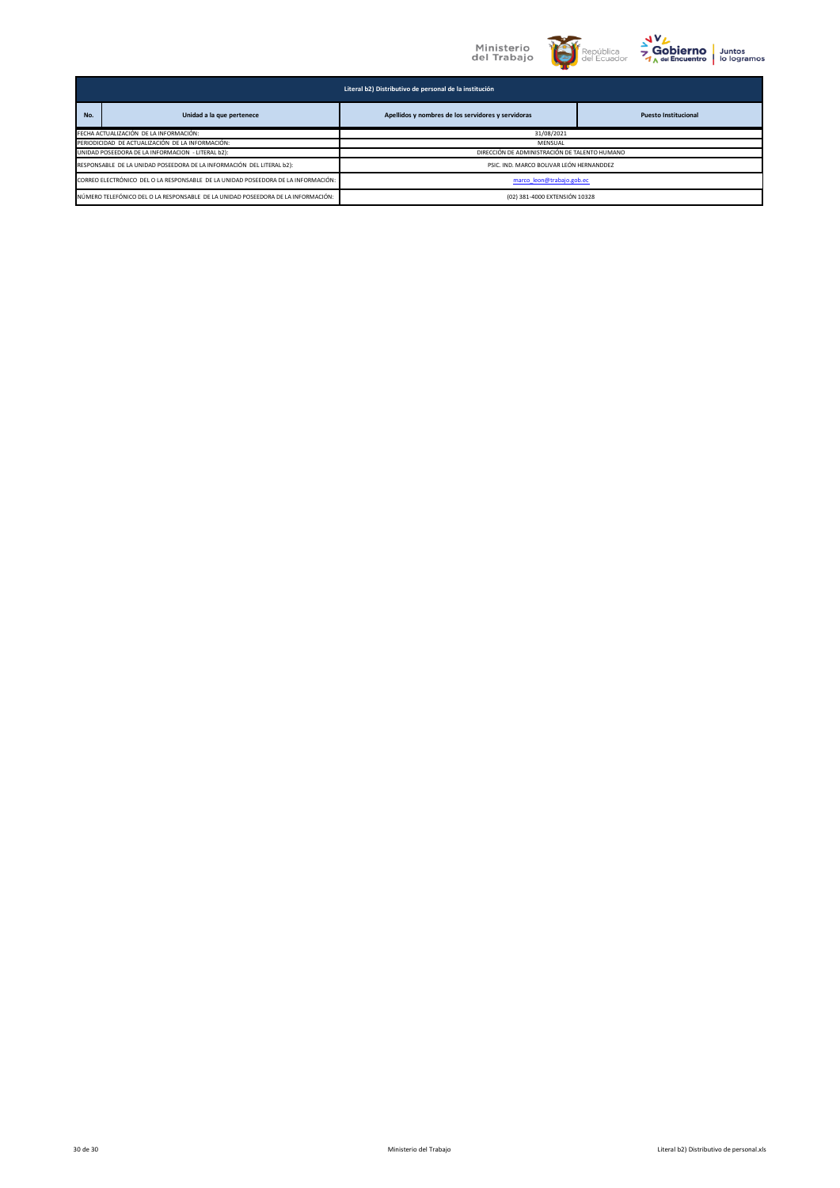| Literal b2) Distributivo de personal de la institución | | | |
|---|---|---|---|
| No. | Unidad a la que pertenece | Apellidos y nombres de los servidores y servidoras | Puesto Institucional |
| FECHA ACTUALIZACIÓN DE LA INFORMACIÓN: | | 31/08/2021 | |
| PERIODICIDAD DE ACTUALIZACIÓN DE LA INFORMACIÓN: | | MENSUAL | |
| UNIDAD POSEEDORA DE LA INFORMACION - LITERAL b2): | | DIRECCIÓN DE ADMINISTRACIÓN DE TALENTO HUMANO | |
| RESPONSABLE DE LA UNIDAD POSEEDORA DE LA INFORMACIÓN DEL LITERAL b2): | | PSIC. IND. MARCO BOLIVAR LEÓN HERNANDDEZ | |
| CORREO ELECTRÓNICO DEL O LA RESPONSABLE DE LA UNIDAD POSEEDORA DE LA INFORMACIÓN: | | marco_leon@trabajo.gob.ec | |
| NÚMERO TELEFÓNICO DEL O LA RESPONSABLE DE LA UNIDAD POSEEDORA DE LA INFORMACIÓN: | | (02) 381-4000 EXTENSIÓN 10328 | |